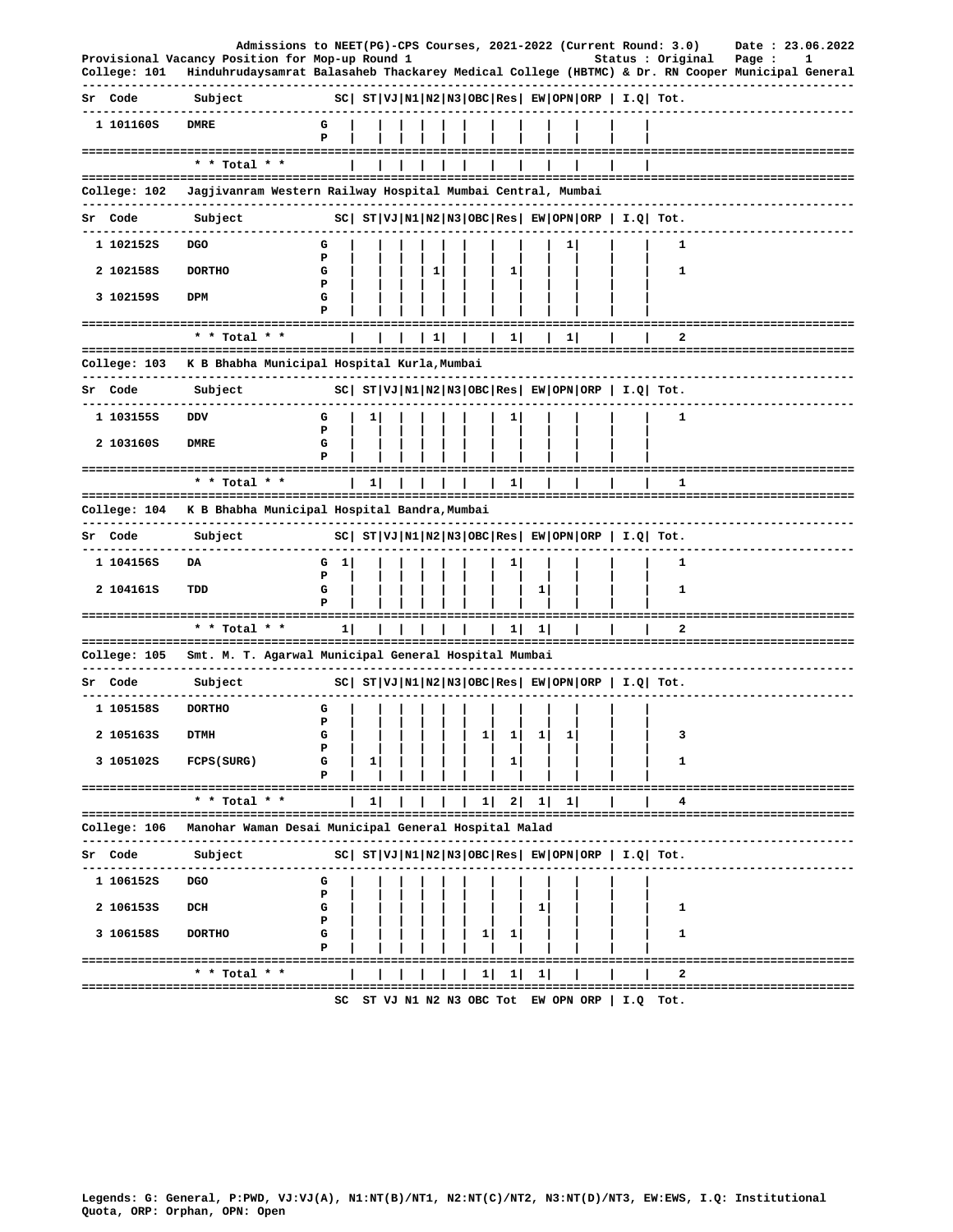Admissions to NEET(PG)-CPS Courses, 2021-2022 (Current Round: 3.0) Date : 23.06.2022

Provisional Vacancy Position for Mop-up Round 1 Status : Original

**College: 101 Hinduhrudaysamrat Balasaheb Thackarey Medical College (HBTMC) & Dr. RN Cooper Municipal General**

| Sr | Code | Subject | | SC | ST | VJ | N1 | N2 | N3 | OBC | Res | EW | OPN | ORP | I.Q | Tot. |
|---|---|---|---|---|---|---|---|---|---|---|---|---|---|---|---|---|
| 1 | 101160S | DMRE | G | | | | | | | | | | | | | |
| | | | P | | | | | | | | | | | | | |
| | | * * Total * * | | | | | | | | | | | | | | |

**College: 102 Jagjivanram Western Railway Hospital Mumbai Central, Mumbai**

| Sr | Code | Subject | | SC | ST | VJ | N1 | N2 | N3 | OBC | Res | EW | OPN | ORP | I.Q | Tot. |
|---|---|---|---|---|---|---|---|---|---|---|---|---|---|---|---|---|
| 1 | 102152S | DGO | G | | | | | | | | | | 1 | | | 1 |
| | | | P | | | | | | | | | | | | | |
| 2 | 102158S | DORTHO | G | | | | | 1 | | | 1 | | | | | 1 |
| | | | P | | | | | | | | | | | | | |
| 3 | 102159S | DPM | G | | | | | | | | | | | | | |
| | | | P | | | | | | | | | | | | | |
| | | * * Total * * | | | | | | 1 | | | 1 | | 1 | | | 2 |

**College: 103 K B Bhabha Municipal Hospital Kurla,Mumbai**

| Sr | Code | Subject | | SC | ST | VJ | N1 | N2 | N3 | OBC | Res | EW | OPN | ORP | I.Q | Tot. |
|---|---|---|---|---|---|---|---|---|---|---|---|---|---|---|---|---|
| 1 | 103155S | DDV | G | | 1 | | | | | | 1 | | | | | 1 |
| | | | P | | | | | | | | | | | | | |
| 2 | 103160S | DMRE | G | | | | | | | | | | | | | |
| | | | P | | | | | | | | | | | | | |
| | | * * Total * * | | | 1 | | | | | | 1 | | | | | 1 |

**College: 104 K B Bhabha Municipal Hospital Bandra,Mumbai**

| Sr | Code | Subject | | SC | ST | VJ | N1 | N2 | N3 | OBC | Res | EW | OPN | ORP | I.Q | Tot. |
|---|---|---|---|---|---|---|---|---|---|---|---|---|---|---|---|---|
| 1 | 104156S | DA | G | 1 | | | | | | | 1 | | | | | 1 |
| | | | P | | | | | | | | | | | | | |
| 2 | 104161S | TDD | G | | | | | | | | | 1 | | | | 1 |
| | | | P | | | | | | | | | | | | | |
| | | * * Total * * | | 1 | | | | | | | 1 | 1 | | | | 2 |

**College: 105 Smt. M. T. Agarwal Municipal General Hospital Mumbai**

| Sr | Code | Subject | | SC | ST | VJ | N1 | N2 | N3 | OBC | Res | EW | OPN | ORP | I.Q | Tot. |
|---|---|---|---|---|---|---|---|---|---|---|---|---|---|---|---|---|
| 1 | 105158S | DORTHO | G | | | | | | | | | | | | | |
| | | | P | | | | | | | | | | | | | |
| 2 | 105163S | DTMH | G | | | | | | | 1 | 1 | 1 | 1 | | | 3 |
| | | | P | | | | | | | | | | | | | |
| 3 | 105102S | FCPS(SURG) | G | | 1 | | | | | | 1 | | | | | 1 |
| | | | P | | | | | | | | | | | | | |
| | | * * Total * * | | | 1 | | | | | 1 | 2 | 1 | 1 | | | 4 |

**College: 106 Manohar Waman Desai Municipal General Hospital Malad**

| Sr | Code | Subject | | SC | ST | VJ | N1 | N2 | N3 | OBC | Res | EW | OPN | ORP | I.Q | Tot. |
|---|---|---|---|---|---|---|---|---|---|---|---|---|---|---|---|---|
| 1 | 106152S | DGO | G | | | | | | | | | | | | | |
| | | | P | | | | | | | | | | | | | |
| 2 | 106153S | DCH | G | | | | | | | | | 1 | | | | 1 |
| | | | P | | | | | | | | | | | | | |
| 3 | 106158S | DORTHO | G | | | | | | | 1 | 1 | | | | | 1 |
| | | | P | | | | | | | | | | | | | |
| | | * * Total * * | | | | | | | | 1 | 1 | 1 | | | | 2 |

SC ST VJ N1 N2 N3 OBC Tot EW OPN ORP | I.Q Tot.

Legends: G: General, P:PWD, VJ:VJ(A), N1:NT(B)/NT1, N2:NT(C)/NT2, N3:NT(D)/NT3, EW:EWS, I.Q: Institutional Quota, ORP: Orphan, OPN: Open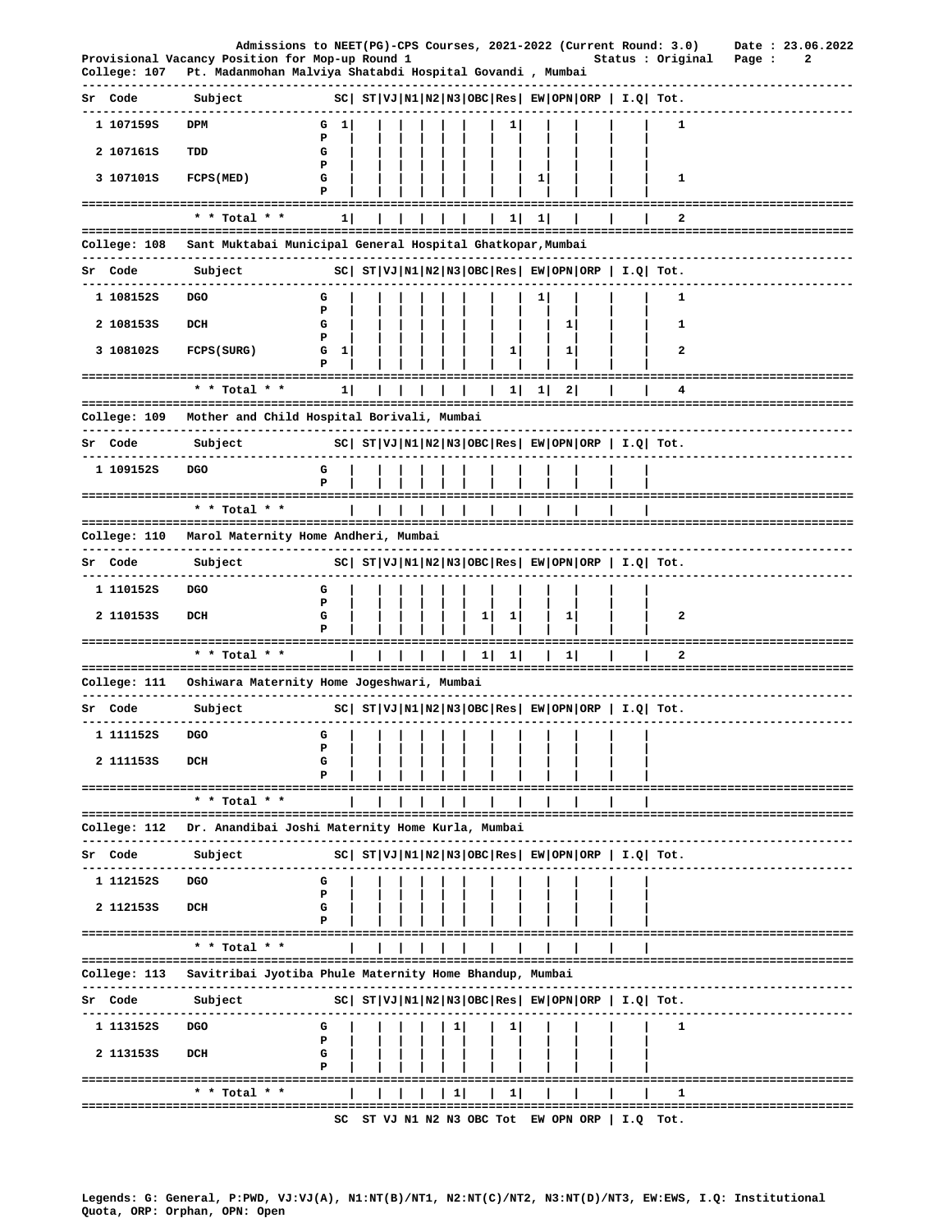Admissions to NEET(PG)-CPS Courses, 2021-2022 (Current Round: 3.0) Date : 23.06.2022

Provisional Vacancy Position for Mop-up Round 1 Status : Original

**College: 107 Pt. Madanmohan Malviya Shatabdi Hospital Govandi , Mumbai**

| Sr | Code | Subject | | SC | ST | VJ | N1 | N2 | N3 | OBC | Res | EW | OPN | ORP | I.Q | Tot. |
|---|---|---|---|---|---|---|---|---|---|---|---|---|---|---|---|---|
| 1 | 107159S | DPM | G | 1 | | | | | | | 1 | | | | | 1 |
| | | | P | | | | | | | | | | | | | |
| 2 | 107161S | TDD | G | | | | | | | | | | | | | |
| | | | P | | | | | | | | | | | | | |
| 3 | 107101S | FCPS(MED) | G | | | | | | | | | 1 | | | | 1 |
| | | | P | | | | | | | | | | | | | |
| | | * * Total * * | | 1 | | | | | | | 1 | 1 | | | | 2 |

**College: 108 Sant Muktabai Municipal General Hospital Ghatkopar,Mumbai**

| Sr | Code | Subject | | SC | ST | VJ | N1 | N2 | N3 | OBC | Res | EW | OPN | ORP | I.Q | Tot. |
|---|---|---|---|---|---|---|---|---|---|---|---|---|---|---|---|---|
| 1 | 108152S | DGO | G | | | | | | | | | 1 | | | | 1 |
| | | | P | | | | | | | | | | | | | |
| 2 | 108153S | DCH | G | | | | | | | | | | 1 | | | 1 |
| | | | P | | | | | | | | | | | | | |
| 3 | 108102S | FCPS(SURG) | G | 1 | | | | | | | 1 | | 1 | | | 2 |
| | | | P | | | | | | | | | | | | | |
| | | * * Total * * | | 1 | | | | | | | 1 | 1 | 2 | | | 4 |

**College: 109 Mother and Child Hospital Borivali, Mumbai**

| Sr | Code | Subject | | SC | ST | VJ | N1 | N2 | N3 | OBC | Res | EW | OPN | ORP | I.Q | Tot. |
|---|---|---|---|---|---|---|---|---|---|---|---|---|---|---|---|---|
| 1 | 109152S | DGO | G | | | | | | | | | | | | | |
| | | | P | | | | | | | | | | | | | |
| | | * * Total * * | | | | | | | | | | | | | | |

**College: 110 Marol Maternity Home Andheri, Mumbai**

| Sr | Code | Subject | | SC | ST | VJ | N1 | N2 | N3 | OBC | Res | EW | OPN | ORP | I.Q | Tot. |
|---|---|---|---|---|---|---|---|---|---|---|---|---|---|---|---|---|
| 1 | 110152S | DGO | G | | | | | | | | | | | | | |
| | | | P | | | | | | | | | | | | | |
| 2 | 110153S | DCH | G | | | | | | | 1 | 1 | | 1 | | | 2 |
| | | | P | | | | | | | | | | | | | |
| | | * * Total * * | | | | | | | | 1 | 1 | | 1 | | | 2 |

**College: 111 Oshiwara Maternity Home Jogeshwari, Mumbai**

| Sr | Code | Subject | | SC | ST | VJ | N1 | N2 | N3 | OBC | Res | EW | OPN | ORP | I.Q | Tot. |
|---|---|---|---|---|---|---|---|---|---|---|---|---|---|---|---|---|
| 1 | 111152S | DGO | G | | | | | | | | | | | | | |
| | | | P | | | | | | | | | | | | | |
| 2 | 111153S | DCH | G | | | | | | | | | | | | | |
| | | | P | | | | | | | | | | | | | |
| | | * * Total * * | | | | | | | | | | | | | | |

**College: 112 Dr. Anandibai Joshi Maternity Home Kurla, Mumbai**

| Sr | Code | Subject | | SC | ST | VJ | N1 | N2 | N3 | OBC | Res | EW | OPN | ORP | I.Q | Tot. |
|---|---|---|---|---|---|---|---|---|---|---|---|---|---|---|---|---|
| 1 | 112152S | DGO | G | | | | | | | | | | | | | |
| | | | P | | | | | | | | | | | | | |
| 2 | 112153S | DCH | G | | | | | | | | | | | | | |
| | | | P | | | | | | | | | | | | | |
| | | * * Total * * | | | | | | | | | | | | | | |

**College: 113 Savitribai Jyotiba Phule Maternity Home Bhandup, Mumbai**

| Sr | Code | Subject | | SC | ST | VJ | N1 | N2 | N3 | OBC | Res | EW | OPN | ORP | I.Q | Tot. |
|---|---|---|---|---|---|---|---|---|---|---|---|---|---|---|---|---|
| 1 | 113152S | DGO | G | | | | | | 1 | | 1 | | | | | 1 |
| | | | P | | | | | | | | | | | | | |
| 2 | 113153S | DCH | G | | | | | | | | | | | | | |
| | | | P | | | | | | | | | | | | | |
| | | * * Total * * | | | | | | | 1 | | 1 | | | | | 1 |

SC ST VJ N1 N2 N3 OBC Tot EW OPN ORP | I.Q Tot.

Legends: G: General, P:PWD, VJ:VJ(A), N1:NT(B)/NT1, N2:NT(C)/NT2, N3:NT(D)/NT3, EW:EWS, I.Q: Institutional Quota, ORP: Orphan, OPN: Open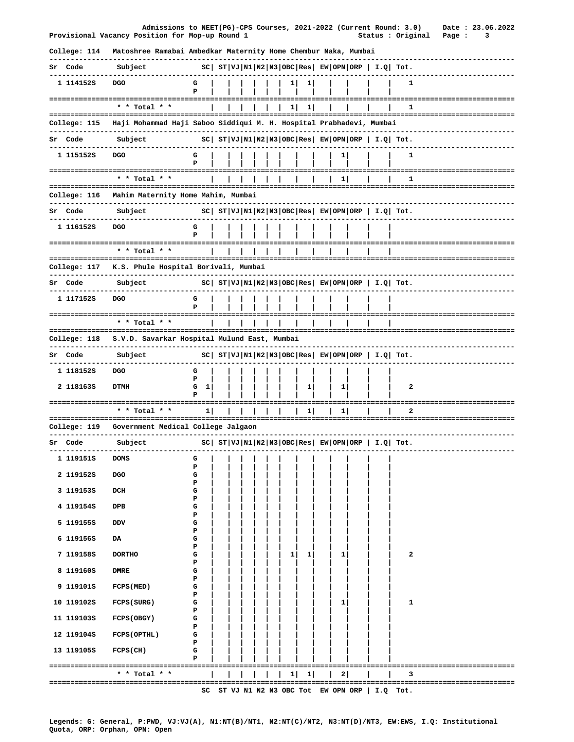Admissions to NEET(PG)-CPS Courses, 2021-2022 (Current Round: 3.0) Date : 23.06.2022

Provisional Vacancy Position for Mop-up Round 1 Status : Original

**College: 114 Matoshree Ramabai Ambedkar Maternity Home Chembur Naka, Mumbai**

| Sr | Code | Subject | | SC | ST | VJ | N1 | N2 | N3 | OBC | Res | EW | OPN | ORP | I.Q | Tot. |
|---|---|---|---|---|---|---|---|---|---|---|---|---|---|---|---|---|
| 1 | 114152S | DGO | G | | | | | | | 1 | 1 | | | | | 1 |
| | | | P | | | | | | | | | | | | | |
| | | * * Total * * | | | | | | | | 1 | 1 | | | | | 1 |

**College: 115 Haji Mohammad Haji Saboo Siddiqui M. H. Hospital Prabhadevi, Mumbai**

| Sr | Code | Subject | | SC | ST | VJ | N1 | N2 | N3 | OBC | Res | EW | OPN | ORP | I.Q | Tot. |
|---|---|---|---|---|---|---|---|---|---|---|---|---|---|---|---|---|
| 1 | 115152S | DGO | G | | | | | | | | | | 1 | | | 1 |
| | | | P | | | | | | | | | | | | | |
| | | * * Total * * | | | | | | | | | | | 1 | | | 1 |

**College: 116 Mahim Maternity Home Mahim, Mumbai**

| Sr | Code | Subject | | SC | ST | VJ | N1 | N2 | N3 | OBC | Res | EW | OPN | ORP | I.Q | Tot. |
|---|---|---|---|---|---|---|---|---|---|---|---|---|---|---|---|---|
| 1 | 116152S | DGO | G | | | | | | | | | | | | | |
| | | | P | | | | | | | | | | | | | |
| | | * * Total * * | | | | | | | | | | | | | | |

**College: 117 K.S. Phule Hospital Borivali, Mumbai**

| Sr | Code | Subject | | SC | ST | VJ | N1 | N2 | N3 | OBC | Res | EW | OPN | ORP | I.Q | Tot. |
|---|---|---|---|---|---|---|---|---|---|---|---|---|---|---|---|---|
| 1 | 117152S | DGO | G | | | | | | | | | | | | | |
| | | | P | | | | | | | | | | | | | |
| | | * * Total * * | | | | | | | | | | | | | | |

**College: 118 S.V.D. Savarkar Hospital Mulund East, Mumbai**

| Sr | Code | Subject | | SC | ST | VJ | N1 | N2 | N3 | OBC | Res | EW | OPN | ORP | I.Q | Tot. |
|---|---|---|---|---|---|---|---|---|---|---|---|---|---|---|---|---|
| 1 | 118152S | DGO | G | | | | | | | | | | | | | |
| | | | P | | | | | | | | | | | | | |
| 2 | 118163S | DTMH | G | 1 | | | | | | | 1 | | 1 | | | 2 |
| | | | P | | | | | | | | | | | | | |
| | | * * Total * * | | 1 | | | | | | | 1 | | 1 | | | 2 |

**College: 119 Government Medical College Jalgaon**

| Sr | Code | Subject | | SC | ST | VJ | N1 | N2 | N3 | OBC | Res | EW | OPN | ORP | I.Q | Tot. |
|---|---|---|---|---|---|---|---|---|---|---|---|---|---|---|---|---|
| 1 | 119151S | DOMS | G | | | | | | | | | | | | | |
| | | | P | | | | | | | | | | | | | |
| 2 | 119152S | DGO | G | | | | | | | | | | | | | |
| | | | P | | | | | | | | | | | | | |
| 3 | 119153S | DCH | G | | | | | | | | | | | | | |
| | | | P | | | | | | | | | | | | | |
| 4 | 119154S | DPB | G | | | | | | | | | | | | | |
| | | | P | | | | | | | | | | | | | |
| 5 | 119155S | DDV | G | | | | | | | | | | | | | |
| | | | P | | | | | | | | | | | | | |
| 6 | 119156S | DA | G | | | | | | | | | | | | | |
| | | | P | | | | | | | | | | | | | |
| 7 | 119158S | DORTHO | G | | | | | | | 1 | 1 | | 1 | | | 2 |
| | | | P | | | | | | | | | | | | | |
| 8 | 119160S | DMRE | G | | | | | | | | | | | | | |
| | | | P | | | | | | | | | | | | | |
| 9 | 119101S | FCPS(MED) | G | | | | | | | | | | | | | |
| | | | P | | | | | | | | | | | | | |
| 10 | 119102S | FCPS(SURG) | G | | | | | | | | | | 1 | | | 1 |
| | | | P | | | | | | | | | | | | | |
| 11 | 119103S | FCPS(OBGY) | G | | | | | | | | | | | | | |
| | | | P | | | | | | | | | | | | | |
| 12 | 119104S | FCPS(OPTHL) | G | | | | | | | | | | | | | |
| | | | P | | | | | | | | | | | | | |
| 13 | 119105S | FCPS(CH) | G | | | | | | | | | | | | | |
| | | | P | | | | | | | | | | | | | |
| | | * * Total * * | | | | | | | | 1 | 1 | | 2 | | | 3 |

SC ST VJ N1 N2 N3 OBC Tot EW OPN ORP | I.Q Tot.

Legends: G: General, P:PWD, VJ:VJ(A), N1:NT(B)/NT1, N2:NT(C)/NT2, N3:NT(D)/NT3, EW:EWS, I.Q: Institutional Quota, ORP: Orphan, OPN: Open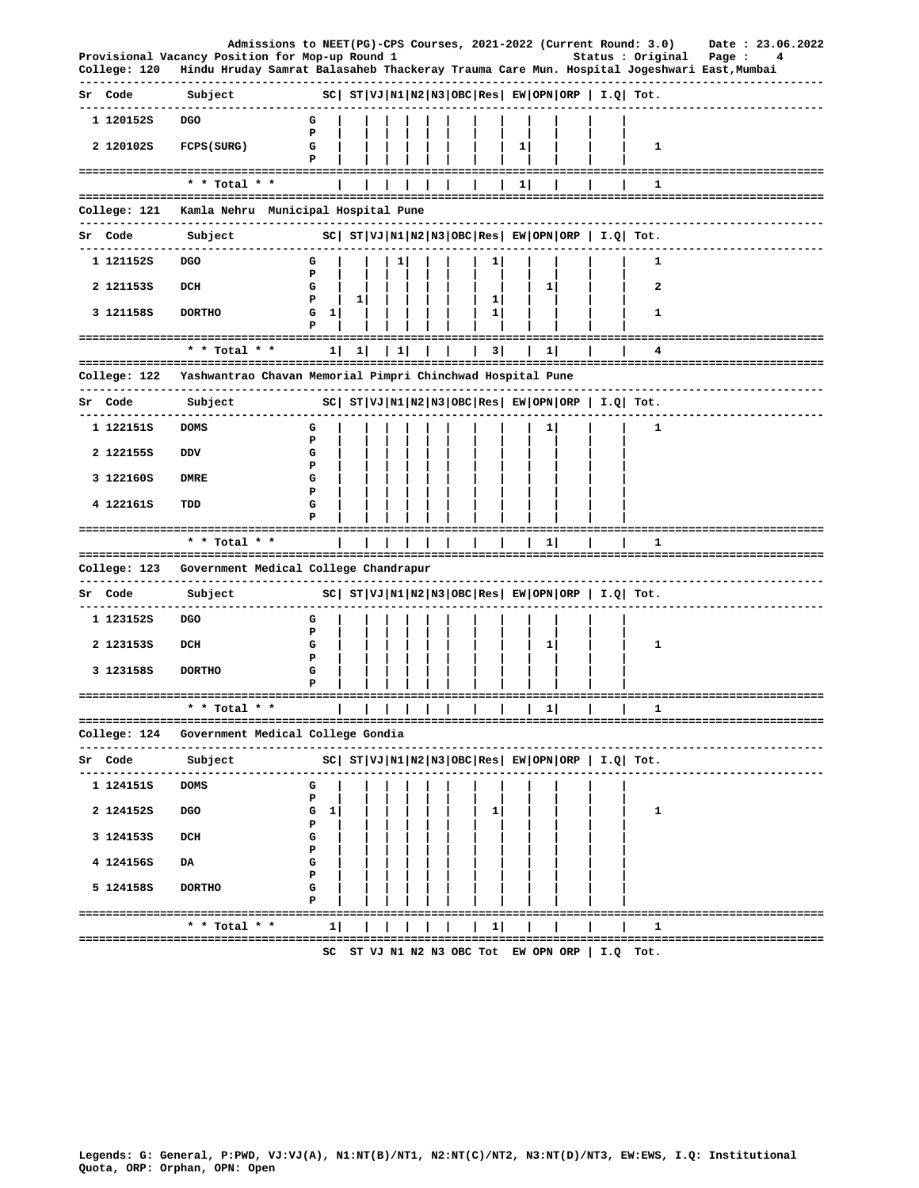Admissions to NEET(PG)-CPS Courses, 2021-2022 (Current Round: 3.0) Date : 23.06.2022

Provisional Vacancy Position for Mop-up Round 1 Status : Original

## College: 120 Hindu Hruday Samrat Balasaheb Thackeray Trauma Care Mun. Hospital Jogeshwari East,Mumbai

| Sr | Code | Subject | | SC | ST | VJ | N1 | N2 | N3 | OBC | Res | EW | OPN | ORP | I.Q | Tot. |
|---|---|---|---|---|---|---|---|---|---|---|---|---|---|---|---|---|
| 1 | 120152S | DGO | G | | | | | | | | | | | | | |
| | | | P | | | | | | | | | | | | | |
| 2 | 120102S | FCPS(SURG) | G | | | | | | | | | 1 | | | | 1 |
| | | | P | | | | | | | | | | | | | |
| | | * * Total * * | | | | | | | | | | 1 | | | | 1 |

## College: 121 Kamla Nehru Municipal Hospital Pune

| Sr | Code | Subject | | SC | ST | VJ | N1 | N2 | N3 | OBC | Res | EW | OPN | ORP | I.Q | Tot. |
|---|---|---|---|---|---|---|---|---|---|---|---|---|---|---|---|---|
| 1 | 121152S | DGO | G | | | | 1 | | | | 1 | | | | | 1 |
| | | | P | | | | | | | | | | | | | |
| 2 | 121153S | DCH | G | | | | | | | | | | 1 | | | 2 |
| | | | P | | 1 | | | | | | 1 | | | | | |
| 3 | 121158S | DORTHO | G | 1 | | | | | | | 1 | | | | | 1 |
| | | | P | | | | | | | | | | | | | |
| | | * * Total * * | | 1 | 1 | | 1 | | | | 3 | | 1 | | | 4 |

## College: 122 Yashwantrao Chavan Memorial Pimpri Chinchwad Hospital Pune

| Sr | Code | Subject | | SC | ST | VJ | N1 | N2 | N3 | OBC | Res | EW | OPN | ORP | I.Q | Tot. |
|---|---|---|---|---|---|---|---|---|---|---|---|---|---|---|---|---|
| 1 | 122151S | DOMS | G | | | | | | | | | | 1 | | | 1 |
| | | | P | | | | | | | | | | | | | |
| 2 | 122155S | DDV | G | | | | | | | | | | | | | |
| | | | P | | | | | | | | | | | | | |
| 3 | 122160S | DMRE | G | | | | | | | | | | | | | |
| | | | P | | | | | | | | | | | | | |
| 4 | 122161S | TDD | G | | | | | | | | | | | | | |
| | | | P | | | | | | | | | | | | | |
| | | * * Total * * | | | | | | | | | | | 1 | | | 1 |

## College: 123 Government Medical College Chandrapur

| Sr | Code | Subject | | SC | ST | VJ | N1 | N2 | N3 | OBC | Res | EW | OPN | ORP | I.Q | Tot. |
|---|---|---|---|---|---|---|---|---|---|---|---|---|---|---|---|---|
| 1 | 123152S | DGO | G | | | | | | | | | | | | | |
| | | | P | | | | | | | | | | | | | |
| 2 | 123153S | DCH | G | | | | | | | | | | 1 | | | 1 |
| | | | P | | | | | | | | | | | | | |
| 3 | 123158S | DORTHO | G | | | | | | | | | | | | | |
| | | | P | | | | | | | | | | | | | |
| | | * * Total * * | | | | | | | | | | | 1 | | | 1 |

## College: 124 Government Medical College Gondia

| Sr | Code | Subject | | SC | ST | VJ | N1 | N2 | N3 | OBC | Res | EW | OPN | ORP | I.Q | Tot. |
|---|---|---|---|---|---|---|---|---|---|---|---|---|---|---|---|---|
| 1 | 124151S | DOMS | G | | | | | | | | | | | | | |
| | | | P | | | | | | | | | | | | | |
| 2 | 124152S | DGO | G | 1 | | | | | | | 1 | | | | | 1 |
| | | | P | | | | | | | | | | | | | |
| 3 | 124153S | DCH | G | | | | | | | | | | | | | |
| | | | P | | | | | | | | | | | | | |
| 4 | 124156S | DA | G | | | | | | | | | | | | | |
| | | | P | | | | | | | | | | | | | |
| 5 | 124158S | DORTHO | G | | | | | | | | | | | | | |
| | | | P | | | | | | | | | | | | | |
| | | * * Total * * | | 1 | | | | | | | 1 | | | | | 1 |

SC ST VJ N1 N2 N3 OBC Tot EW OPN ORP | I.Q Tot.

Legends: G: General, P:PWD, VJ:VJ(A), N1:NT(B)/NT1, N2:NT(C)/NT2, N3:NT(D)/NT3, EW:EWS, I.Q: Institutional Quota, ORP: Orphan, OPN: Open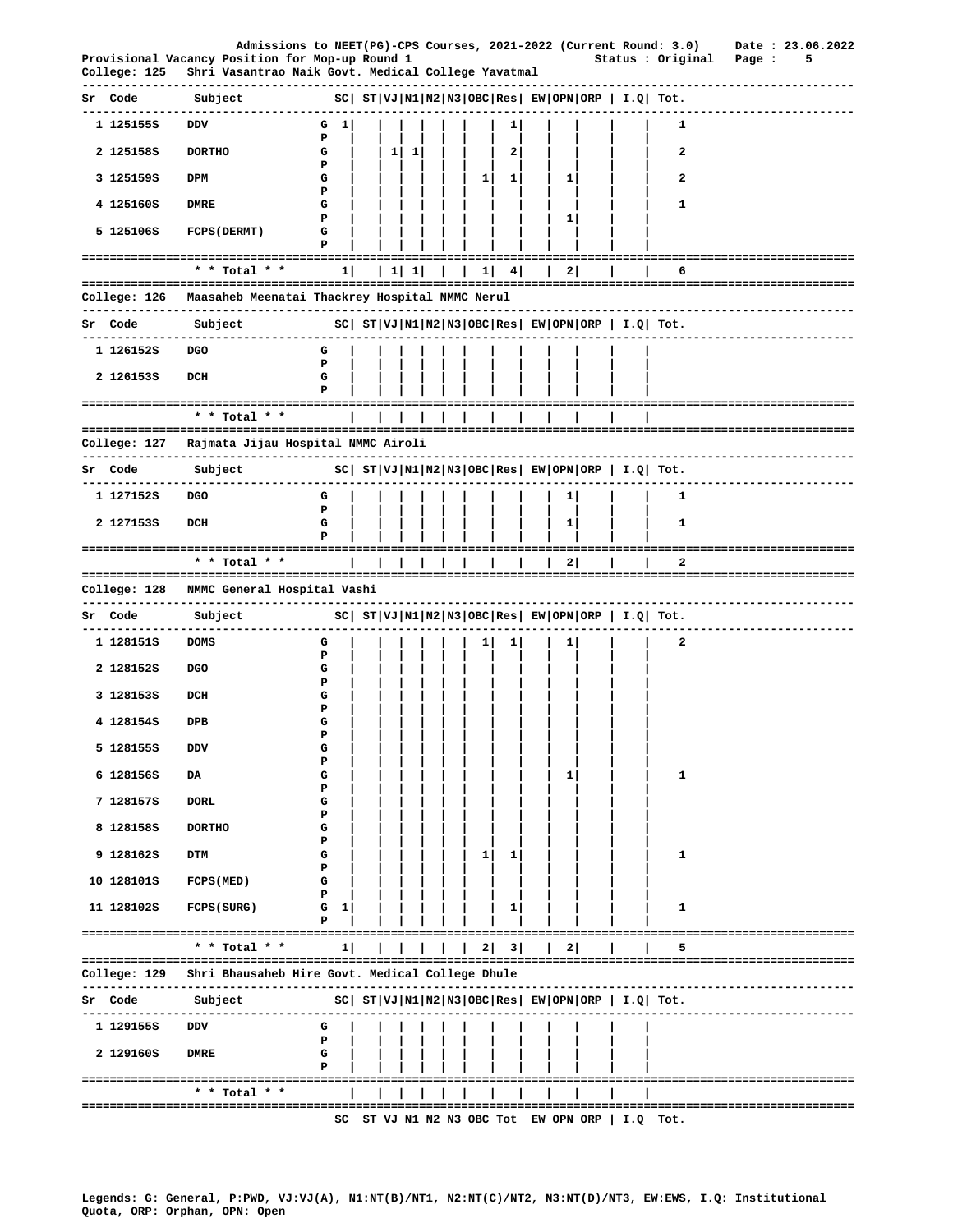Admissions to NEET(PG)-CPS Courses, 2021-2022 (Current Round: 3.0) Date : 23.06.2022

Provisional Vacancy Position for Mop-up Round 1 Status : Original

**College: 125 Shri Vasantrao Naik Govt. Medical College Yavatmal**

| Sr | Code | Subject | | SC | ST | VJ | N1 | N2 | N3 | OBC | Res | EW | OPN | ORP | I.Q | Tot. |
|---|---|---|---|---|---|---|---|---|---|---|---|---|---|---|---|---|
| 1 | 125155S | DDV | G | 1 | | | | | | | 1 | | | | | 1 |
| | | | P | | | | | | | | | | | | | |
| 2 | 125158S | DORTHO | G | | | 1 | 1 | | | | 2 | | | | | 2 |
| | | | P | | | | | | | | | | | | | |
| 3 | 125159S | DPM | G | | | | | | | 1 | 1 | | 1 | | | 2 |
| | | | P | | | | | | | | | | | | | |
| 4 | 125160S | DMRE | G | | | | | | | | | | | | | 1 |
| | | | P | | | | | | | | | | 1 | | | |
| 5 | 125106S | FCPS(DERMT) | G | | | | | | | | | | | | | |
| | | | P | | | | | | | | | | | | | |
| | | * * Total * * | | 1 | | 1 | 1 | | | 1 | 4 | | 2 | | | 6 |

**College: 126 Maasaheb Meenatai Thackrey Hospital NMMC Nerul**

| Sr | Code | Subject | | SC | ST | VJ | N1 | N2 | N3 | OBC | Res | EW | OPN | ORP | I.Q | Tot. |
|---|---|---|---|---|---|---|---|---|---|---|---|---|---|---|---|---|
| 1 | 126152S | DGO | G | | | | | | | | | | | | | |
| | | | P | | | | | | | | | | | | | |
| 2 | 126153S | DCH | G | | | | | | | | | | | | | |
| | | | P | | | | | | | | | | | | | |
| | | * * Total * * | | | | | | | | | | | | | | |

**College: 127 Rajmata Jijau Hospital NMMC Airoli**

| Sr | Code | Subject | | SC | ST | VJ | N1 | N2 | N3 | OBC | Res | EW | OPN | ORP | I.Q | Tot. |
|---|---|---|---|---|---|---|---|---|---|---|---|---|---|---|---|---|
| 1 | 127152S | DGO | G | | | | | | | | | | 1 | | | 1 |
| | | | P | | | | | | | | | | | | | |
| 2 | 127153S | DCH | G | | | | | | | | | | 1 | | | 1 |
| | | | P | | | | | | | | | | | | | |
| | | * * Total * * | | | | | | | | | | | 2 | | | 2 |

**College: 128 NMMC General Hospital Vashi**

| Sr | Code | Subject | | SC | ST | VJ | N1 | N2 | N3 | OBC | Res | EW | OPN | ORP | I.Q | Tot. |
|---|---|---|---|---|---|---|---|---|---|---|---|---|---|---|---|---|
| 1 | 128151S | DOMS | G | | | | | | | 1 | 1 | | 1 | | | 2 |
| | | | P | | | | | | | | | | | | | |
| 2 | 128152S | DGO | G | | | | | | | | | | | | | |
| | | | P | | | | | | | | | | | | | |
| 3 | 128153S | DCH | G | | | | | | | | | | | | | |
| | | | P | | | | | | | | | | | | | |
| 4 | 128154S | DPB | G | | | | | | | | | | | | | |
| | | | P | | | | | | | | | | | | | |
| 5 | 128155S | DDV | G | | | | | | | | | | | | | |
| | | | P | | | | | | | | | | | | | |
| 6 | 128156S | DA | G | | | | | | | | | | 1 | | | 1 |
| | | | P | | | | | | | | | | | | | |
| 7 | 128157S | DORL | G | | | | | | | | | | | | | |
| | | | P | | | | | | | | | | | | | |
| 8 | 128158S | DORTHO | G | | | | | | | | | | | | | |
| | | | P | | | | | | | | | | | | | |
| 9 | 128162S | DTM | G | | | | | | | 1 | 1 | | | | | 1 |
| | | | P | | | | | | | | | | | | | |
| 10 | 128101S | FCPS(MED) | G | | | | | | | | | | | | | |
| | | | P | | | | | | | | | | | | | |
| 11 | 128102S | FCPS(SURG) | G | 1 | | | | | | | 1 | | | | | 1 |
| | | | P | | | | | | | | | | | | | |
| | | * * Total * * | | 1 | | | | | | 2 | 3 | | 2 | | | 5 |

**College: 129 Shri Bhausaheb Hire Govt. Medical College Dhule**

| Sr | Code | Subject | | SC | ST | VJ | N1 | N2 | N3 | OBC | Res | EW | OPN | ORP | I.Q | Tot. |
|---|---|---|---|---|---|---|---|---|---|---|---|---|---|---|---|---|
| 1 | 129155S | DDV | G | | | | | | | | | | | | | |
| | | | P | | | | | | | | | | | | | |
| 2 | 129160S | DMRE | G | | | | | | | | | | | | | |
| | | | P | | | | | | | | | | | | | |
| | | * * Total * * | | | | | | | | | | | | | | |

SC ST VJ N1 N2 N3 OBC Tot EW OPN ORP | I.Q Tot.

Legends: G: General, P:PWD, VJ:VJ(A), N1:NT(B)/NT1, N2:NT(C)/NT2, N3:NT(D)/NT3, EW:EWS, I.Q: Institutional Quota, ORP: Orphan, OPN: Open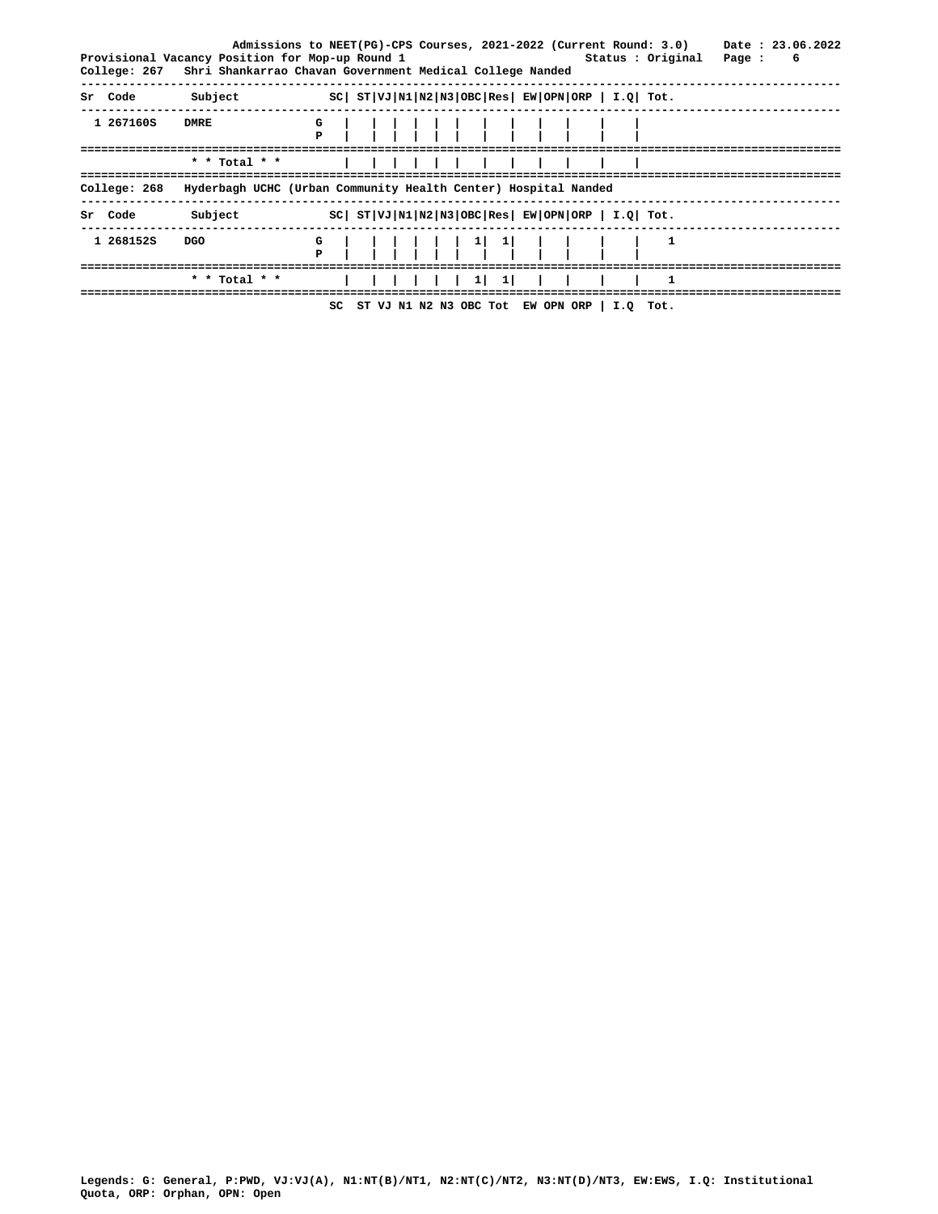Admissions to NEET(PG)-CPS Courses, 2021-2022 (Current Round: 3.0) Date : 23.06.2022

Provisional Vacancy Position for Mop-up Round 1 Status : Original

College: 267 Shri Shankarrao Chavan Government Medical College Nanded

| Sr | Code | Subject | | SC | ST | VJ | N1 | N2 | N3 | OBC | Res | EW | OPN | ORP | I.Q | Tot. |
|---|---|---|---|---|---|---|---|---|---|---|---|---|---|---|---|---|
| 1 | 267160S | DMRE | G | | | | | | | | | | | | | |
| | | | P | | | | | | | | | | | | | |
| | | * * Total * * | | | | | | | | | | | | | | |

College: 268 Hyderbagh UCHC (Urban Community Health Center) Hospital Nanded

| Sr | Code | Subject | | SC | ST | VJ | N1 | N2 | N3 | OBC | Res | EW | OPN | ORP | I.Q | Tot. |
|---|---|---|---|---|---|---|---|---|---|---|---|---|---|---|---|---|
| 1 | 268152S | DGO | G | | | | | | | 1 | 1 | | | | | 1 |
| | | | P | | | | | | | | | | | | | |
| | | * * Total * * | | | | | | | | 1 | 1 | | | | | 1 |

SC ST VJ N1 N2 N3 OBC Tot EW OPN ORP | I.Q Tot.

Legends: G: General, P:PWD, VJ:VJ(A), N1:NT(B)/NT1, N2:NT(C)/NT2, N3:NT(D)/NT3, EW:EWS, I.Q: Institutional Quota, ORP: Orphan, OPN: Open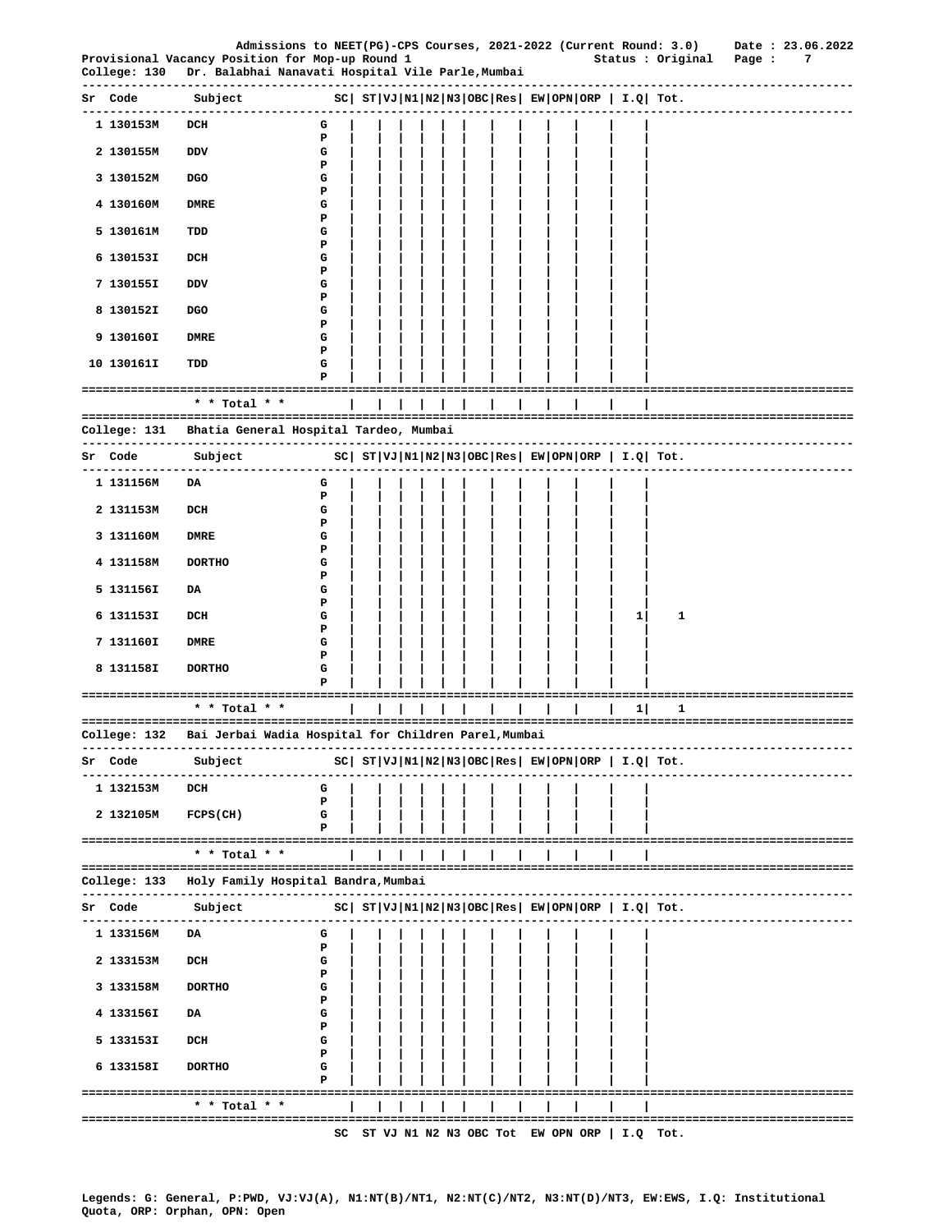Admissions to NEET(PG)-CPS Courses, 2021-2022 (Current Round: 3.0) Date : 23.06.2022
Provisional Vacancy Position for Mop-up Round 1 Status : Original

**College: 130 Dr. Balabhai Nanavati Hospital Vile Parle,Mumbai**

| Sr | Code | Subject | | SC | ST | VJ | N1 | N2 | N3 | OBC | Res | EW | OPN | ORP | I.Q | Tot. |
|---|---|---|---|---|---|---|---|---|---|---|---|---|---|---|---|---|
| 1 | 130153M | DCH | G | | | | | | | | | | | | | |
| | | | P | | | | | | | | | | | | | |
| 2 | 130155M | DDV | G | | | | | | | | | | | | | |
| | | | P | | | | | | | | | | | | | |
| 3 | 130152M | DGO | G | | | | | | | | | | | | | |
| | | | P | | | | | | | | | | | | | |
| 4 | 130160M | DMRE | G | | | | | | | | | | | | | |
| | | | P | | | | | | | | | | | | | |
| 5 | 130161M | TDD | G | | | | | | | | | | | | | |
| | | | P | | | | | | | | | | | | | |
| 6 | 130153I | DCH | G | | | | | | | | | | | | | |
| | | | P | | | | | | | | | | | | | |
| 7 | 130155I | DDV | G | | | | | | | | | | | | | |
| | | | P | | | | | | | | | | | | | |
| 8 | 130152I | DGO | G | | | | | | | | | | | | | |
| | | | P | | | | | | | | | | | | | |
| 9 | 130160I | DMRE | G | | | | | | | | | | | | | |
| | | | P | | | | | | | | | | | | | |
| 10 | 130161I | TDD | G | | | | | | | | | | | | | |
| | | | P | | | | | | | | | | | | | |
| | | * * Total * * | | | | | | | | | | | | | | |

**College: 131 Bhatia General Hospital Tardeo, Mumbai**

| Sr | Code | Subject | | SC | ST | VJ | N1 | N2 | N3 | OBC | Res | EW | OPN | ORP | I.Q | Tot. |
|---|---|---|---|---|---|---|---|---|---|---|---|---|---|---|---|---|
| 1 | 131156M | DA | G | | | | | | | | | | | | | |
| | | | P | | | | | | | | | | | | | |
| 2 | 131153M | DCH | G | | | | | | | | | | | | | |
| | | | P | | | | | | | | | | | | | |
| 3 | 131160M | DMRE | G | | | | | | | | | | | | | |
| | | | P | | | | | | | | | | | | | |
| 4 | 131158M | DORTHO | G | | | | | | | | | | | | | |
| | | | P | | | | | | | | | | | | | |
| 5 | 131156I | DA | G | | | | | | | | | | | | | |
| | | | P | | | | | | | | | | | | | |
| 6 | 131153I | DCH | G | | | | | | | | | | | | 1 | 1 |
| | | | P | | | | | | | | | | | | | |
| 7 | 131160I | DMRE | G | | | | | | | | | | | | | |
| | | | P | | | | | | | | | | | | | |
| 8 | 131158I | DORTHO | G | | | | | | | | | | | | | |
| | | | P | | | | | | | | | | | | | |
| | | * * Total * * | | | | | | | | | | | | | 1 | 1 |

**College: 132 Bai Jerbai Wadia Hospital for Children Parel,Mumbai**

| Sr | Code | Subject | | SC | ST | VJ | N1 | N2 | N3 | OBC | Res | EW | OPN | ORP | I.Q | Tot. |
|---|---|---|---|---|---|---|---|---|---|---|---|---|---|---|---|---|
| 1 | 132153M | DCH | G | | | | | | | | | | | | | |
| | | | P | | | | | | | | | | | | | |
| 2 | 132105M | FCPS(CH) | G | | | | | | | | | | | | | |
| | | | P | | | | | | | | | | | | | |
| | | * * Total * * | | | | | | | | | | | | | | |

**College: 133 Holy Family Hospital Bandra,Mumbai**

| Sr | Code | Subject | | SC | ST | VJ | N1 | N2 | N3 | OBC | Res | EW | OPN | ORP | I.Q | Tot. |
|---|---|---|---|---|---|---|---|---|---|---|---|---|---|---|---|---|
| 1 | 133156M | DA | G | | | | | | | | | | | | | |
| | | | P | | | | | | | | | | | | | |
| 2 | 133153M | DCH | G | | | | | | | | | | | | | |
| | | | P | | | | | | | | | | | | | |
| 3 | 133158M | DORTHO | G | | | | | | | | | | | | | |
| | | | P | | | | | | | | | | | | | |
| 4 | 133156I | DA | G | | | | | | | | | | | | | |
| | | | P | | | | | | | | | | | | | |
| 5 | 133153I | DCH | G | | | | | | | | | | | | | |
| | | | P | | | | | | | | | | | | | |
| 6 | 133158I | DORTHO | G | | | | | | | | | | | | | |
| | | | P | | | | | | | | | | | | | |
| | | * * Total * * | | | | | | | | | | | | | | |

SC ST VJ N1 N2 N3 OBC Tot EW OPN ORP | I.Q Tot.

Legends: G: General, P:PWD, VJ:VJ(A), N1:NT(B)/NT1, N2:NT(C)/NT2, N3:NT(D)/NT3, EW:EWS, I.Q: Institutional Quota, ORP: Orphan, OPN: Open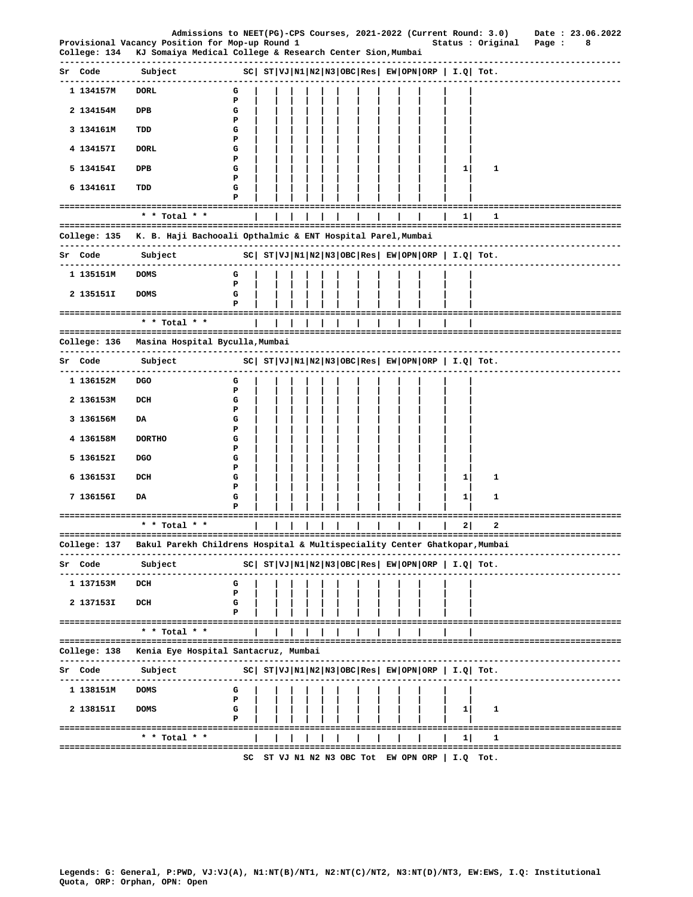Admissions to NEET(PG)-CPS Courses, 2021-2022 (Current Round: 3.0) Date : 23.06.2022

Provisional Vacancy Position for Mop-up Round 1 Status : Original

## College: 134 KJ Somaiya Medical College & Research Center Sion,Mumbai

| Sr | Code | Subject | | SC | ST | VJ | N1 | N2 | N3 | OBC | Res | EW | OPN | ORP | I.Q | Tot. |
|---|---|---|---|---|---|---|---|---|---|---|---|---|---|---|---|---|
| 1 | 134157M | DORL | G | | | | | | | | | | | | | |
| | | | P | | | | | | | | | | | | | |
| 2 | 134154M | DPB | G | | | | | | | | | | | | | |
| | | | P | | | | | | | | | | | | | |
| 3 | 134161M | TDD | G | | | | | | | | | | | | | |
| | | | P | | | | | | | | | | | | | |
| 4 | 134157I | DORL | G | | | | | | | | | | | | | |
| | | | P | | | | | | | | | | | | | |
| 5 | 134154I | DPB | G | | | | | | | | | | | | 1 | 1 |
| | | | P | | | | | | | | | | | | | |
| 6 | 134161I | TDD | G | | | | | | | | | | | | | |
| | | | P | | | | | | | | | | | | | |
| | | * * Total * * | | | | | | | | | | | | | 1 | 1 |

## College: 135 K. B. Haji Bachooali Opthalmic & ENT Hospital Parel,Mumbai

| Sr | Code | Subject | | SC | ST | VJ | N1 | N2 | N3 | OBC | Res | EW | OPN | ORP | I.Q | Tot. |
|---|---|---|---|---|---|---|---|---|---|---|---|---|---|---|---|---|
| 1 | 135151M | DOMS | G | | | | | | | | | | | | | |
| | | | P | | | | | | | | | | | | | |
| 2 | 135151I | DOMS | G | | | | | | | | | | | | | |
| | | | P | | | | | | | | | | | | | |
| | | * * Total * * | | | | | | | | | | | | | | |

## College: 136 Masina Hospital Byculla,Mumbai

| Sr | Code | Subject | | SC | ST | VJ | N1 | N2 | N3 | OBC | Res | EW | OPN | ORP | I.Q | Tot. |
|---|---|---|---|---|---|---|---|---|---|---|---|---|---|---|---|---|
| 1 | 136152M | DGO | G | | | | | | | | | | | | | |
| | | | P | | | | | | | | | | | | | |
| 2 | 136153M | DCH | G | | | | | | | | | | | | | |
| | | | P | | | | | | | | | | | | | |
| 3 | 136156M | DA | G | | | | | | | | | | | | | |
| | | | P | | | | | | | | | | | | | |
| 4 | 136158M | DORTHO | G | | | | | | | | | | | | | |
| | | | P | | | | | | | | | | | | | |
| 5 | 136152I | DGO | G | | | | | | | | | | | | | |
| | | | P | | | | | | | | | | | | | |
| 6 | 136153I | DCH | G | | | | | | | | | | | | 1 | 1 |
| | | | P | | | | | | | | | | | | | |
| 7 | 136156I | DA | G | | | | | | | | | | | | 1 | 1 |
| | | | P | | | | | | | | | | | | | |
| | | * * Total * * | | | | | | | | | | | | | 2 | 2 |

## College: 137 Bakul Parekh Childrens Hospital & Multispeciality Center Ghatkopar,Mumbai

| Sr | Code | Subject | | SC | ST | VJ | N1 | N2 | N3 | OBC | Res | EW | OPN | ORP | I.Q | Tot. |
|---|---|---|---|---|---|---|---|---|---|---|---|---|---|---|---|---|
| 1 | 137153M | DCH | G | | | | | | | | | | | | | |
| | | | P | | | | | | | | | | | | | |
| 2 | 137153I | DCH | G | | | | | | | | | | | | | |
| | | | P | | | | | | | | | | | | | |
| | | * * Total * * | | | | | | | | | | | | | | |

## College: 138 Kenia Eye Hospital Santacruz, Mumbai

| Sr | Code | Subject | | SC | ST | VJ | N1 | N2 | N3 | OBC | Res | EW | OPN | ORP | I.Q | Tot. |
|---|---|---|---|---|---|---|---|---|---|---|---|---|---|---|---|---|
| 1 | 138151M | DOMS | G | | | | | | | | | | | | | |
| | | | P | | | | | | | | | | | | | |
| 2 | 138151I | DOMS | G | | | | | | | | | | | | 1 | 1 |
| | | | P | | | | | | | | | | | | | |
| | | * * Total * * | | | | | | | | | | | | | 1 | 1 |

SC ST VJ N1 N2 N3 OBC Tot EW OPN ORP | I.Q Tot.

Legends: G: General, P:PWD, VJ:VJ(A), N1:NT(B)/NT1, N2:NT(C)/NT2, N3:NT(D)/NT3, EW:EWS, I.Q: Institutional Quota, ORP: Orphan, OPN: Open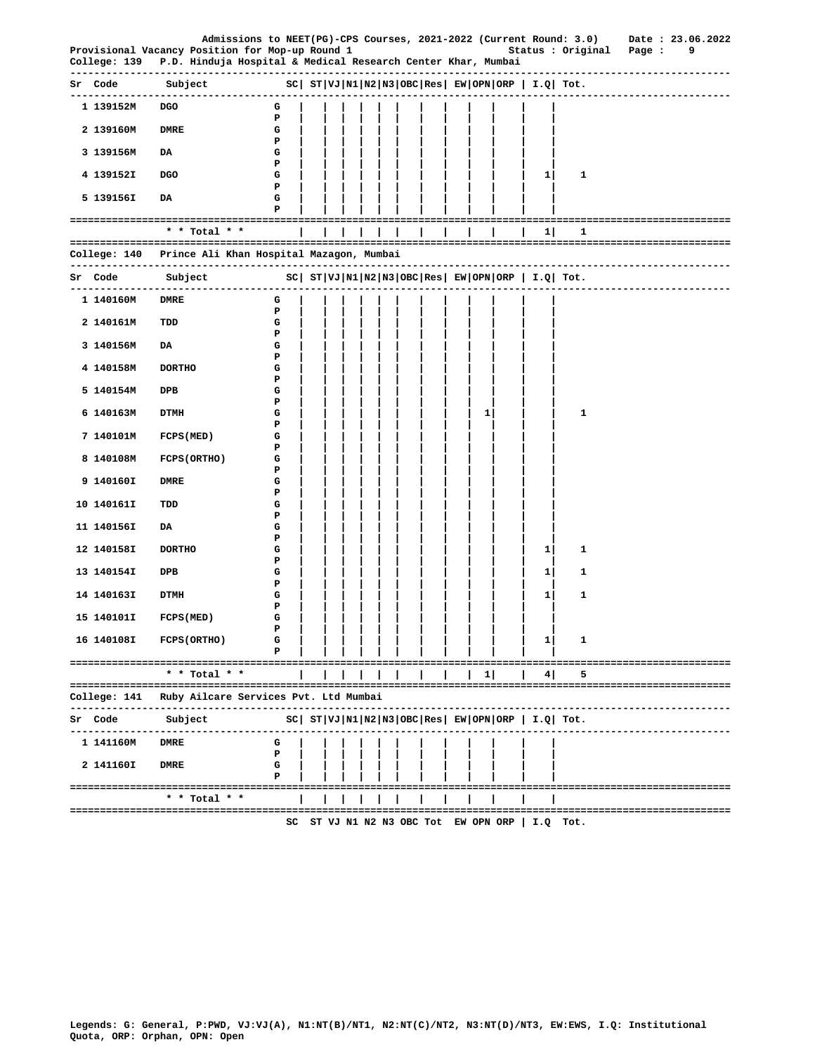Admissions to NEET(PG)-CPS Courses, 2021-2022 (Current Round: 3.0) Date : 23.06.2022
Provisional Vacancy Position for Mop-up Round 1 Status : Original

College: 139 P.D. Hinduja Hospital & Medical Research Center Khar, Mumbai

| Sr | Code | Subject | | SC | ST | VJ | N1 | N2 | N3 | OBC | Res | EW | OPN | ORP | I.Q | Tot. |
|---|---|---|---|---|---|---|---|---|---|---|---|---|---|---|---|---|
| 1 | 139152M | DGO | G | | | | | | | | | | | | | |
| | | | P | | | | | | | | | | | | | |
| 2 | 139160M | DMRE | G | | | | | | | | | | | | | |
| | | | P | | | | | | | | | | | | | |
| 3 | 139156M | DA | G | | | | | | | | | | | | | |
| | | | P | | | | | | | | | | | | | |
| 4 | 139152I | DGO | G | | | | | | | | | | | | 1 | 1 |
| | | | P | | | | | | | | | | | | | |
| 5 | 139156I | DA | G | | | | | | | | | | | | | |
| | | | P | | | | | | | | | | | | | |
| | | * * Total * * | | | | | | | | | | | | | 1 | 1 |

College: 140 Prince Ali Khan Hospital Mazagon, Mumbai

| Sr | Code | Subject | | SC | ST | VJ | N1 | N2 | N3 | OBC | Res | EW | OPN | ORP | I.Q | Tot. |
|---|---|---|---|---|---|---|---|---|---|---|---|---|---|---|---|---|
| 1 | 140160M | DMRE | G | | | | | | | | | | | | | |
| | | | P | | | | | | | | | | | | | |
| 2 | 140161M | TDD | G | | | | | | | | | | | | | |
| | | | P | | | | | | | | | | | | | |
| 3 | 140156M | DA | G | | | | | | | | | | | | | |
| | | | P | | | | | | | | | | | | | |
| 4 | 140158M | DORTHO | G | | | | | | | | | | | | | |
| | | | P | | | | | | | | | | | | | |
| 5 | 140154M | DPB | G | | | | | | | | | | | | | |
| | | | P | | | | | | | | | | | | | |
| 6 | 140163M | DTMH | G | | | | | | | | | | 1 | | | 1 |
| | | | P | | | | | | | | | | | | | |
| 7 | 140101M | FCPS(MED) | G | | | | | | | | | | | | | |
| | | | P | | | | | | | | | | | | | |
| 8 | 140108M | FCPS(ORTHO) | G | | | | | | | | | | | | | |
| | | | P | | | | | | | | | | | | | |
| 9 | 140160I | DMRE | G | | | | | | | | | | | | | |
| | | | P | | | | | | | | | | | | | |
| 10 | 140161I | TDD | G | | | | | | | | | | | | | |
| | | | P | | | | | | | | | | | | | |
| 11 | 140156I | DA | G | | | | | | | | | | | | | |
| | | | P | | | | | | | | | | | | | |
| 12 | 140158I | DORTHO | G | | | | | | | | | | | | 1 | 1 |
| | | | P | | | | | | | | | | | | | |
| 13 | 140154I | DPB | G | | | | | | | | | | | | 1 | 1 |
| | | | P | | | | | | | | | | | | | |
| 14 | 140163I | DTMH | G | | | | | | | | | | | | 1 | 1 |
| | | | P | | | | | | | | | | | | | |
| 15 | 140101I | FCPS(MED) | G | | | | | | | | | | | | | |
| | | | P | | | | | | | | | | | | | |
| 16 | 140108I | FCPS(ORTHO) | G | | | | | | | | | | | | 1 | 1 |
| | | | P | | | | | | | | | | | | | |
| | | * * Total * * | | | | | | | | | | | 1 | | 4 | 5 |

College: 141 Ruby Ailcare Services Pvt. Ltd Mumbai

| Sr | Code | Subject | | SC | ST | VJ | N1 | N2 | N3 | OBC | Res | EW | OPN | ORP | I.Q | Tot. |
|---|---|---|---|---|---|---|---|---|---|---|---|---|---|---|---|---|
| 1 | 141160M | DMRE | G | | | | | | | | | | | | | |
| | | | P | | | | | | | | | | | | | |
| 2 | 141160I | DMRE | G | | | | | | | | | | | | | |
| | | | P | | | | | | | | | | | | | |
| | | * * Total * * | | | | | | | | | | | | | | |

SC ST VJ N1 N2 N3 OBC Tot EW OPN ORP | I.Q Tot.

Legends: G: General, P:PWD, VJ:VJ(A), N1:NT(B)/NT1, N2:NT(C)/NT2, N3:NT(D)/NT3, EW:EWS, I.Q: Institutional Quota, ORP: Orphan, OPN: Open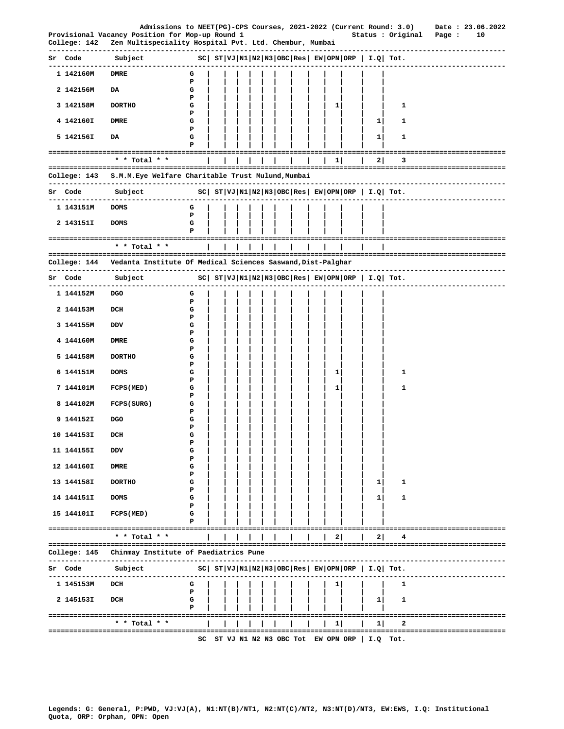Admissions to NEET(PG)-CPS Courses, 2021-2022 (Current Round: 3.0) Date : 23.06.2022
Provisional Vacancy Position for Mop-up Round 1 Status : Original

College: 142 Zen Multispeciality Hospital Pvt. Ltd. Chembur, Mumbai

| Sr | Code | Subject | | SC | ST | VJ | N1 | N2 | N3 | OBC | Res | EW | OPN | ORP | I.Q | Tot. |
|---|---|---|---|---|---|---|---|---|---|---|---|---|---|---|---|---|
| 1 | 142160M | DMRE | G | | | | | | | | | | | | | |
| | | | P | | | | | | | | | | | | | |
| 2 | 142156M | DA | G | | | | | | | | | | | | | |
| | | | P | | | | | | | | | | | | | |
| 3 | 142158M | DORTHO | G | | | | | | | | | | 1 | | | 1 |
| | | | P | | | | | | | | | | | | | |
| 4 | 142160I | DMRE | G | | | | | | | | | | | | 1 | 1 |
| | | | P | | | | | | | | | | | | | |
| 5 | 142156I | DA | G | | | | | | | | | | | | 1 | 1 |
| | | | P | | | | | | | | | | | | | |
| | | * * Total * * | | | | | | | | | | | 1 | | 2 | 3 |

College: 143 S.M.M.Eye Welfare Charitable Trust Mulund,Mumbai

| Sr | Code | Subject | | SC | ST | VJ | N1 | N2 | N3 | OBC | Res | EW | OPN | ORP | I.Q | Tot. |
|---|---|---|---|---|---|---|---|---|---|---|---|---|---|---|---|---|
| 1 | 143151M | DOMS | G | | | | | | | | | | | | | |
| | | | P | | | | | | | | | | | | | |
| 2 | 143151I | DOMS | G | | | | | | | | | | | | | |
| | | | P | | | | | | | | | | | | | |
| | | * * Total * * | | | | | | | | | | | | | | |

College: 144 Vedanta Institute Of Medical Sciences Saswand,Dist-Palghar

| Sr | Code | Subject | | SC | ST | VJ | N1 | N2 | N3 | OBC | Res | EW | OPN | ORP | I.Q | Tot. |
|---|---|---|---|---|---|---|---|---|---|---|---|---|---|---|---|---|
| 1 | 144152M | DGO | G | | | | | | | | | | | | | |
| | | | P | | | | | | | | | | | | | |
| 2 | 144153M | DCH | G | | | | | | | | | | | | | |
| | | | P | | | | | | | | | | | | | |
| 3 | 144155M | DDV | G | | | | | | | | | | | | | |
| | | | P | | | | | | | | | | | | | |
| 4 | 144160M | DMRE | G | | | | | | | | | | | | | |
| | | | P | | | | | | | | | | | | | |
| 5 | 144158M | DORTHO | G | | | | | | | | | | | | | |
| | | | P | | | | | | | | | | | | | |
| 6 | 144151M | DOMS | G | | | | | | | | | | 1 | | | 1 |
| | | | P | | | | | | | | | | | | | |
| 7 | 144101M | FCPS(MED) | G | | | | | | | | | | 1 | | | 1 |
| | | | P | | | | | | | | | | | | | |
| 8 | 144102M | FCPS(SURG) | G | | | | | | | | | | | | | |
| | | | P | | | | | | | | | | | | | |
| 9 | 144152I | DGO | G | | | | | | | | | | | | | |
| | | | P | | | | | | | | | | | | | |
| 10 | 144153I | DCH | G | | | | | | | | | | | | | |
| | | | P | | | | | | | | | | | | | |
| 11 | 144155I | DDV | G | | | | | | | | | | | | | |
| | | | P | | | | | | | | | | | | | |
| 12 | 144160I | DMRE | G | | | | | | | | | | | | | |
| | | | P | | | | | | | | | | | | | |
| 13 | 144158I | DORTHO | G | | | | | | | | | | | | 1 | 1 |
| | | | P | | | | | | | | | | | | | |
| 14 | 144151I | DOMS | G | | | | | | | | | | | | 1 | 1 |
| | | | P | | | | | | | | | | | | | |
| 15 | 144101I | FCPS(MED) | G | | | | | | | | | | | | | |
| | | | P | | | | | | | | | | | | | |
| | | * * Total * * | | | | | | | | | | | 2 | | 2 | 4 |

College: 145 Chinmay Institute of Paediatrics Pune

| Sr | Code | Subject | | SC | ST | VJ | N1 | N2 | N3 | OBC | Res | EW | OPN | ORP | I.Q | Tot. |
|---|---|---|---|---|---|---|---|---|---|---|---|---|---|---|---|---|
| 1 | 145153M | DCH | G | | | | | | | | | | 1 | | | 1 |
| | | | P | | | | | | | | | | | | | |
| 2 | 145153I | DCH | G | | | | | | | | | | | | 1 | 1 |
| | | | P | | | | | | | | | | | | | |
| | | * * Total * * | | | | | | | | | | | 1 | | 1 | 2 |

SC ST VJ N1 N2 N3 OBC Tot EW OPN ORP | I.Q Tot.

Legends: G: General, P:PWD, VJ:VJ(A), N1:NT(B)/NT1, N2:NT(C)/NT2, N3:NT(D)/NT3, EW:EWS, I.Q: Institutional Quota, ORP: Orphan, OPN: Open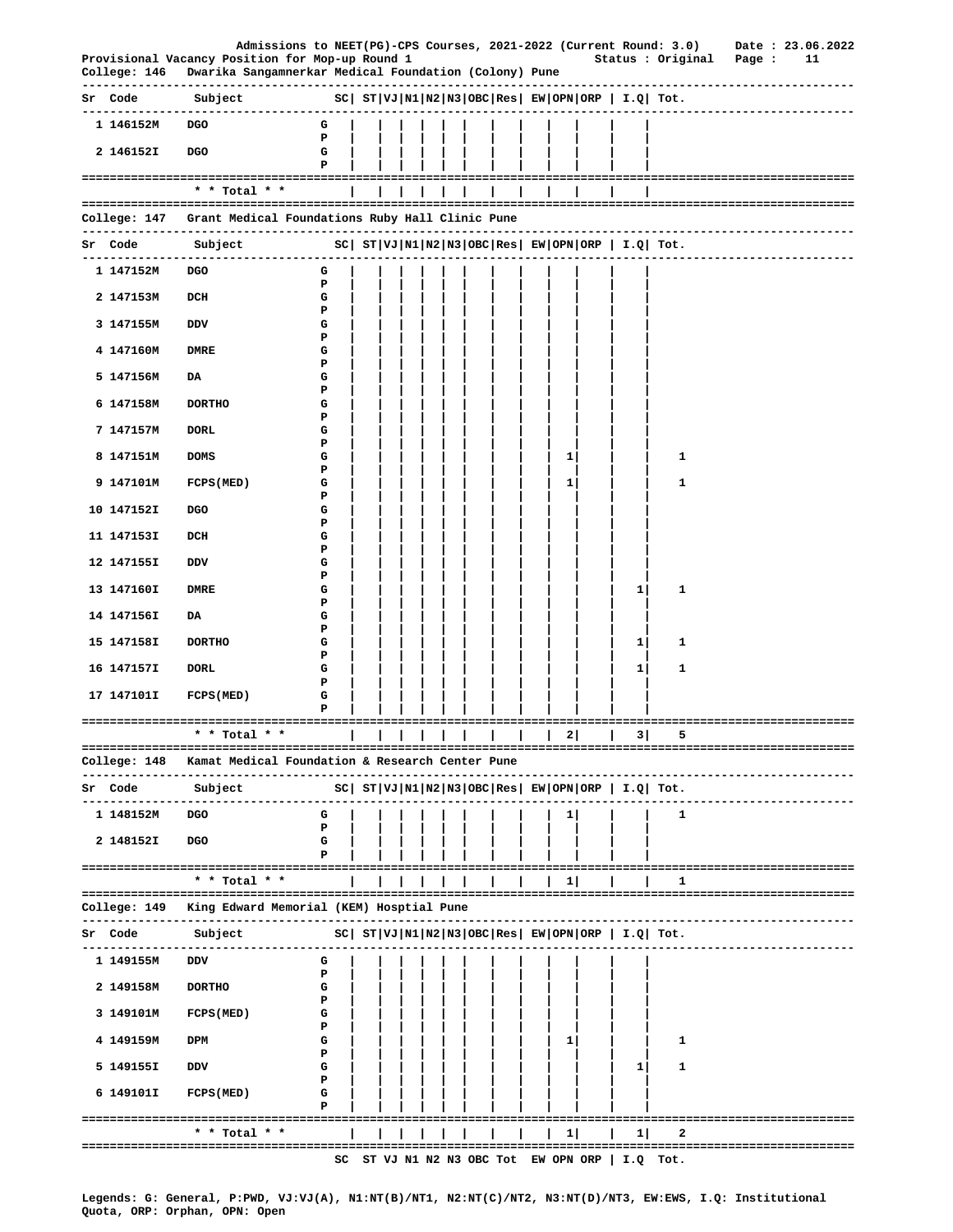Admissions to NEET(PG)-CPS Courses, 2021-2022 (Current Round: 3.0) Date : 23.06.2022

Provisional Vacancy Position for Mop-up Round 1 Status : Original

**College: 146 Dwarika Sangamnerkar Medical Foundation (Colony) Pune**

| Sr | Code | Subject | | SC | ST | VJ | N1 | N2 | N3 | OBC | Res | EW | OPN | ORP | I.Q | Tot. |
|---|---|---|---|---|---|---|---|---|---|---|---|---|---|---|---|---|
| 1 | 146152M | DGO | G | | | | | | | | | | | | | |
| | | | P | | | | | | | | | | | | | |
| 2 | 146152I | DGO | G | | | | | | | | | | | | | |
| | | | P | | | | | | | | | | | | | |
| | | * * Total * * | | | | | | | | | | | | | | |

**College: 147 Grant Medical Foundations Ruby Hall Clinic Pune**

| Sr | Code | Subject | | SC | ST | VJ | N1 | N2 | N3 | OBC | Res | EW | OPN | ORP | I.Q | Tot. |
|---|---|---|---|---|---|---|---|---|---|---|---|---|---|---|---|---|
| 1 | 147152M | DGO | G | | | | | | | | | | | | | |
| | | | P | | | | | | | | | | | | | |
| 2 | 147153M | DCH | G | | | | | | | | | | | | | |
| | | | P | | | | | | | | | | | | | |
| 3 | 147155M | DDV | G | | | | | | | | | | | | | |
| | | | P | | | | | | | | | | | | | |
| 4 | 147160M | DMRE | G | | | | | | | | | | | | | |
| | | | P | | | | | | | | | | | | | |
| 5 | 147156M | DA | G | | | | | | | | | | | | | |
| | | | P | | | | | | | | | | | | | |
| 6 | 147158M | DORTHO | G | | | | | | | | | | | | | |
| | | | P | | | | | | | | | | | | | |
| 7 | 147157M | DORL | G | | | | | | | | | | | | | |
| | | | P | | | | | | | | | | | | | |
| 8 | 147151M | DOMS | G | | | | | | | | | | 1 | | | 1 |
| | | | P | | | | | | | | | | | | | |
| 9 | 147101M | FCPS(MED) | G | | | | | | | | | | 1 | | | 1 |
| | | | P | | | | | | | | | | | | | |
| 10 | 147152I | DGO | G | | | | | | | | | | | | | |
| | | | P | | | | | | | | | | | | | |
| 11 | 147153I | DCH | G | | | | | | | | | | | | | |
| | | | P | | | | | | | | | | | | | |
| 12 | 147155I | DDV | G | | | | | | | | | | | | | |
| | | | P | | | | | | | | | | | | | |
| 13 | 147160I | DMRE | G | | | | | | | | | | | | 1 | 1 |
| | | | P | | | | | | | | | | | | | |
| 14 | 147156I | DA | G | | | | | | | | | | | | | |
| | | | P | | | | | | | | | | | | | |
| 15 | 147158I | DORTHO | G | | | | | | | | | | | | 1 | 1 |
| | | | P | | | | | | | | | | | | | |
| 16 | 147157I | DORL | G | | | | | | | | | | | | 1 | 1 |
| | | | P | | | | | | | | | | | | | |
| 17 | 147101I | FCPS(MED) | G | | | | | | | | | | | | | |
| | | | P | | | | | | | | | | | | | |
| | | * * Total * * | | | | | | | | | | | 2 | | 3 | 5 |

**College: 148 Kamat Medical Foundation & Research Center Pune**

| Sr | Code | Subject | | SC | ST | VJ | N1 | N2 | N3 | OBC | Res | EW | OPN | ORP | I.Q | Tot. |
|---|---|---|---|---|---|---|---|---|---|---|---|---|---|---|---|---|
| 1 | 148152M | DGO | G | | | | | | | | | | 1 | | | 1 |
| | | | P | | | | | | | | | | | | | |
| 2 | 148152I | DGO | G | | | | | | | | | | | | | |
| | | | P | | | | | | | | | | | | | |
| | | * * Total * * | | | | | | | | | | | 1 | | | 1 |

**College: 149 King Edward Memorial (KEM) Hosptial Pune**

| Sr | Code | Subject | | SC | ST | VJ | N1 | N2 | N3 | OBC | Res | EW | OPN | ORP | I.Q | Tot. |
|---|---|---|---|---|---|---|---|---|---|---|---|---|---|---|---|---|
| 1 | 149155M | DDV | G | | | | | | | | | | | | | |
| | | | P | | | | | | | | | | | | | |
| 2 | 149158M | DORTHO | G | | | | | | | | | | | | | |
| | | | P | | | | | | | | | | | | | |
| 3 | 149101M | FCPS(MED) | G | | | | | | | | | | | | | |
| | | | P | | | | | | | | | | | | | |
| 4 | 149159M | DPM | G | | | | | | | | | | 1 | | | 1 |
| | | | P | | | | | | | | | | | | | |
| 5 | 149155I | DDV | G | | | | | | | | | | | | 1 | 1 |
| | | | P | | | | | | | | | | | | | |
| 6 | 149101I | FCPS(MED) | G | | | | | | | | | | | | | |
| | | | P | | | | | | | | | | | | | |
| | | * * Total * * | | | | | | | | | | | 1 | | 1 | 2 |

SC ST VJ N1 N2 N3 OBC Tot EW OPN ORP | I.Q Tot.

Legends: G: General, P:PWD, VJ:VJ(A), N1:NT(B)/NT1, N2:NT(C)/NT2, N3:NT(D)/NT3, EW:EWS, I.Q: Institutional Quota, ORP: Orphan, OPN: Open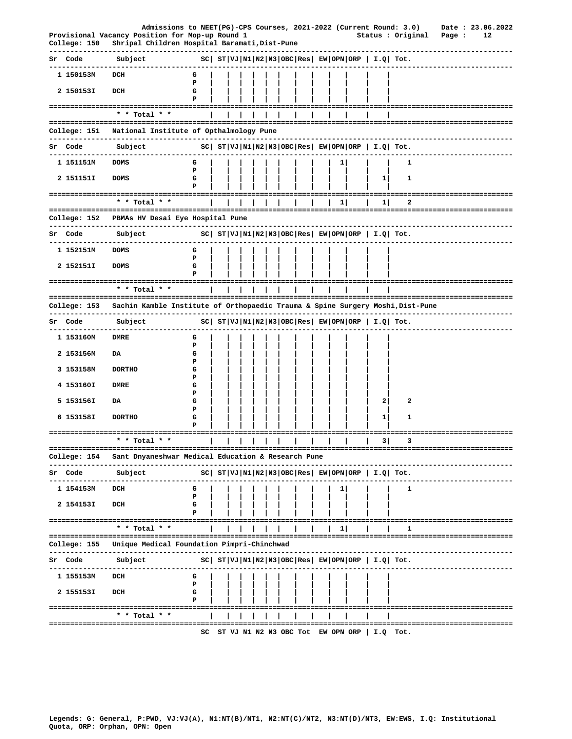Admissions to NEET(PG)-CPS Courses, 2021-2022 (Current Round: 3.0) Date : 23.06.2022
Provisional Vacancy Position for Mop-up Round 1 Status : Original

**College: 150 Shripal Children Hospital Baramati,Dist-Pune**

| Sr | Code | Subject | | SC | ST | VJ | N1 | N2 | N3 | OBC | Res | EW | OPN | ORP | I.Q | Tot. |
|---|---|---|---|---|---|---|---|---|---|---|---|---|---|---|---|---|
| 1 | 150153M | DCH | G | | | | | | | | | | | | | |
| | | | P | | | | | | | | | | | | | |
| 2 | 150153I | DCH | G | | | | | | | | | | | | | |
| | | | P | | | | | | | | | | | | | |
| | | * * Total * * | | | | | | | | | | | | | | |

**College: 151 National Institute of Opthalmology Pune**

| Sr | Code | Subject | | SC | ST | VJ | N1 | N2 | N3 | OBC | Res | EW | OPN | ORP | I.Q | Tot. |
|---|---|---|---|---|---|---|---|---|---|---|---|---|---|---|---|---|
| 1 | 151151M | DOMS | G | | | | | | | | | | 1 | | | 1 |
| | | | P | | | | | | | | | | | | | |
| 2 | 151151I | DOMS | G | | | | | | | | | | | | 1 | 1 |
| | | | P | | | | | | | | | | | | | |
| | | * * Total * * | | | | | | | | | | | 1 | | 1 | 2 |

**College: 152 PBMAs HV Desai Eye Hospital Pune**

| Sr | Code | Subject | | SC | ST | VJ | N1 | N2 | N3 | OBC | Res | EW | OPN | ORP | I.Q | Tot. |
|---|---|---|---|---|---|---|---|---|---|---|---|---|---|---|---|---|
| 1 | 152151M | DOMS | G | | | | | | | | | | | | | |
| | | | P | | | | | | | | | | | | | |
| 2 | 152151I | DOMS | G | | | | | | | | | | | | | |
| | | | P | | | | | | | | | | | | | |
| | | * * Total * * | | | | | | | | | | | | | | |

**College: 153 Sachin Kamble Institute of Orthopaedic Trauma & Spine Surgery Moshi,Dist-Pune**

| Sr | Code | Subject | | SC | ST | VJ | N1 | N2 | N3 | OBC | Res | EW | OPN | ORP | I.Q | Tot. |
|---|---|---|---|---|---|---|---|---|---|---|---|---|---|---|---|---|
| 1 | 153160M | DMRE | G | | | | | | | | | | | | | |
| | | | P | | | | | | | | | | | | | |
| 2 | 153156M | DA | G | | | | | | | | | | | | | |
| | | | P | | | | | | | | | | | | | |
| 3 | 153158M | DORTHO | G | | | | | | | | | | | | | |
| | | | P | | | | | | | | | | | | | |
| 4 | 153160I | DMRE | G | | | | | | | | | | | | | |
| | | | P | | | | | | | | | | | | | |
| 5 | 153156I | DA | G | | | | | | | | | | | | 2 | 2 |
| | | | P | | | | | | | | | | | | | |
| 6 | 153158I | DORTHO | G | | | | | | | | | | | | 1 | 1 |
| | | | P | | | | | | | | | | | | | |
| | | * * Total * * | | | | | | | | | | | | | 3 | 3 |

**College: 154 Sant Dnyaneshwar Medical Education & Research Pune**

| Sr | Code | Subject | | SC | ST | VJ | N1 | N2 | N3 | OBC | Res | EW | OPN | ORP | I.Q | Tot. |
|---|---|---|---|---|---|---|---|---|---|---|---|---|---|---|---|---|
| 1 | 154153M | DCH | G | | | | | | | | | | 1 | | | 1 |
| | | | P | | | | | | | | | | | | | |
| 2 | 154153I | DCH | G | | | | | | | | | | | | | |
| | | | P | | | | | | | | | | | | | |
| | | * * Total * * | | | | | | | | | | | 1 | | | 1 |

**College: 155 Unique Medical Foundation Pimpri-Chinchwad**

| Sr | Code | Subject | | SC | ST | VJ | N1 | N2 | N3 | OBC | Res | EW | OPN | ORP | I.Q | Tot. |
|---|---|---|---|---|---|---|---|---|---|---|---|---|---|---|---|---|
| 1 | 155153M | DCH | G | | | | | | | | | | | | | |
| | | | P | | | | | | | | | | | | | |
| 2 | 155153I | DCH | G | | | | | | | | | | | | | |
| | | | P | | | | | | | | | | | | | |
| | | * * Total * * | | | | | | | | | | | | | | |

SC ST VJ N1 N2 N3 OBC Tot EW OPN ORP | I.Q Tot.

Legends: G: General, P:PWD, VJ:VJ(A), N1:NT(B)/NT1, N2:NT(C)/NT2, N3:NT(D)/NT3, EW:EWS, I.Q: Institutional Quota, ORP: Orphan, OPN: Open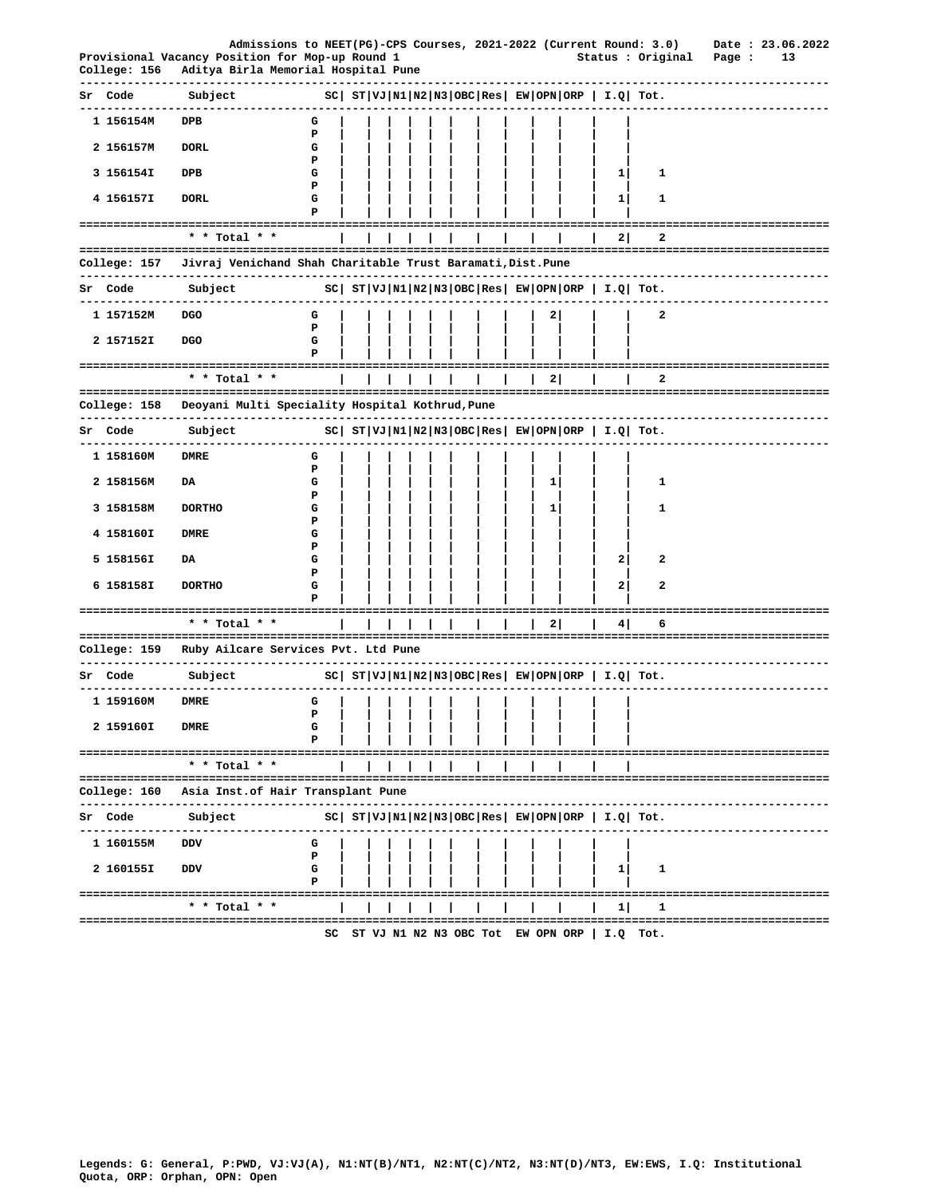Admissions to NEET(PG)-CPS Courses, 2021-2022 (Current Round: 3.0)    Date : 23.06.2022

Provisional Vacancy Position for Mop-up Round 1    Status : Original

College: 156   Aditya Birla Memorial Hospital Pune

| Sr | Code | Subject | | SC | ST | VJ | N1 | N2 | N3 | OBC | Res | EW | OPN | ORP | I.Q | Tot. |
|---|---|---|---|---|---|---|---|---|---|---|---|---|---|---|---|---|
| 1 | 156154M | DPB | G | | | | | | | | | | | | | |
| | | | P | | | | | | | | | | | | | |
| 2 | 156157M | DORL | G | | | | | | | | | | | | | |
| | | | P | | | | | | | | | | | | | |
| 3 | 156154I | DPB | G | | | | | | | | | | | | 1 | 1 |
| | | | P | | | | | | | | | | | | | |
| 4 | 156157I | DORL | G | | | | | | | | | | | | 1 | 1 |
| | | | P | | | | | | | | | | | | | |
| | | * * Total * * | | | | | | | | | | | | | 2 | 2 |

College: 157   Jivraj Venichand Shah Charitable Trust Baramati, Dist.Pune

| Sr | Code | Subject | | SC | ST | VJ | N1 | N2 | N3 | OBC | Res | EW | OPN | ORP | I.Q | Tot. |
|---|---|---|---|---|---|---|---|---|---|---|---|---|---|---|---|---|
| 1 | 157152M | DGO | G | | | | | | | | | | 2 | | | 2 |
| | | | P | | | | | | | | | | | | | |
| 2 | 157152I | DGO | G | | | | | | | | | | | | | |
| | | | P | | | | | | | | | | | | | |
| | | * * Total * * | | | | | | | | | | | 2 | | | 2 |

College: 158   Deoyani Multi Speciality Hospital Kothrud, Pune

| Sr | Code | Subject | | SC | ST | VJ | N1 | N2 | N3 | OBC | Res | EW | OPN | ORP | I.Q | Tot. |
|---|---|---|---|---|---|---|---|---|---|---|---|---|---|---|---|---|
| 1 | 158160M | DMRE | G | | | | | | | | | | | | | |
| | | | P | | | | | | | | | | | | | |
| 2 | 158156M | DA | G | | | | | | | | | | 1 | | | 1 |
| | | | P | | | | | | | | | | | | | |
| 3 | 158158M | DORTHO | G | | | | | | | | | | 1 | | | 1 |
| | | | P | | | | | | | | | | | | | |
| 4 | 158160I | DMRE | G | | | | | | | | | | | | | |
| | | | P | | | | | | | | | | | | | |
| 5 | 158156I | DA | G | | | | | | | | | | | | 2 | 2 |
| | | | P | | | | | | | | | | | | | |
| 6 | 158158I | DORTHO | G | | | | | | | | | | | | 2 | 2 |
| | | | P | | | | | | | | | | | | | |
| | | * * Total * * | | | | | | | | | | | 2 | | 4 | 6 |

College: 159   Ruby Ailcare Services Pvt. Ltd Pune

| Sr | Code | Subject | | SC | ST | VJ | N1 | N2 | N3 | OBC | Res | EW | OPN | ORP | I.Q | Tot. |
|---|---|---|---|---|---|---|---|---|---|---|---|---|---|---|---|---|
| 1 | 159160M | DMRE | G | | | | | | | | | | | | | |
| | | | P | | | | | | | | | | | | | |
| 2 | 159160I | DMRE | G | | | | | | | | | | | | | |
| | | | P | | | | | | | | | | | | | |
| | | * * Total * * | | | | | | | | | | | | | | |

College: 160   Asia Inst.of Hair Transplant Pune

| Sr | Code | Subject | | SC | ST | VJ | N1 | N2 | N3 | OBC | Res | EW | OPN | ORP | I.Q | Tot. |
|---|---|---|---|---|---|---|---|---|---|---|---|---|---|---|---|---|
| 1 | 160155M | DDV | G | | | | | | | | | | | | | |
| | | | P | | | | | | | | | | | | | |
| 2 | 160155I | DDV | G | | | | | | | | | | | | 1 | 1 |
| | | | P | | | | | | | | | | | | | |
| | | * * Total * * | | | | | | | | | | | | | 1 | 1 |

SC ST VJ N1 N2 N3 OBC Tot EW OPN ORP | I.Q Tot.

Legends: G: General, P:PWD, VJ:VJ(A), N1:NT(B)/NT1, N2:NT(C)/NT2, N3:NT(D)/NT3, EW:EWS, I.Q: Institutional Quota, ORP: Orphan, OPN: Open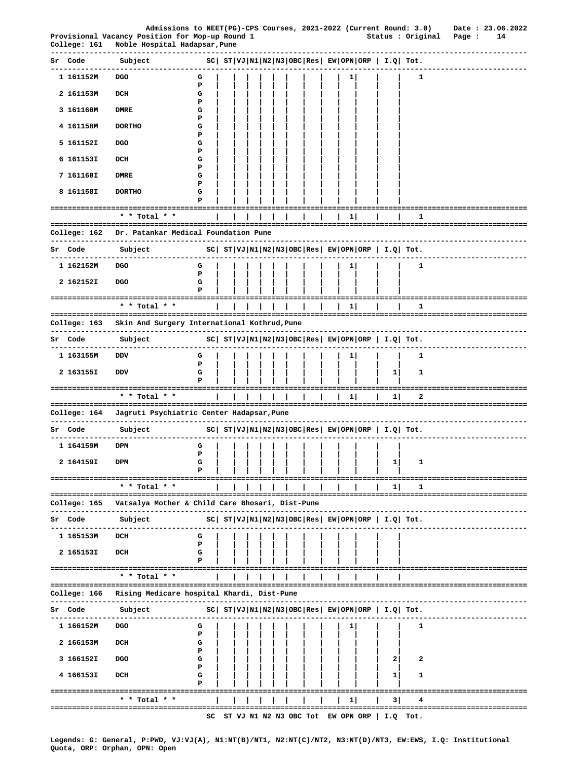Admissions to NEET(PG)-CPS Courses, 2021-2022 (Current Round: 3.0) Date : 23.06.2022
Provisional Vacancy Position for Mop-up Round 1 Status : Original

College: 161 Noble Hospital Hadapsar,Pune

| Sr | Code | Subject | | SC | ST | VJ | N1 | N2 | N3 | OBC | Res | EW | OPN | ORP | I.Q | Tot. |
|---|---|---|---|---|---|---|---|---|---|---|---|---|---|---|---|---|
| 1 | 161152M | DGO | G | | | | | | | | | | 1 | | | 1 |
| | | | P | | | | | | | | | | | | | |
| 2 | 161153M | DCH | G | | | | | | | | | | | | | |
| | | | P | | | | | | | | | | | | | |
| 3 | 161160M | DMRE | G | | | | | | | | | | | | | |
| | | | P | | | | | | | | | | | | | |
| 4 | 161158M | DORTHO | G | | | | | | | | | | | | | |
| | | | P | | | | | | | | | | | | | |
| 5 | 161152I | DGO | G | | | | | | | | | | | | | |
| | | | P | | | | | | | | | | | | | |
| 6 | 161153I | DCH | G | | | | | | | | | | | | | |
| | | | P | | | | | | | | | | | | | |
| 7 | 161160I | DMRE | G | | | | | | | | | | | | | |
| | | | P | | | | | | | | | | | | | |
| 8 | 161158I | DORTHO | G | | | | | | | | | | | | | |
| | | | P | | | | | | | | | | | | | |
| | | * * Total * * | | | | | | | | | | | 1 | | | 1 |

College: 162 Dr. Patankar Medical Foundation Pune

| Sr | Code | Subject | | SC | ST | VJ | N1 | N2 | N3 | OBC | Res | EW | OPN | ORP | I.Q | Tot. |
|---|---|---|---|---|---|---|---|---|---|---|---|---|---|---|---|---|
| 1 | 162152M | DGO | G | | | | | | | | | | 1 | | | 1 |
| | | | P | | | | | | | | | | | | | |
| 2 | 162152I | DGO | G | | | | | | | | | | | | | |
| | | | P | | | | | | | | | | | | | |
| | | * * Total * * | | | | | | | | | | | 1 | | | 1 |

College: 163 Skin And Surgery International Kothrud,Pune

| Sr | Code | Subject | | SC | ST | VJ | N1 | N2 | N3 | OBC | Res | EW | OPN | ORP | I.Q | Tot. |
|---|---|---|---|---|---|---|---|---|---|---|---|---|---|---|---|---|
| 1 | 163155M | DDV | G | | | | | | | | | | 1 | | | 1 |
| | | | P | | | | | | | | | | | | | |
| 2 | 163155I | DDV | G | | | | | | | | | | | | 1 | 1 |
| | | | P | | | | | | | | | | | | | |
| | | * * Total * * | | | | | | | | | | | 1 | | 1 | 2 |

College: 164 Jagruti Psychiatric Center Hadapsar,Pune

| Sr | Code | Subject | | SC | ST | VJ | N1 | N2 | N3 | OBC | Res | EW | OPN | ORP | I.Q | Tot. |
|---|---|---|---|---|---|---|---|---|---|---|---|---|---|---|---|---|
| 1 | 164159M | DPM | G | | | | | | | | | | | | | |
| | | | P | | | | | | | | | | | | | |
| 2 | 164159I | DPM | G | | | | | | | | | | | | 1 | 1 |
| | | | P | | | | | | | | | | | | | |
| | | * * Total * * | | | | | | | | | | | | | 1 | 1 |

College: 165 Vatsalya Mother & Child Care Bhosari, Dist-Pune

| Sr | Code | Subject | | SC | ST | VJ | N1 | N2 | N3 | OBC | Res | EW | OPN | ORP | I.Q | Tot. |
|---|---|---|---|---|---|---|---|---|---|---|---|---|---|---|---|---|
| 1 | 165153M | DCH | G | | | | | | | | | | | | | |
| | | | P | | | | | | | | | | | | | |
| 2 | 165153I | DCH | G | | | | | | | | | | | | | |
| | | | P | | | | | | | | | | | | | |
| | | * * Total * * | | | | | | | | | | | | | | |

College: 166 Rising Medicare hospital Khardi, Dist-Pune

| Sr | Code | Subject | | SC | ST | VJ | N1 | N2 | N3 | OBC | Res | EW | OPN | ORP | I.Q | Tot. |
|---|---|---|---|---|---|---|---|---|---|---|---|---|---|---|---|---|
| 1 | 166152M | DGO | G | | | | | | | | | | 1 | | | 1 |
| | | | P | | | | | | | | | | | | | |
| 2 | 166153M | DCH | G | | | | | | | | | | | | | |
| | | | P | | | | | | | | | | | | | |
| 3 | 166152I | DGO | G | | | | | | | | | | | | 2 | 2 |
| | | | P | | | | | | | | | | | | | |
| 4 | 166153I | DCH | G | | | | | | | | | | | | 1 | 1 |
| | | | P | | | | | | | | | | | | | |
| | | * * Total * * | | | | | | | | | | | 1 | | 3 | 4 |

SC ST VJ N1 N2 N3 OBC Tot EW OPN ORP | I.Q Tot.

Legends: G: General, P:PWD, VJ:VJ(A), N1:NT(B)/NT1, N2:NT(C)/NT2, N3:NT(D)/NT3, EW:EWS, I.Q: Institutional Quota, ORP: Orphan, OPN: Open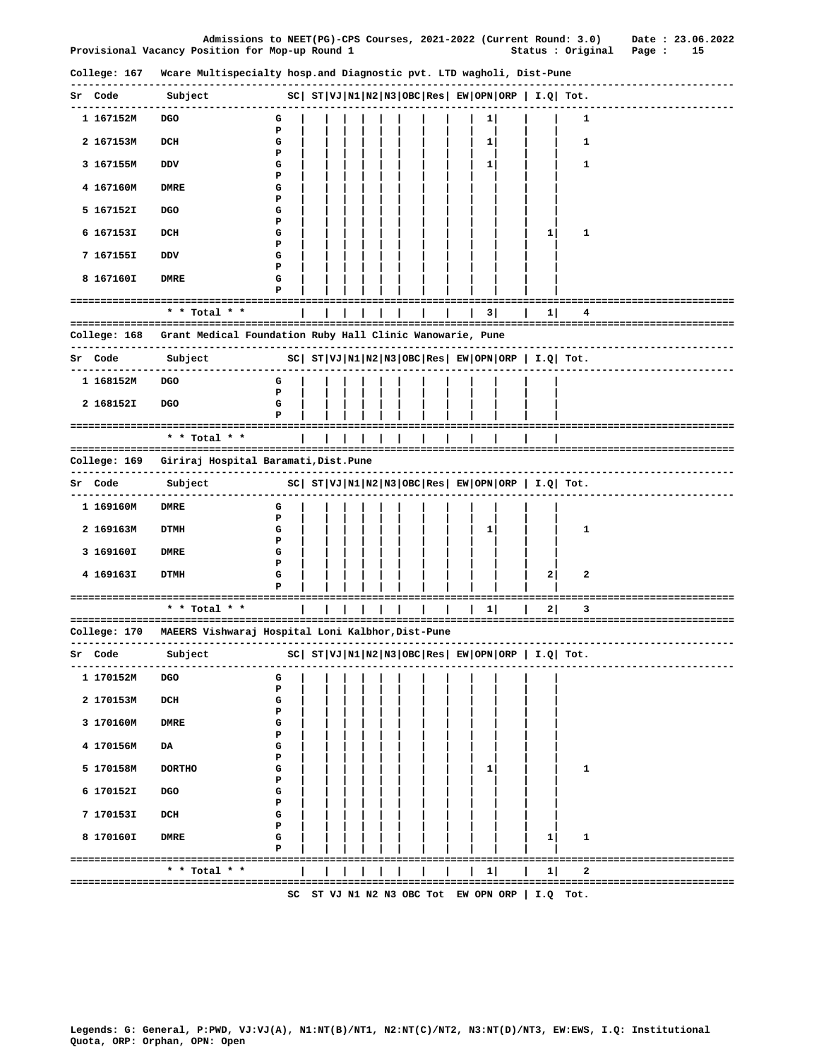Admissions to NEET(PG)-CPS Courses, 2021-2022 (Current Round: 3.0) Date : 23.06.2022
Provisional Vacancy Position for Mop-up Round 1 Status : Original

College: 167 Wcare Multispecialty hosp.and Diagnostic pvt. LTD wagholi, Dist-Pune

| Sr | Code | Subject | | SC | ST | VJ | N1 | N2 | N3 | OBC | Res | EW | OPN | ORP | I.Q | Tot. |
|---|---|---|---|---|---|---|---|---|---|---|---|---|---|---|---|---|
| 1 | 167152M | DGO | G | | | | | | | | | | 1 | | | 1 |
| | | | P | | | | | | | | | | | | | |
| 2 | 167153M | DCH | G | | | | | | | | | | 1 | | | 1 |
| | | | P | | | | | | | | | | | | | |
| 3 | 167155M | DDV | G | | | | | | | | | | 1 | | | 1 |
| | | | P | | | | | | | | | | | | | |
| 4 | 167160M | DMRE | G | | | | | | | | | | | | | |
| | | | P | | | | | | | | | | | | | |
| 5 | 167152I | DGO | G | | | | | | | | | | | | | |
| | | | P | | | | | | | | | | | | | |
| 6 | 167153I | DCH | G | | | | | | | | | | | | 1 | 1 |
| | | | P | | | | | | | | | | | | | |
| 7 | 167155I | DDV | G | | | | | | | | | | | | | |
| | | | P | | | | | | | | | | | | | |
| 8 | 167160I | DMRE | G | | | | | | | | | | | | | |
| | | | P | | | | | | | | | | | | | |
| | | * * Total * * | | | | | | | | | | | 3 | | 1 | 4 |

College: 168 Grant Medical Foundation Ruby Hall Clinic Wanowarie, Pune

| Sr | Code | Subject | | SC | ST | VJ | N1 | N2 | N3 | OBC | Res | EW | OPN | ORP | I.Q | Tot. |
|---|---|---|---|---|---|---|---|---|---|---|---|---|---|---|---|---|
| 1 | 168152M | DGO | G | | | | | | | | | | | | | |
| | | | P | | | | | | | | | | | | | |
| 2 | 168152I | DGO | G | | | | | | | | | | | | | |
| | | | P | | | | | | | | | | | | | |
| | | * * Total * * | | | | | | | | | | | | | | |

College: 169 Giriraj Hospital Baramati,Dist.Pune

| Sr | Code | Subject | | SC | ST | VJ | N1 | N2 | N3 | OBC | Res | EW | OPN | ORP | I.Q | Tot. |
|---|---|---|---|---|---|---|---|---|---|---|---|---|---|---|---|---|
| 1 | 169160M | DMRE | G | | | | | | | | | | | | | |
| | | | P | | | | | | | | | | | | | |
| 2 | 169163M | DTMH | G | | | | | | | | | | 1 | | | 1 |
| | | | P | | | | | | | | | | | | | |
| 3 | 169160I | DMRE | G | | | | | | | | | | | | | |
| | | | P | | | | | | | | | | | | | |
| 4 | 169163I | DTMH | G | | | | | | | | | | | | 2 | 2 |
| | | | P | | | | | | | | | | | | | |
| | | * * Total * * | | | | | | | | | | | 1 | | 2 | 3 |

College: 170 MAEERS Vishwaraj Hospital Loni Kalbhor,Dist-Pune

| Sr | Code | Subject | | SC | ST | VJ | N1 | N2 | N3 | OBC | Res | EW | OPN | ORP | I.Q | Tot. |
|---|---|---|---|---|---|---|---|---|---|---|---|---|---|---|---|---|
| 1 | 170152M | DGO | G | | | | | | | | | | | | | |
| | | | P | | | | | | | | | | | | | |
| 2 | 170153M | DCH | G | | | | | | | | | | | | | |
| | | | P | | | | | | | | | | | | | |
| 3 | 170160M | DMRE | G | | | | | | | | | | | | | |
| | | | P | | | | | | | | | | | | | |
| 4 | 170156M | DA | G | | | | | | | | | | | | | |
| | | | P | | | | | | | | | | | | | |
| 5 | 170158M | DORTHO | G | | | | | | | | | | 1 | | | 1 |
| | | | P | | | | | | | | | | | | | |
| 6 | 170152I | DGO | G | | | | | | | | | | | | | |
| | | | P | | | | | | | | | | | | | |
| 7 | 170153I | DCH | G | | | | | | | | | | | | | |
| | | | P | | | | | | | | | | | | | |
| 8 | 170160I | DMRE | G | | | | | | | | | | | | 1 | 1 |
| | | | P | | | | | | | | | | | | | |
| | | * * Total * * | | | | | | | | | | | 1 | | 1 | 2 |

SC ST VJ N1 N2 N3 OBC Tot EW OPN ORP | I.Q Tot.

Legends: G: General, P:PWD, VJ:VJ(A), N1:NT(B)/NT1, N2:NT(C)/NT2, N3:NT(D)/NT3, EW:EWS, I.Q: Institutional Quota, ORP: Orphan, OPN: Open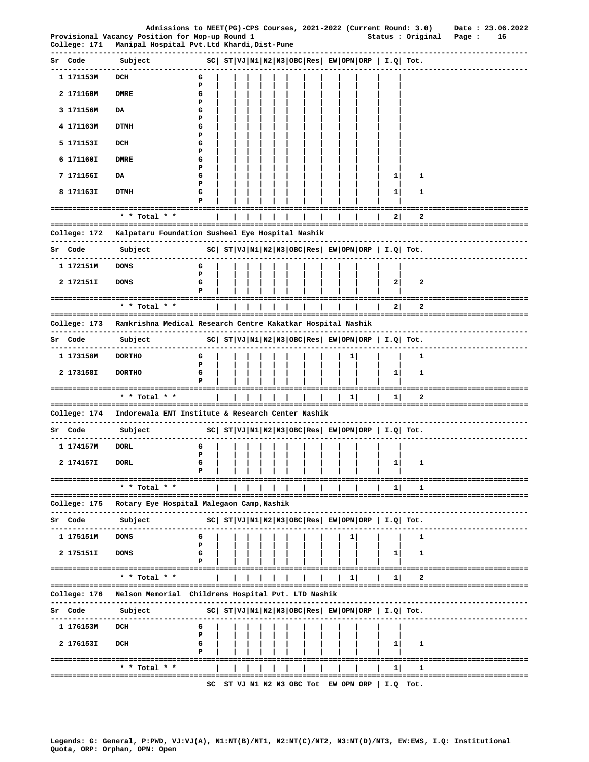Admissions to NEET(PG)-CPS Courses, 2021-2022 (Current Round: 3.0) Date : 23.06.2022

Provisional Vacancy Position for Mop-up Round 1 Status : Original

## College: 171 Manipal Hospital Pvt.Ltd Khardi,Dist-Pune

| Sr | Code | Subject | | SC | ST | VJ | N1 | N2 | N3 | OBC | Res | EW | OPN | ORP | I.Q | Tot. |
|---|---|---|---|---|---|---|---|---|---|---|---|---|---|---|---|---|
| 1 | 171153M | DCH | G | | | | | | | | | | | | | |
| | | | P | | | | | | | | | | | | | |
| 2 | 171160M | DMRE | G | | | | | | | | | | | | | |
| | | | P | | | | | | | | | | | | | |
| 3 | 171156M | DA | G | | | | | | | | | | | | | |
| | | | P | | | | | | | | | | | | | |
| 4 | 171163M | DTMH | G | | | | | | | | | | | | | |
| | | | P | | | | | | | | | | | | | |
| 5 | 171153I | DCH | G | | | | | | | | | | | | | |
| | | | P | | | | | | | | | | | | | |
| 6 | 171160I | DMRE | G | | | | | | | | | | | | | |
| | | | P | | | | | | | | | | | | | |
| 7 | 171156I | DA | G | | | | | | | | | | | | 1 | 1 |
| | | | P | | | | | | | | | | | | | |
| 8 | 171163I | DTMH | G | | | | | | | | | | | | 1 | 1 |
| | | | P | | | | | | | | | | | | | |
| | | * * Total * * | | | | | | | | | | | | | 2 | 2 |

## College: 172 Kalpataru Foundation Susheel Eye Hospital Nashik

| Sr | Code | Subject | | SC | ST | VJ | N1 | N2 | N3 | OBC | Res | EW | OPN | ORP | I.Q | Tot. |
|---|---|---|---|---|---|---|---|---|---|---|---|---|---|---|---|---|
| 1 | 172151M | DOMS | G | | | | | | | | | | | | | |
| | | | P | | | | | | | | | | | | | |
| 2 | 172151I | DOMS | G | | | | | | | | | | | | 2 | 2 |
| | | | P | | | | | | | | | | | | | |
| | | * * Total * * | | | | | | | | | | | | | 2 | 2 |

## College: 173 Ramkrishna Medical Research Centre Kakatkar Hospital Nashik

| Sr | Code | Subject | | SC | ST | VJ | N1 | N2 | N3 | OBC | Res | EW | OPN | ORP | I.Q | Tot. |
|---|---|---|---|---|---|---|---|---|---|---|---|---|---|---|---|---|
| 1 | 173158M | DORTHO | G | | | | | | | | | | 1 | | | 1 |
| | | | P | | | | | | | | | | | | | |
| 2 | 173158I | DORTHO | G | | | | | | | | | | | | 1 | 1 |
| | | | P | | | | | | | | | | | | | |
| | | * * Total * * | | | | | | | | | | | 1 | | 1 | 2 |

## College: 174 Indorewala ENT Institute & Research Center Nashik

| Sr | Code | Subject | | SC | ST | VJ | N1 | N2 | N3 | OBC | Res | EW | OPN | ORP | I.Q | Tot. |
|---|---|---|---|---|---|---|---|---|---|---|---|---|---|---|---|---|
| 1 | 174157M | DORL | G | | | | | | | | | | | | | |
| | | | P | | | | | | | | | | | | | |
| 2 | 174157I | DORL | G | | | | | | | | | | | | 1 | 1 |
| | | | P | | | | | | | | | | | | | |
| | | * * Total * * | | | | | | | | | | | | | 1 | 1 |

## College: 175 Rotary Eye Hospital Malegaon Camp,Nashik

| Sr | Code | Subject | | SC | ST | VJ | N1 | N2 | N3 | OBC | Res | EW | OPN | ORP | I.Q | Tot. |
|---|---|---|---|---|---|---|---|---|---|---|---|---|---|---|---|---|
| 1 | 175151M | DOMS | G | | | | | | | | | | 1 | | | 1 |
| | | | P | | | | | | | | | | | | | |
| 2 | 175151I | DOMS | G | | | | | | | | | | | | 1 | 1 |
| | | | P | | | | | | | | | | | | | |
| | | * * Total * * | | | | | | | | | | | 1 | | 1 | 2 |

## College: 176 Nelson Memorial Childrens Hospital Pvt. LTD Nashik

| Sr | Code | Subject | | SC | ST | VJ | N1 | N2 | N3 | OBC | Res | EW | OPN | ORP | I.Q | Tot. |
|---|---|---|---|---|---|---|---|---|---|---|---|---|---|---|---|---|
| 1 | 176153M | DCH | G | | | | | | | | | | | | | |
| | | | P | | | | | | | | | | | | | |
| 2 | 176153I | DCH | G | | | | | | | | | | | | 1 | 1 |
| | | | P | | | | | | | | | | | | | |
| | | * * Total * * | | | | | | | | | | | | | 1 | 1 |

SC ST VJ N1 N2 N3 OBC Tot EW OPN ORP | I.Q Tot.

Legends: G: General, P:PWD, VJ:VJ(A), N1:NT(B)/NT1, N2:NT(C)/NT2, N3:NT(D)/NT3, EW:EWS, I.Q: Institutional Quota, ORP: Orphan, OPN: Open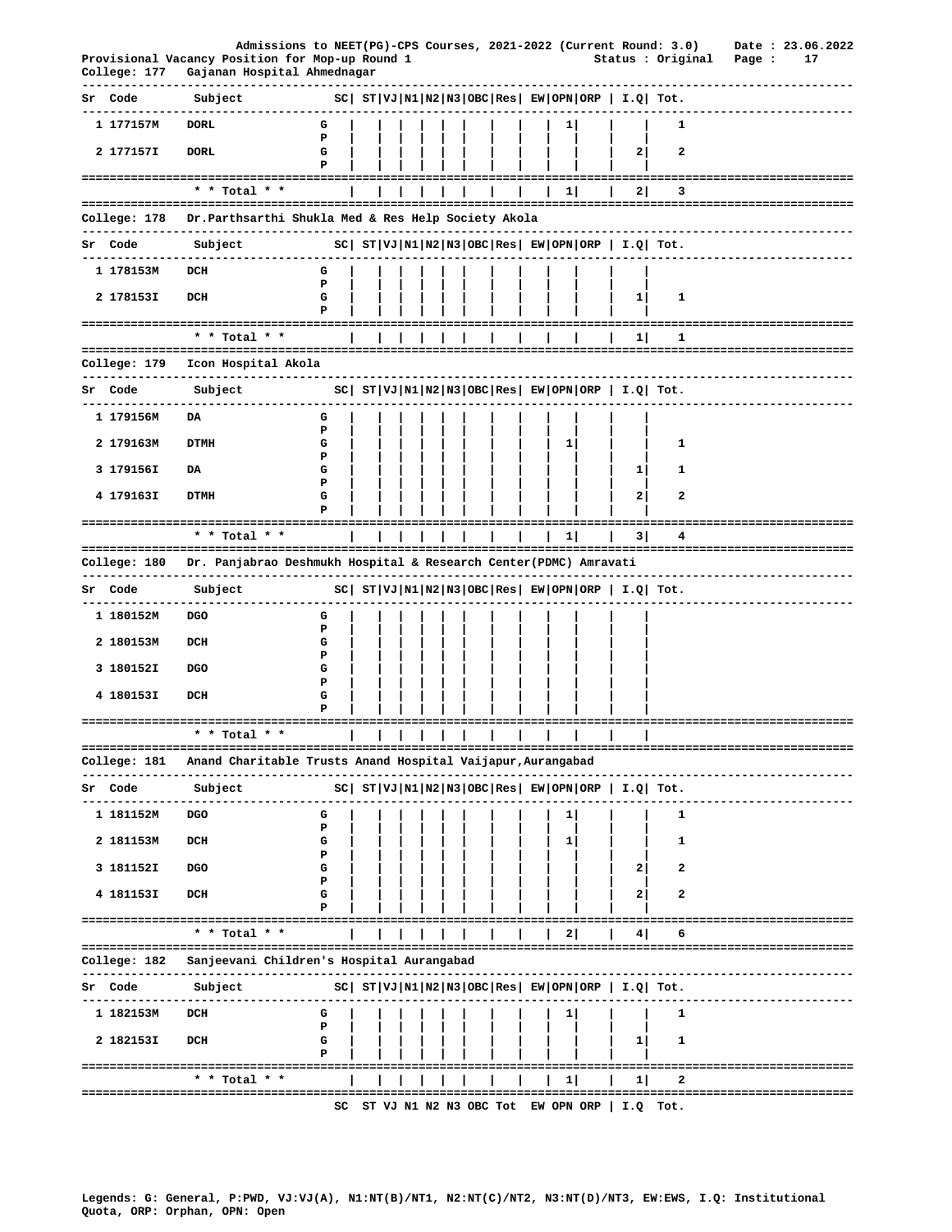Admissions to NEET(PG)-CPS Courses, 2021-2022 (Current Round: 3.0) Date : 23.06.2022

Provisional Vacancy Position for Mop-up Round 1 Status : Original

## College: 177 Gajanan Hospital Ahmednagar

| Sr | Code | Subject | | SC | ST | VJ | N1 | N2 | N3 | OBC | Res | EW | OPN | ORP | I.Q | Tot. |
|---|---|---|---|---|---|---|---|---|---|---|---|---|---|---|---|---|
| 1 | 177157M | DORL | G | | | | | | | | | | 1 | | | 1 |
| | | | P | | | | | | | | | | | | | |
| 2 | 177157I | DORL | G | | | | | | | | | | | | 2 | 2 |
| | | | P | | | | | | | | | | | | | |
| | | * * Total * * | | | | | | | | | | | 1 | | 2 | 3 |

## College: 178 Dr.Parthsarthi Shukla Med & Res Help Society Akola

| Sr | Code | Subject | | SC | ST | VJ | N1 | N2 | N3 | OBC | Res | EW | OPN | ORP | I.Q | Tot. |
|---|---|---|---|---|---|---|---|---|---|---|---|---|---|---|---|---|
| 1 | 178153M | DCH | G | | | | | | | | | | | | | |
| | | | P | | | | | | | | | | | | | |
| 2 | 178153I | DCH | G | | | | | | | | | | | | 1 | 1 |
| | | | P | | | | | | | | | | | | | |
| | | * * Total * * | | | | | | | | | | | | | 1 | 1 |

## College: 179 Icon Hospital Akola

| Sr | Code | Subject | | SC | ST | VJ | N1 | N2 | N3 | OBC | Res | EW | OPN | ORP | I.Q | Tot. |
|---|---|---|---|---|---|---|---|---|---|---|---|---|---|---|---|---|
| 1 | 179156M | DA | G | | | | | | | | | | | | | |
| | | | P | | | | | | | | | | | | | |
| 2 | 179163M | DTMH | G | | | | | | | | | | 1 | | | 1 |
| | | | P | | | | | | | | | | | | | |
| 3 | 179156I | DA | G | | | | | | | | | | | | 1 | 1 |
| | | | P | | | | | | | | | | | | | |
| 4 | 179163I | DTMH | G | | | | | | | | | | | | 2 | 2 |
| | | | P | | | | | | | | | | | | | |
| | | * * Total * * | | | | | | | | | | | 1 | | 3 | 4 |

## College: 180 Dr. Panjabrao Deshmukh Hospital & Research Center(PDMC) Amravati

| Sr | Code | Subject | | SC | ST | VJ | N1 | N2 | N3 | OBC | Res | EW | OPN | ORP | I.Q | Tot. |
|---|---|---|---|---|---|---|---|---|---|---|---|---|---|---|---|---|
| 1 | 180152M | DGO | G | | | | | | | | | | | | | |
| | | | P | | | | | | | | | | | | | |
| 2 | 180153M | DCH | G | | | | | | | | | | | | | |
| | | | P | | | | | | | | | | | | | |
| 3 | 180152I | DGO | G | | | | | | | | | | | | | |
| | | | P | | | | | | | | | | | | | |
| 4 | 180153I | DCH | G | | | | | | | | | | | | | |
| | | | P | | | | | | | | | | | | | |
| | | * * Total * * | | | | | | | | | | | | | | |

## College: 181 Anand Charitable Trusts Anand Hospital Vaijapur,Aurangabad

| Sr | Code | Subject | | SC | ST | VJ | N1 | N2 | N3 | OBC | Res | EW | OPN | ORP | I.Q | Tot. |
|---|---|---|---|---|---|---|---|---|---|---|---|---|---|---|---|---|
| 1 | 181152M | DGO | G | | | | | | | | | | 1 | | | 1 |
| | | | P | | | | | | | | | | | | | |
| 2 | 181153M | DCH | G | | | | | | | | | | 1 | | | 1 |
| | | | P | | | | | | | | | | | | | |
| 3 | 181152I | DGO | G | | | | | | | | | | | | 2 | 2 |
| | | | P | | | | | | | | | | | | | |
| 4 | 181153I | DCH | G | | | | | | | | | | | | 2 | 2 |
| | | | P | | | | | | | | | | | | | |
| | | * * Total * * | | | | | | | | | | | 2 | | 4 | 6 |

## College: 182 Sanjeevani Children's Hospital Aurangabad

| Sr | Code | Subject | | SC | ST | VJ | N1 | N2 | N3 | OBC | Res | EW | OPN | ORP | I.Q | Tot. |
|---|---|---|---|---|---|---|---|---|---|---|---|---|---|---|---|---|
| 1 | 182153M | DCH | G | | | | | | | | | | 1 | | | 1 |
| | | | P | | | | | | | | | | | | | |
| 2 | 182153I | DCH | G | | | | | | | | | | | | 1 | 1 |
| | | | P | | | | | | | | | | | | | |
| | | * * Total * * | | | | | | | | | | | 1 | | 1 | 2 |

SC ST VJ N1 N2 N3 OBC Tot EW OPN ORP | I.Q Tot.

Legends: G: General, P:PWD, VJ:VJ(A), N1:NT(B)/NT1, N2:NT(C)/NT2, N3:NT(D)/NT3, EW:EWS, I.Q: Institutional Quota, ORP: Orphan, OPN: Open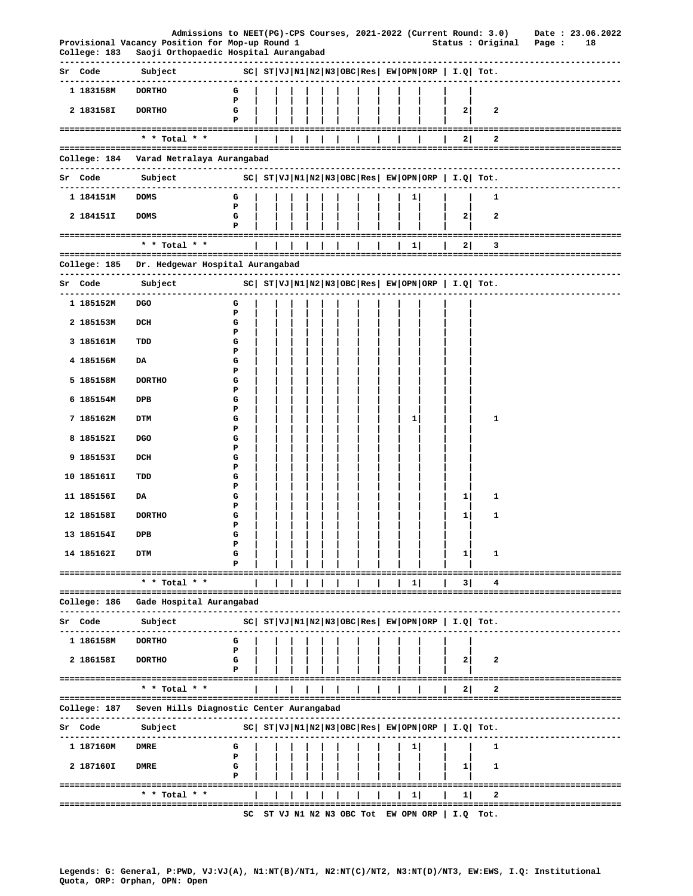Admissions to NEET(PG)-CPS Courses, 2021-2022 (Current Round: 3.0) Date : 23.06.2022
Provisional Vacancy Position for Mop-up Round 1 Status : Original

College: 183 Saoji Orthopaedic Hospital Aurangabad

| Sr | Code | Subject | | SC | ST | VJ | N1 | N2 | N3 | OBC | Res | EW | OPN | ORP | I.Q | Tot. |
|---|---|---|---|---|---|---|---|---|---|---|---|---|---|---|---|---|
| 1 | 183158M | DORTHO | G | | | | | | | | | | | | | |
| | | | P | | | | | | | | | | | | | |
| 2 | 183158I | DORTHO | G | | | | | | | | | | | | 2 | 2 |
| | | | P | | | | | | | | | | | | | |
| | | * * Total * * | | | | | | | | | | | | | 2 | 2 |

College: 184 Varad Netralaya Aurangabad

| Sr | Code | Subject | | SC | ST | VJ | N1 | N2 | N3 | OBC | Res | EW | OPN | ORP | I.Q | Tot. |
|---|---|---|---|---|---|---|---|---|---|---|---|---|---|---|---|---|
| 1 | 184151M | DOMS | G | | | | | | | | | | 1 | | | 1 |
| | | | P | | | | | | | | | | | | | |
| 2 | 184151I | DOMS | G | | | | | | | | | | | | 2 | 2 |
| | | | P | | | | | | | | | | | | | |
| | | * * Total * * | | | | | | | | | | | 1 | | 2 | 3 |

College: 185 Dr. Hedgewar Hospital Aurangabad

| Sr | Code | Subject | | SC | ST | VJ | N1 | N2 | N3 | OBC | Res | EW | OPN | ORP | I.Q | Tot. |
|---|---|---|---|---|---|---|---|---|---|---|---|---|---|---|---|---|
| 1 | 185152M | DGO | G | | | | | | | | | | | | | |
| | | | P | | | | | | | | | | | | | |
| 2 | 185153M | DCH | G | | | | | | | | | | | | | |
| | | | P | | | | | | | | | | | | | |
| 3 | 185161M | TDD | G | | | | | | | | | | | | | |
| | | | P | | | | | | | | | | | | | |
| 4 | 185156M | DA | G | | | | | | | | | | | | | |
| | | | P | | | | | | | | | | | | | |
| 5 | 185158M | DORTHO | G | | | | | | | | | | | | | |
| | | | P | | | | | | | | | | | | | |
| 6 | 185154M | DPB | G | | | | | | | | | | | | | |
| | | | P | | | | | | | | | | | | | |
| 7 | 185162M | DTM | G | | | | | | | | | | 1 | | | 1 |
| | | | P | | | | | | | | | | | | | |
| 8 | 185152I | DGO | G | | | | | | | | | | | | | |
| | | | P | | | | | | | | | | | | | |
| 9 | 185153I | DCH | G | | | | | | | | | | | | | |
| | | | P | | | | | | | | | | | | | |
| 10 | 185161I | TDD | G | | | | | | | | | | | | | |
| | | | P | | | | | | | | | | | | | |
| 11 | 185156I | DA | G | | | | | | | | | | | | 1 | 1 |
| | | | P | | | | | | | | | | | | | |
| 12 | 185158I | DORTHO | G | | | | | | | | | | | | 1 | 1 |
| | | | P | | | | | | | | | | | | | |
| 13 | 185154I | DPB | G | | | | | | | | | | | | | |
| | | | P | | | | | | | | | | | | | |
| 14 | 185162I | DTM | G | | | | | | | | | | | | 1 | 1 |
| | | | P | | | | | | | | | | | | | |
| | | * * Total * * | | | | | | | | | | | 1 | | 3 | 4 |

College: 186 Gade Hospital Aurangabad

| Sr | Code | Subject | | SC | ST | VJ | N1 | N2 | N3 | OBC | Res | EW | OPN | ORP | I.Q | Tot. |
|---|---|---|---|---|---|---|---|---|---|---|---|---|---|---|---|---|
| 1 | 186158M | DORTHO | G | | | | | | | | | | | | | |
| | | | P | | | | | | | | | | | | | |
| 2 | 186158I | DORTHO | G | | | | | | | | | | | | 2 | 2 |
| | | | P | | | | | | | | | | | | | |
| | | * * Total * * | | | | | | | | | | | | | 2 | 2 |

College: 187 Seven Hills Diagnostic Center Aurangabad

| Sr | Code | Subject | | SC | ST | VJ | N1 | N2 | N3 | OBC | Res | EW | OPN | ORP | I.Q | Tot. |
|---|---|---|---|---|---|---|---|---|---|---|---|---|---|---|---|---|
| 1 | 187160M | DMRE | G | | | | | | | | | | 1 | | | 1 |
| | | | P | | | | | | | | | | | | | |
| 2 | 187160I | DMRE | G | | | | | | | | | | | | 1 | 1 |
| | | | P | | | | | | | | | | | | | |
| | | * * Total * * | | | | | | | | | | | 1 | | 1 | 2 |

SC ST VJ N1 N2 N3 OBC Tot EW OPN ORP | I.Q Tot.

Legends: G: General, P:PWD, VJ:VJ(A), N1:NT(B)/NT1, N2:NT(C)/NT2, N3:NT(D)/NT3, EW:EWS, I.Q: Institutional Quota, ORP: Orphan, OPN: Open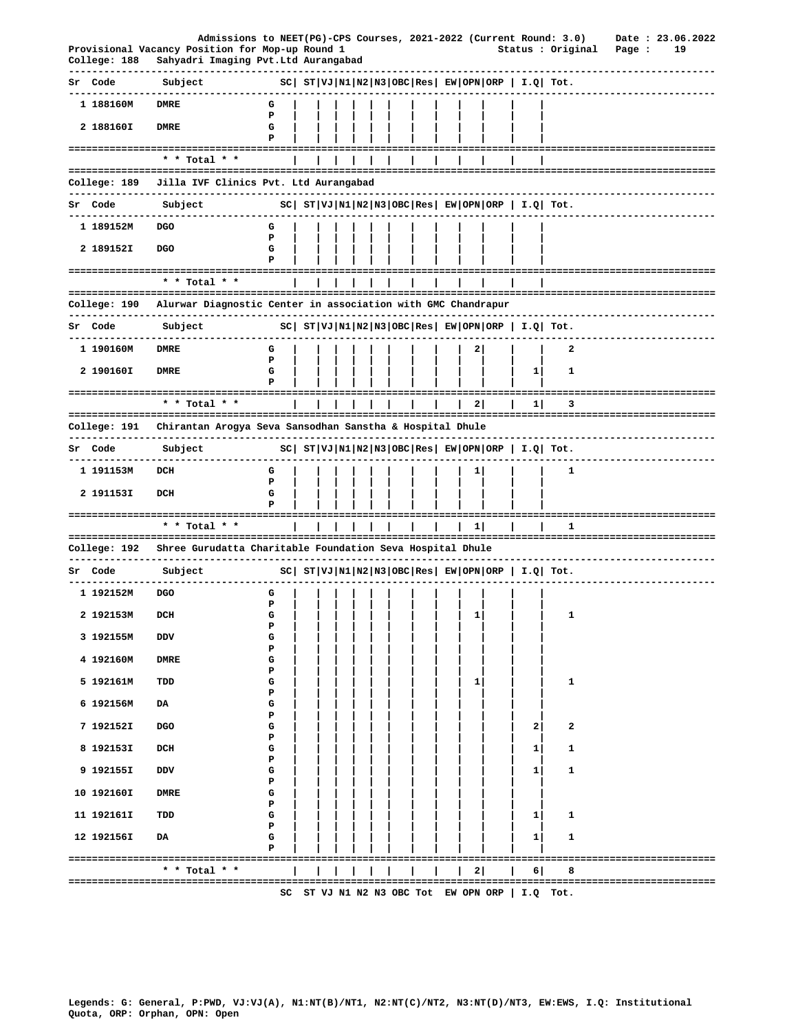Admissions to NEET(PG)-CPS Courses, 2021-2022 (Current Round: 3.0) Date : 23.06.2022
Provisional Vacancy Position for Mop-up Round 1 Status : Original

College: 188 Sahyadri Imaging Pvt.Ltd Aurangabad

| Sr | Code | Subject | | SC | ST | VJ | N1 | N2 | N3 | OBC | Res | EW | OPN | ORP | I.Q | Tot. |
|---|---|---|---|---|---|---|---|---|---|---|---|---|---|---|---|---|
| 1 | 188160M | DMRE | G | | | | | | | | | | | | | |
| | | | P | | | | | | | | | | | | | |
| 2 | 188160I | DMRE | G | | | | | | | | | | | | | |
| | | | P | | | | | | | | | | | | | |
| | | * * Total * * | | | | | | | | | | | | | | |

College: 189 Jilla IVF Clinics Pvt. Ltd Aurangabad

| Sr | Code | Subject | | SC | ST | VJ | N1 | N2 | N3 | OBC | Res | EW | OPN | ORP | I.Q | Tot. |
|---|---|---|---|---|---|---|---|---|---|---|---|---|---|---|---|---|
| 1 | 189152M | DGO | G | | | | | | | | | | | | | |
| | | | P | | | | | | | | | | | | | |
| 2 | 189152I | DGO | G | | | | | | | | | | | | | |
| | | | P | | | | | | | | | | | | | |
| | | * * Total * * | | | | | | | | | | | | | | |

College: 190 Alurwar Diagnostic Center in association with GMC Chandrapur

| Sr | Code | Subject | | SC | ST | VJ | N1 | N2 | N3 | OBC | Res | EW | OPN | ORP | I.Q | Tot. |
|---|---|---|---|---|---|---|---|---|---|---|---|---|---|---|---|---|
| 1 | 190160M | DMRE | G | | | | | | | | | | 2 | | | 2 |
| | | | P | | | | | | | | | | | | | |
| 2 | 190160I | DMRE | G | | | | | | | | | | | | 1 | 1 |
| | | | P | | | | | | | | | | | | | |
| | | * * Total * * | | | | | | | | | | | 2 | | 1 | 3 |

College: 191 Chirantan Arogya Seva Sansodhan Sanstha & Hospital Dhule

| Sr | Code | Subject | | SC | ST | VJ | N1 | N2 | N3 | OBC | Res | EW | OPN | ORP | I.Q | Tot. |
|---|---|---|---|---|---|---|---|---|---|---|---|---|---|---|---|---|
| 1 | 191153M | DCH | G | | | | | | | | | | 1 | | | 1 |
| | | | P | | | | | | | | | | | | | |
| 2 | 191153I | DCH | G | | | | | | | | | | | | | |
| | | | P | | | | | | | | | | | | | |
| | | * * Total * * | | | | | | | | | | | 1 | | | 1 |

College: 192 Shree Gurudatta Charitable Foundation Seva Hospital Dhule

| Sr | Code | Subject | | SC | ST | VJ | N1 | N2 | N3 | OBC | Res | EW | OPN | ORP | I.Q | Tot. |
|---|---|---|---|---|---|---|---|---|---|---|---|---|---|---|---|---|
| 1 | 192152M | DGO | G | | | | | | | | | | | | | |
| | | | P | | | | | | | | | | | | | |
| 2 | 192153M | DCH | G | | | | | | | | | | 1 | | | 1 |
| | | | P | | | | | | | | | | | | | |
| 3 | 192155M | DDV | G | | | | | | | | | | | | | |
| | | | P | | | | | | | | | | | | | |
| 4 | 192160M | DMRE | G | | | | | | | | | | | | | |
| | | | P | | | | | | | | | | | | | |
| 5 | 192161M | TDD | G | | | | | | | | | | 1 | | | 1 |
| | | | P | | | | | | | | | | | | | |
| 6 | 192156M | DA | G | | | | | | | | | | | | | |
| | | | P | | | | | | | | | | | | | |
| 7 | 192152I | DGO | G | | | | | | | | | | | | 2 | 2 |
| | | | P | | | | | | | | | | | | | |
| 8 | 192153I | DCH | G | | | | | | | | | | | | 1 | 1 |
| | | | P | | | | | | | | | | | | | |
| 9 | 192155I | DDV | G | | | | | | | | | | | | 1 | 1 |
| | | | P | | | | | | | | | | | | | |
| 10 | 192160I | DMRE | G | | | | | | | | | | | | | |
| | | | P | | | | | | | | | | | | | |
| 11 | 192161I | TDD | G | | | | | | | | | | | | 1 | 1 |
| | | | P | | | | | | | | | | | | | |
| 12 | 192156I | DA | G | | | | | | | | | | | | 1 | 1 |
| | | | P | | | | | | | | | | | | | |
| | | * * Total * * | | | | | | | | | | | 2 | | 6 | 8 |

SC ST VJ N1 N2 N3 OBC Tot EW OPN ORP | I.Q Tot.

Legends: G: General, P:PWD, VJ:VJ(A), N1:NT(B)/NT1, N2:NT(C)/NT2, N3:NT(D)/NT3, EW:EWS, I.Q: Institutional Quota, ORP: Orphan, OPN: Open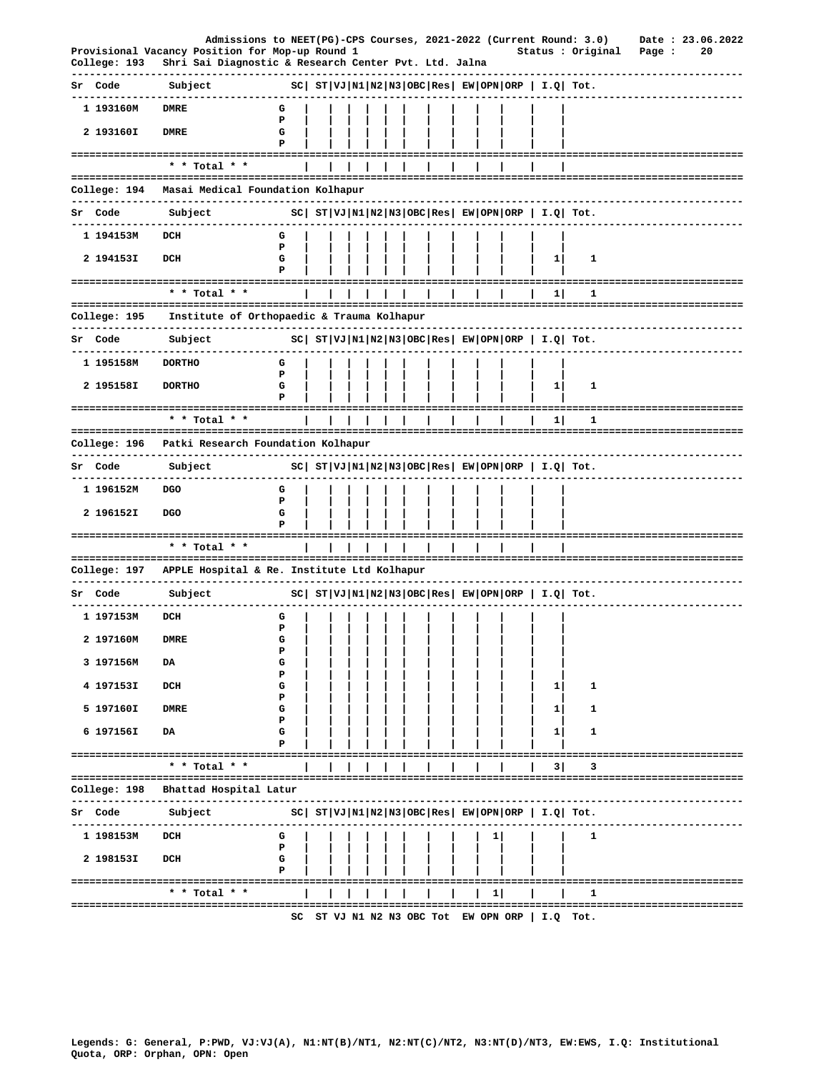Admissions to NEET(PG)-CPS Courses, 2021-2022 (Current Round: 3.0) Date : 23.06.2022

Provisional Vacancy Position for Mop-up Round 1 Status : Original

College: 193 Shri Sai Diagnostic & Research Center Pvt. Ltd. Jalna

| Sr | Code | Subject | | SC | ST | VJ | N1 | N2 | N3 | OBC | Res | EW | OPN | ORP | I.Q | Tot. |
|---|---|---|---|---|---|---|---|---|---|---|---|---|---|---|---|---|
| 1 | 193160M | DMRE | G | | | | | | | | | | | | | |
| | | | P | | | | | | | | | | | | | |
| 2 | 193160I | DMRE | G | | | | | | | | | | | | | |
| | | | P | | | | | | | | | | | | | |
| | | * * Total * * | | | | | | | | | | | | | | |

College: 194 Masai Medical Foundation Kolhapur

| Sr | Code | Subject | | SC | ST | VJ | N1 | N2 | N3 | OBC | Res | EW | OPN | ORP | I.Q | Tot. |
|---|---|---|---|---|---|---|---|---|---|---|---|---|---|---|---|---|
| 1 | 194153M | DCH | G | | | | | | | | | | | | | |
| | | | P | | | | | | | | | | | | | |
| 2 | 194153I | DCH | G | | | | | | | | | | | | 1 | 1 |
| | | | P | | | | | | | | | | | | | |
| | | * * Total * * | | | | | | | | | | | | | 1 | 1 |

College: 195 Institute of Orthopaedic & Trauma Kolhapur

| Sr | Code | Subject | | SC | ST | VJ | N1 | N2 | N3 | OBC | Res | EW | OPN | ORP | I.Q | Tot. |
|---|---|---|---|---|---|---|---|---|---|---|---|---|---|---|---|---|
| 1 | 195158M | DORTHO | G | | | | | | | | | | | | | |
| | | | P | | | | | | | | | | | | | |
| 2 | 195158I | DORTHO | G | | | | | | | | | | | | 1 | 1 |
| | | | P | | | | | | | | | | | | | |
| | | * * Total * * | | | | | | | | | | | | | 1 | 1 |

College: 196 Patki Research Foundation Kolhapur

| Sr | Code | Subject | | SC | ST | VJ | N1 | N2 | N3 | OBC | Res | EW | OPN | ORP | I.Q | Tot. |
|---|---|---|---|---|---|---|---|---|---|---|---|---|---|---|---|---|
| 1 | 196152M | DGO | G | | | | | | | | | | | | | |
| | | | P | | | | | | | | | | | | | |
| 2 | 196152I | DGO | G | | | | | | | | | | | | | |
| | | | P | | | | | | | | | | | | | |
| | | * * Total * * | | | | | | | | | | | | | | |

College: 197 APPLE Hospital & Re. Institute Ltd Kolhapur

| Sr | Code | Subject | | SC | ST | VJ | N1 | N2 | N3 | OBC | Res | EW | OPN | ORP | I.Q | Tot. |
|---|---|---|---|---|---|---|---|---|---|---|---|---|---|---|---|---|
| 1 | 197153M | DCH | G | | | | | | | | | | | | | |
| | | | P | | | | | | | | | | | | | |
| 2 | 197160M | DMRE | G | | | | | | | | | | | | | |
| | | | P | | | | | | | | | | | | | |
| 3 | 197156M | DA | G | | | | | | | | | | | | | |
| | | | P | | | | | | | | | | | | | |
| 4 | 197153I | DCH | G | | | | | | | | | | | | 1 | 1 |
| | | | P | | | | | | | | | | | | | |
| 5 | 197160I | DMRE | G | | | | | | | | | | | | 1 | 1 |
| | | | P | | | | | | | | | | | | | |
| 6 | 197156I | DA | G | | | | | | | | | | | | 1 | 1 |
| | | | P | | | | | | | | | | | | | |
| | | * * Total * * | | | | | | | | | | | | | 3 | 3 |

College: 198 Bhattad Hospital Latur

| Sr | Code | Subject | | SC | ST | VJ | N1 | N2 | N3 | OBC | Res | EW | OPN | ORP | I.Q | Tot. |
|---|---|---|---|---|---|---|---|---|---|---|---|---|---|---|---|---|
| 1 | 198153M | DCH | G | | | | | | | | | | 1 | | | 1 |
| | | | P | | | | | | | | | | | | | |
| 2 | 198153I | DCH | G | | | | | | | | | | | | | |
| | | | P | | | | | | | | | | | | | |
| | | * * Total * * | | | | | | | | | | | 1 | | | 1 |

SC ST VJ N1 N2 N3 OBC Tot EW OPN ORP | I.Q Tot.

Legends: G: General, P:PWD, VJ:VJ(A), N1:NT(B)/NT1, N2:NT(C)/NT2, N3:NT(D)/NT3, EW:EWS, I.Q: Institutional Quota, ORP: Orphan, OPN: Open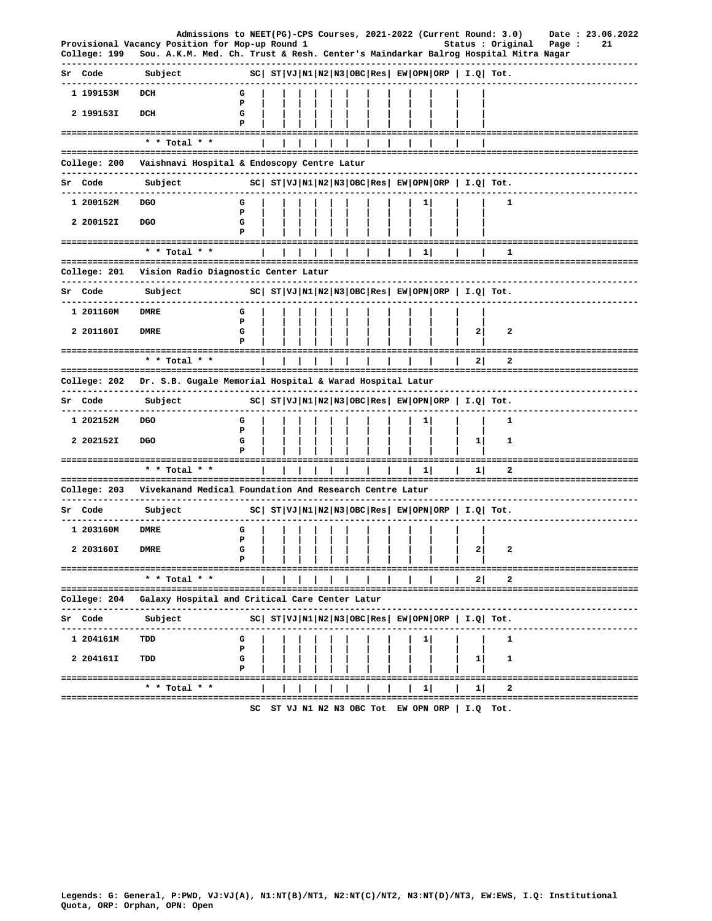Admissions to NEET(PG)-CPS Courses, 2021-2022 (Current Round: 3.0) Date : 23.06.2022

Provisional Vacancy Position for Mop-up Round 1 Status : Original

College: 199 Sou. A.K.M. Med. Ch. Trust & Resh. Center's Maindarkar Balrog Hospital Mitra Nagar

| Sr | Code | Subject | | SC | ST | VJ | N1 | N2 | N3 | OBC | Res | EW | OPN | ORP | I.Q | Tot. |
|---|---|---|---|---|---|---|---|---|---|---|---|---|---|---|---|---|
| 1 | 199153M | DCH | G | | | | | | | | | | | | | |
| | | | P | | | | | | | | | | | | | |
| 2 | 199153I | DCH | G | | | | | | | | | | | | | |
| | | | P | | | | | | | | | | | | | |
| | | * * Total * * | | | | | | | | | | | | | | |

College: 200 Vaishnavi Hospital & Endoscopy Centre Latur

| Sr | Code | Subject | | SC | ST | VJ | N1 | N2 | N3 | OBC | Res | EW | OPN | ORP | I.Q | Tot. |
|---|---|---|---|---|---|---|---|---|---|---|---|---|---|---|---|---|
| 1 | 200152M | DGO | G | | | | | | | | | | 1 | | | 1 |
| | | | P | | | | | | | | | | | | | |
| 2 | 200152I | DGO | G | | | | | | | | | | | | | |
| | | | P | | | | | | | | | | | | | |
| | | * * Total * * | | | | | | | | | | | 1 | | | 1 |

College: 201 Vision Radio Diagnostic Center Latur

| Sr | Code | Subject | | SC | ST | VJ | N1 | N2 | N3 | OBC | Res | EW | OPN | ORP | I.Q | Tot. |
|---|---|---|---|---|---|---|---|---|---|---|---|---|---|---|---|---|
| 1 | 201160M | DMRE | G | | | | | | | | | | | | | |
| | | | P | | | | | | | | | | | | | |
| 2 | 201160I | DMRE | G | | | | | | | | | | | | 2 | 2 |
| | | | P | | | | | | | | | | | | | |
| | | * * Total * * | | | | | | | | | | | | | 2 | 2 |

College: 202 Dr. S.B. Gugale Memorial Hospital & Warad Hospital Latur

| Sr | Code | Subject | | SC | ST | VJ | N1 | N2 | N3 | OBC | Res | EW | OPN | ORP | I.Q | Tot. |
|---|---|---|---|---|---|---|---|---|---|---|---|---|---|---|---|---|
| 1 | 202152M | DGO | G | | | | | | | | | | 1 | | | 1 |
| | | | P | | | | | | | | | | | | | |
| 2 | 202152I | DGO | G | | | | | | | | | | | | 1 | 1 |
| | | | P | | | | | | | | | | | | | |
| | | * * Total * * | | | | | | | | | | | 1 | | 1 | 2 |

College: 203 Vivekanand Medical Foundation And Research Centre Latur

| Sr | Code | Subject | | SC | ST | VJ | N1 | N2 | N3 | OBC | Res | EW | OPN | ORP | I.Q | Tot. |
|---|---|---|---|---|---|---|---|---|---|---|---|---|---|---|---|---|
| 1 | 203160M | DMRE | G | | | | | | | | | | | | | |
| | | | P | | | | | | | | | | | | | |
| 2 | 203160I | DMRE | G | | | | | | | | | | | | 2 | 2 |
| | | | P | | | | | | | | | | | | | |
| | | * * Total * * | | | | | | | | | | | | | 2 | 2 |

College: 204 Galaxy Hospital and Critical Care Center Latur

| Sr | Code | Subject | | SC | ST | VJ | N1 | N2 | N3 | OBC | Res | EW | OPN | ORP | I.Q | Tot. |
|---|---|---|---|---|---|---|---|---|---|---|---|---|---|---|---|---|
| 1 | 204161M | TDD | G | | | | | | | | | | 1 | | | 1 |
| | | | P | | | | | | | | | | | | | |
| 2 | 204161I | TDD | G | | | | | | | | | | | | 1 | 1 |
| | | | P | | | | | | | | | | | | | |
| | | * * Total * * | | | | | | | | | | | 1 | | 1 | 2 |

SC ST VJ N1 N2 N3 OBC Tot EW OPN ORP | I.Q Tot.

Legends: G: General, P:PWD, VJ:VJ(A), N1:NT(B)/NT1, N2:NT(C)/NT2, N3:NT(D)/NT3, EW:EWS, I.Q: Institutional Quota, ORP: Orphan, OPN: Open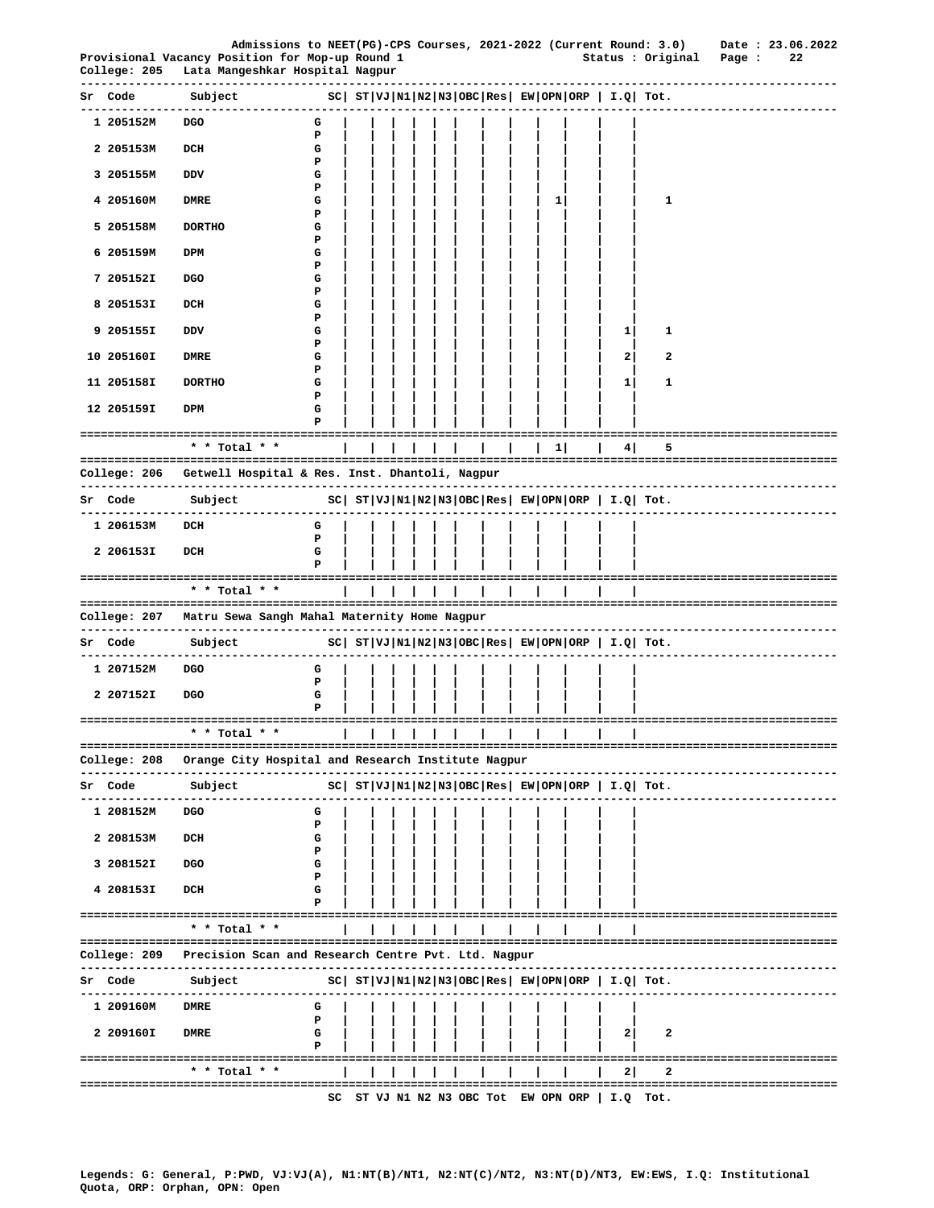Admissions to NEET(PG)-CPS Courses, 2021-2022 (Current Round: 3.0) Date : 23.06.2022

Provisional Vacancy Position for Mop-up Round 1 Status : Original

## College: 205 Lata Mangeshkar Hospital Nagpur

| Sr | Code | Subject | | SC | ST | VJ | N1 | N2 | N3 | OBC | Res | EW | OPN | ORP | I.Q | Tot. |
|---|---|---|---|---|---|---|---|---|---|---|---|---|---|---|---|---|
| 1 | 205152M | DGO | G | | | | | | | | | | | | | |
| | | | P | | | | | | | | | | | | | |
| 2 | 205153M | DCH | G | | | | | | | | | | | | | |
| | | | P | | | | | | | | | | | | | |
| 3 | 205155M | DDV | G | | | | | | | | | | | | | |
| | | | P | | | | | | | | | | | | | |
| 4 | 205160M | DMRE | G | | | | | | | | | | 1 | | | 1 |
| | | | P | | | | | | | | | | | | | |
| 5 | 205158M | DORTHO | G | | | | | | | | | | | | | |
| | | | P | | | | | | | | | | | | | |
| 6 | 205159M | DPM | G | | | | | | | | | | | | | |
| | | | P | | | | | | | | | | | | | |
| 7 | 205152I | DGO | G | | | | | | | | | | | | | |
| | | | P | | | | | | | | | | | | | |
| 8 | 205153I | DCH | G | | | | | | | | | | | | | |
| | | | P | | | | | | | | | | | | | |
| 9 | 205155I | DDV | G | | | | | | | | | | | | 1 | 1 |
| | | | P | | | | | | | | | | | | | |
| 10 | 205160I | DMRE | G | | | | | | | | | | | | 2 | 2 |
| | | | P | | | | | | | | | | | | | |
| 11 | 205158I | DORTHO | G | | | | | | | | | | | | 1 | 1 |
| | | | P | | | | | | | | | | | | | |
| 12 | 205159I | DPM | G | | | | | | | | | | | | | |
| | | | P | | | | | | | | | | | | | |
| | | * * Total * * | | | | | | | | | | | 1 | | 4 | 5 |

## College: 206 Getwell Hospital & Res. Inst. Dhantoli, Nagpur

| Sr | Code | Subject | | SC | ST | VJ | N1 | N2 | N3 | OBC | Res | EW | OPN | ORP | I.Q | Tot. |
|---|---|---|---|---|---|---|---|---|---|---|---|---|---|---|---|---|
| 1 | 206153M | DCH | G | | | | | | | | | | | | | |
| | | | P | | | | | | | | | | | | | |
| 2 | 206153I | DCH | G | | | | | | | | | | | | | |
| | | | P | | | | | | | | | | | | | |
| | | * * Total * * | | | | | | | | | | | | | | |

## College: 207 Matru Sewa Sangh Mahal Maternity Home Nagpur

| Sr | Code | Subject | | SC | ST | VJ | N1 | N2 | N3 | OBC | Res | EW | OPN | ORP | I.Q | Tot. |
|---|---|---|---|---|---|---|---|---|---|---|---|---|---|---|---|---|
| 1 | 207152M | DGO | G | | | | | | | | | | | | | |
| | | | P | | | | | | | | | | | | | |
| 2 | 207152I | DGO | G | | | | | | | | | | | | | |
| | | | P | | | | | | | | | | | | | |
| | | * * Total * * | | | | | | | | | | | | | | |

## College: 208 Orange City Hospital and Research Institute Nagpur

| Sr | Code | Subject | | SC | ST | VJ | N1 | N2 | N3 | OBC | Res | EW | OPN | ORP | I.Q | Tot. |
|---|---|---|---|---|---|---|---|---|---|---|---|---|---|---|---|---|
| 1 | 208152M | DGO | G | | | | | | | | | | | | | |
| | | | P | | | | | | | | | | | | | |
| 2 | 208153M | DCH | G | | | | | | | | | | | | | |
| | | | P | | | | | | | | | | | | | |
| 3 | 208152I | DGO | G | | | | | | | | | | | | | |
| | | | P | | | | | | | | | | | | | |
| 4 | 208153I | DCH | G | | | | | | | | | | | | | |
| | | | P | | | | | | | | | | | | | |
| | | * * Total * * | | | | | | | | | | | | | | |

## College: 209 Precision Scan and Research Centre Pvt. Ltd. Nagpur

| Sr | Code | Subject | | SC | ST | VJ | N1 | N2 | N3 | OBC | Res | EW | OPN | ORP | I.Q | Tot. |
|---|---|---|---|---|---|---|---|---|---|---|---|---|---|---|---|---|
| 1 | 209160M | DMRE | G | | | | | | | | | | | | | |
| | | | P | | | | | | | | | | | | | |
| 2 | 209160I | DMRE | G | | | | | | | | | | | | 2 | 2 |
| | | | P | | | | | | | | | | | | | |
| | | * * Total * * | | | | | | | | | | | | | 2 | 2 |

SC ST VJ N1 N2 N3 OBC Tot EW OPN ORP | I.Q Tot.

Legends: G: General, P:PWD, VJ:VJ(A), N1:NT(B)/NT1, N2:NT(C)/NT2, N3:NT(D)/NT3, EW:EWS, I.Q: Institutional Quota, ORP: Orphan, OPN: Open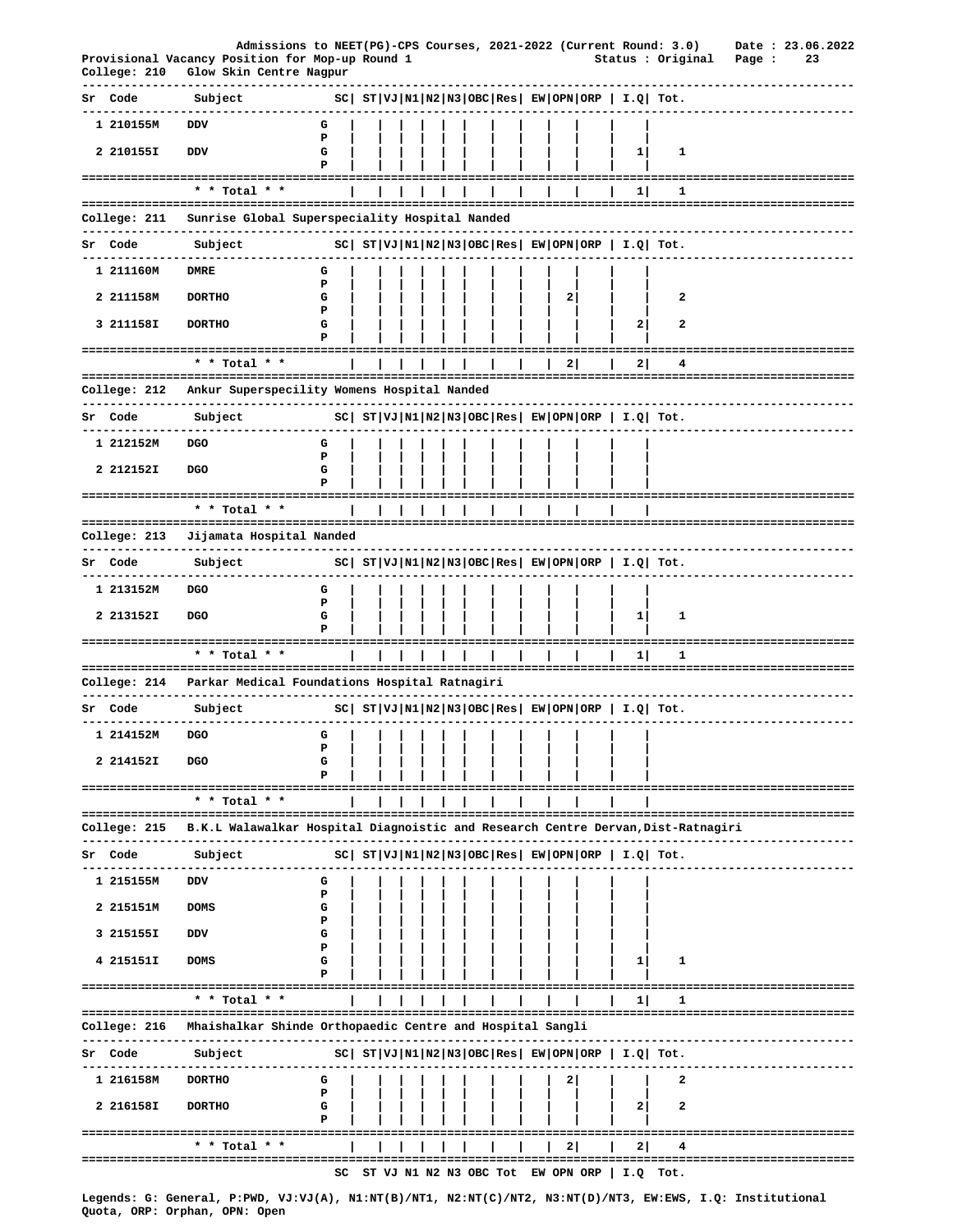Admissions to NEET(PG)-CPS Courses, 2021-2022 (Current Round: 3.0) Date : 23.06.2022

Provisional Vacancy Position for Mop-up Round 1 Status : Original

**College: 210 Glow Skin Centre Nagpur**

| Sr | Code | Subject | | SC | ST | VJ | N1 | N2 | N3 | OBC | Res | EW | OPN | ORP | I.Q | Tot. |
|---|---|---|---|---|---|---|---|---|---|---|---|---|---|---|---|---|
| 1 | 210155M | DDV | G | | | | | | | | | | | | | |
| | | | P | | | | | | | | | | | | | |
| 2 | 210155I | DDV | G | | | | | | | | | | | | 1 | 1 |
| | | | P | | | | | | | | | | | | | |
| | | * * Total * * | | | | | | | | | | | | | 1 | 1 |

**College: 211 Sunrise Global Superspeciality Hospital Nanded**

| Sr | Code | Subject | | SC | ST | VJ | N1 | N2 | N3 | OBC | Res | EW | OPN | ORP | I.Q | Tot. |
|---|---|---|---|---|---|---|---|---|---|---|---|---|---|---|---|---|
| 1 | 211160M | DMRE | G | | | | | | | | | | | | | |
| | | | P | | | | | | | | | | | | | |
| 2 | 211158M | DORTHO | G | | | | | | | | | | 2 | | | 2 |
| | | | P | | | | | | | | | | | | | |
| 3 | 211158I | DORTHO | G | | | | | | | | | | | | 2 | 2 |
| | | | P | | | | | | | | | | | | | |
| | | * * Total * * | | | | | | | | | | | 2 | | 2 | 4 |

**College: 212 Ankur Superspecility Womens Hospital Nanded**

| Sr | Code | Subject | | SC | ST | VJ | N1 | N2 | N3 | OBC | Res | EW | OPN | ORP | I.Q | Tot. |
|---|---|---|---|---|---|---|---|---|---|---|---|---|---|---|---|---|
| 1 | 212152M | DGO | G | | | | | | | | | | | | | |
| | | | P | | | | | | | | | | | | | |
| 2 | 212152I | DGO | G | | | | | | | | | | | | | |
| | | | P | | | | | | | | | | | | | |
| | | * * Total * * | | | | | | | | | | | | | | |

**College: 213 Jijamata Hospital Nanded**

| Sr | Code | Subject | | SC | ST | VJ | N1 | N2 | N3 | OBC | Res | EW | OPN | ORP | I.Q | Tot. |
|---|---|---|---|---|---|---|---|---|---|---|---|---|---|---|---|---|
| 1 | 213152M | DGO | G | | | | | | | | | | | | | |
| | | | P | | | | | | | | | | | | | |
| 2 | 213152I | DGO | G | | | | | | | | | | | | 1 | 1 |
| | | | P | | | | | | | | | | | | | |
| | | * * Total * * | | | | | | | | | | | | | 1 | 1 |

**College: 214 Parkar Medical Foundations Hospital Ratnagiri**

| Sr | Code | Subject | | SC | ST | VJ | N1 | N2 | N3 | OBC | Res | EW | OPN | ORP | I.Q | Tot. |
|---|---|---|---|---|---|---|---|---|---|---|---|---|---|---|---|---|
| 1 | 214152M | DGO | G | | | | | | | | | | | | | |
| | | | P | | | | | | | | | | | | | |
| 2 | 214152I | DGO | G | | | | | | | | | | | | | |
| | | | P | | | | | | | | | | | | | |
| | | * * Total * * | | | | | | | | | | | | | | |

**College: 215 B.K.L Walawalkar Hospital Diagnoistic and Research Centre Dervan,Dist-Ratnagiri**

| Sr | Code | Subject | | SC | ST | VJ | N1 | N2 | N3 | OBC | Res | EW | OPN | ORP | I.Q | Tot. |
|---|---|---|---|---|---|---|---|---|---|---|---|---|---|---|---|---|
| 1 | 215155M | DDV | G | | | | | | | | | | | | | |
| | | | P | | | | | | | | | | | | | |
| 2 | 215151M | DOMS | G | | | | | | | | | | | | | |
| | | | P | | | | | | | | | | | | | |
| 3 | 215155I | DDV | G | | | | | | | | | | | | | |
| | | | P | | | | | | | | | | | | | |
| 4 | 215151I | DOMS | G | | | | | | | | | | | | 1 | 1 |
| | | | P | | | | | | | | | | | | | |
| | | * * Total * * | | | | | | | | | | | | | 1 | 1 |

**College: 216 Mhaishalkar Shinde Orthopaedic Centre and Hospital Sangli**

| Sr | Code | Subject | | SC | ST | VJ | N1 | N2 | N3 | OBC | Res | EW | OPN | ORP | I.Q | Tot. |
|---|---|---|---|---|---|---|---|---|---|---|---|---|---|---|---|---|
| 1 | 216158M | DORTHO | G | | | | | | | | | | 2 | | | 2 |
| | | | P | | | | | | | | | | | | | |
| 2 | 216158I | DORTHO | G | | | | | | | | | | | | 2 | 2 |
| | | | P | | | | | | | | | | | | | |
| | | * * Total * * | | | | | | | | | | | 2 | | 2 | 4 |

SC ST VJ N1 N2 N3 OBC Tot EW OPN ORP | I.Q Tot.

Legends: G: General, P:PWD, VJ:VJ(A), N1:NT(B)/NT1, N2:NT(C)/NT2, N3:NT(D)/NT3, EW:EWS, I.Q: Institutional Quota, ORP: Orphan, OPN: Open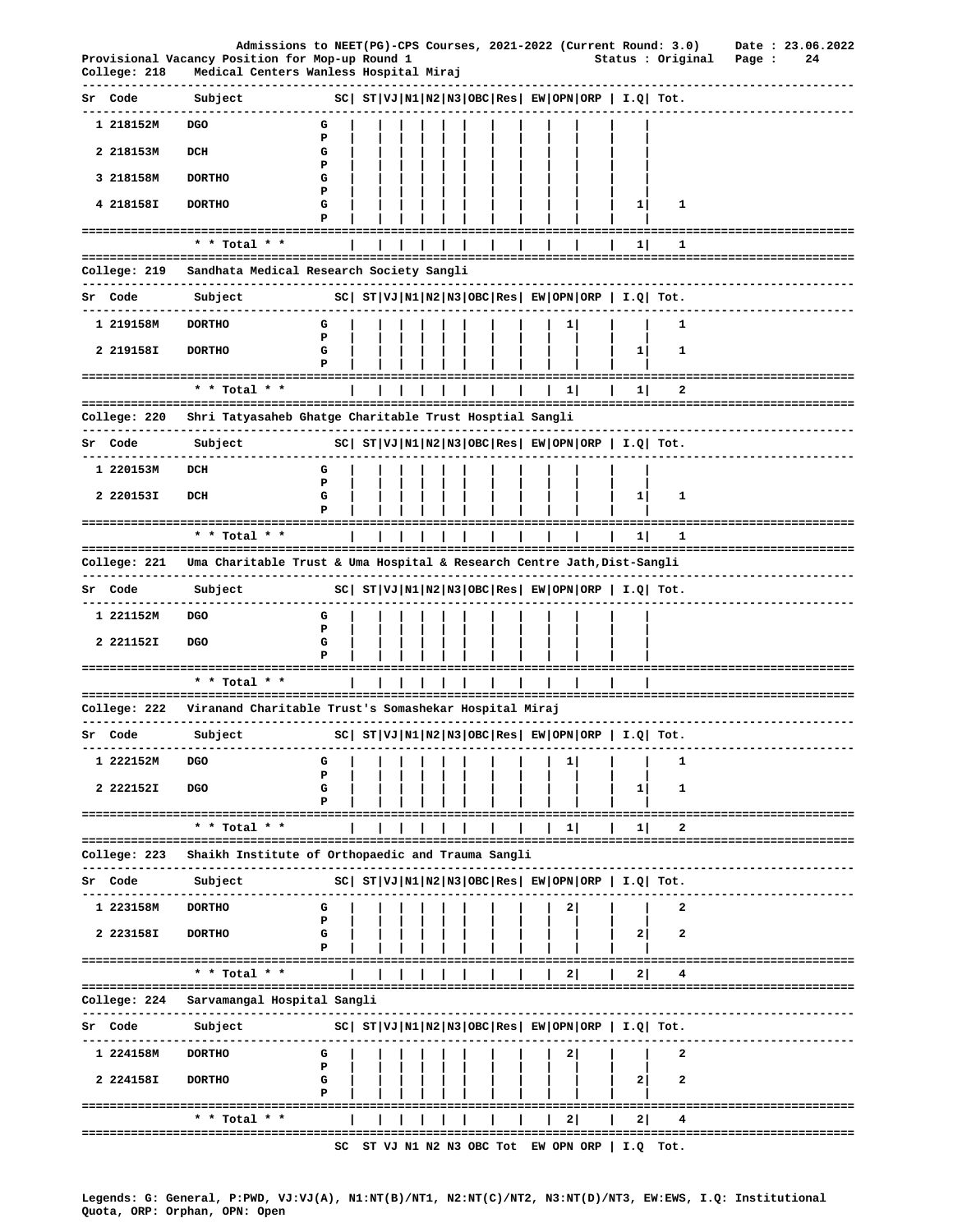Admissions to NEET(PG)-CPS Courses, 2021-2022 (Current Round: 3.0) Date : 23.06.2022

Provisional Vacancy Position for Mop-up Round 1 Status : Original

College: 218 Medical Centers Wanless Hospital Miraj

| Sr | Code | Subject | | SC | ST | VJ | N1 | N2 | N3 | OBC | Res | EW | OPN | ORP | I.Q | Tot. |
|---|---|---|---|---|---|---|---|---|---|---|---|---|---|---|---|---|
| 1 | 218152M | DGO | G | | | | | | | | | | | | | |
| | | | P | | | | | | | | | | | | | |
| 2 | 218153M | DCH | G | | | | | | | | | | | | | |
| | | | P | | | | | | | | | | | | | |
| 3 | 218158M | DORTHO | G | | | | | | | | | | | | | |
| | | | P | | | | | | | | | | | | | |
| 4 | 218158I | DORTHO | G | | | | | | | | | | | | 1 | 1 |
| | | | P | | | | | | | | | | | | | |
| | | * * Total * * | | | | | | | | | | | | | 1 | 1 |

College: 219 Sandhata Medical Research Society Sangli

| Sr | Code | Subject | | SC | ST | VJ | N1 | N2 | N3 | OBC | Res | EW | OPN | ORP | I.Q | Tot. |
|---|---|---|---|---|---|---|---|---|---|---|---|---|---|---|---|---|
| 1 | 219158M | DORTHO | G | | | | | | | | | | 1 | | | 1 |
| | | | P | | | | | | | | | | | | | |
| 2 | 219158I | DORTHO | G | | | | | | | | | | | | 1 | 1 |
| | | | P | | | | | | | | | | | | | |
| | | * * Total * * | | | | | | | | | | | 1 | | 1 | 2 |

College: 220 Shri Tatyasaheb Ghatge Charitable Trust Hosptial Sangli

| Sr | Code | Subject | | SC | ST | VJ | N1 | N2 | N3 | OBC | Res | EW | OPN | ORP | I.Q | Tot. |
|---|---|---|---|---|---|---|---|---|---|---|---|---|---|---|---|---|
| 1 | 220153M | DCH | G | | | | | | | | | | | | | |
| | | | P | | | | | | | | | | | | | |
| 2 | 220153I | DCH | G | | | | | | | | | | | | 1 | 1 |
| | | | P | | | | | | | | | | | | | |
| | | * * Total * * | | | | | | | | | | | | | 1 | 1 |

College: 221 Uma Charitable Trust & Uma Hospital & Research Centre Jath,Dist-Sangli

| Sr | Code | Subject | | SC | ST | VJ | N1 | N2 | N3 | OBC | Res | EW | OPN | ORP | I.Q | Tot. |
|---|---|---|---|---|---|---|---|---|---|---|---|---|---|---|---|---|
| 1 | 221152M | DGO | G | | | | | | | | | | | | | |
| | | | P | | | | | | | | | | | | | |
| 2 | 221152I | DGO | G | | | | | | | | | | | | | |
| | | | P | | | | | | | | | | | | | |
| | | * * Total * * | | | | | | | | | | | | | | |

College: 222 Viranand Charitable Trust's Somashekar Hospital Miraj

| Sr | Code | Subject | | SC | ST | VJ | N1 | N2 | N3 | OBC | Res | EW | OPN | ORP | I.Q | Tot. |
|---|---|---|---|---|---|---|---|---|---|---|---|---|---|---|---|---|
| 1 | 222152M | DGO | G | | | | | | | | | | 1 | | | 1 |
| | | | P | | | | | | | | | | | | | |
| 2 | 222152I | DGO | G | | | | | | | | | | | | 1 | 1 |
| | | | P | | | | | | | | | | | | | |
| | | * * Total * * | | | | | | | | | | | 1 | | 1 | 2 |

College: 223 Shaikh Institute of Orthopaedic and Trauma Sangli

| Sr | Code | Subject | | SC | ST | VJ | N1 | N2 | N3 | OBC | Res | EW | OPN | ORP | I.Q | Tot. |
|---|---|---|---|---|---|---|---|---|---|---|---|---|---|---|---|---|
| 1 | 223158M | DORTHO | G | | | | | | | | | | 2 | | | 2 |
| | | | P | | | | | | | | | | | | | |
| 2 | 223158I | DORTHO | G | | | | | | | | | | | | 2 | 2 |
| | | | P | | | | | | | | | | | | | |
| | | * * Total * * | | | | | | | | | | | 2 | | 2 | 4 |

College: 224 Sarvamangal Hospital Sangli

| Sr | Code | Subject | | SC | ST | VJ | N1 | N2 | N3 | OBC | Res | EW | OPN | ORP | I.Q | Tot. |
|---|---|---|---|---|---|---|---|---|---|---|---|---|---|---|---|---|
| 1 | 224158M | DORTHO | G | | | | | | | | | | 2 | | | 2 |
| | | | P | | | | | | | | | | | | | |
| 2 | 224158I | DORTHO | G | | | | | | | | | | | | 2 | 2 |
| | | | P | | | | | | | | | | | | | |
| | | * * Total * * | | | | | | | | | | | 2 | | 2 | 4 |

SC ST VJ N1 N2 N3 OBC Tot EW OPN ORP | I.Q Tot.

Legends: G: General, P:PWD, VJ:VJ(A), N1:NT(B)/NT1, N2:NT(C)/NT2, N3:NT(D)/NT3, EW:EWS, I.Q: Institutional Quota, ORP: Orphan, OPN: Open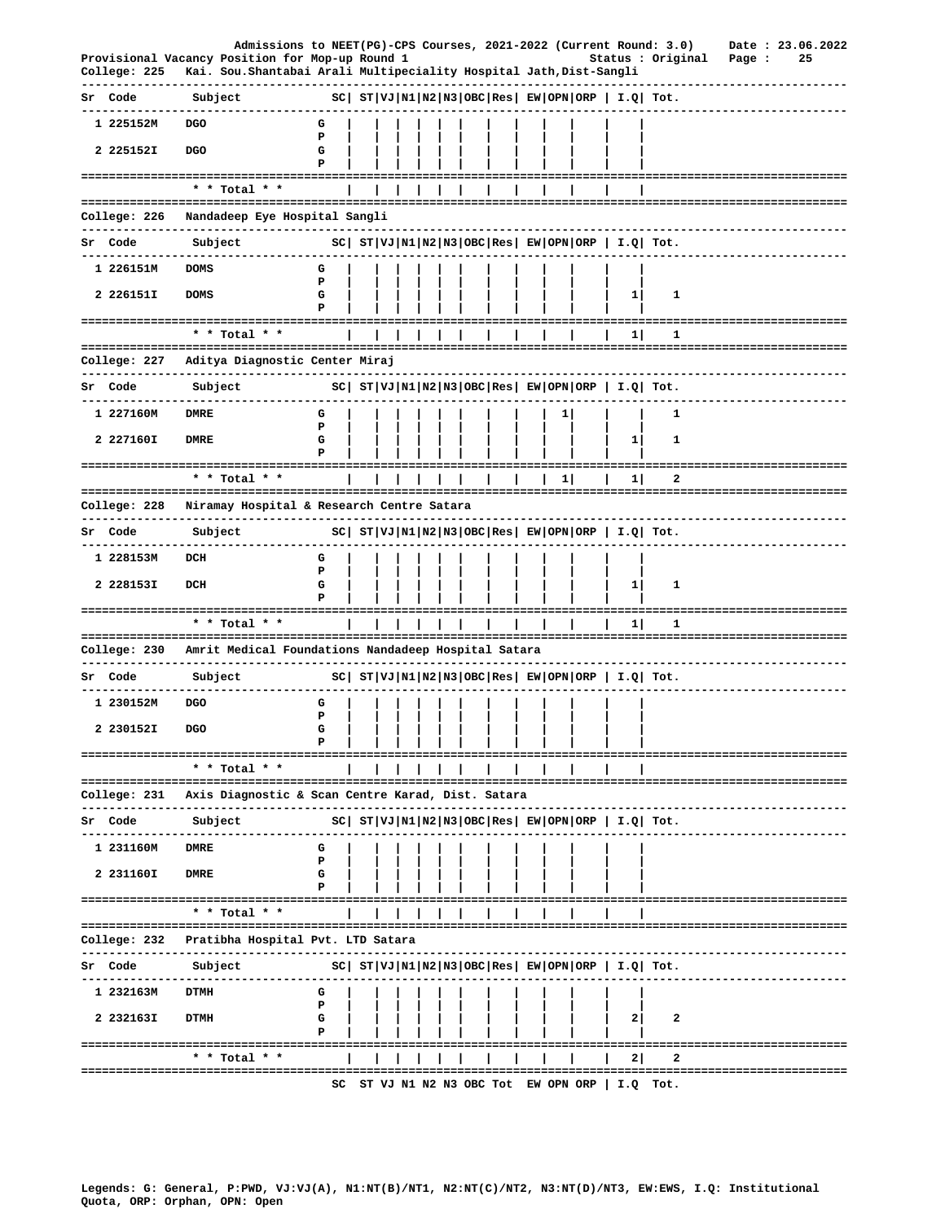Admissions to NEET(PG)-CPS Courses, 2021-2022 (Current Round: 3.0) Date : 23.06.2022

Provisional Vacancy Position for Mop-up Round 1 Status : Original

**College: 225 Kai. Sou.Shantabai Arali Multipeciality Hospital Jath,Dist-Sangli**

| Sr | Code | Subject | | SC | ST | VJ | N1 | N2 | N3 | OBC | Res | EW | OPN | ORP | I.Q | Tot. |
|---|---|---|---|---|---|---|---|---|---|---|---|---|---|---|---|---|
| 1 | 225152M | DGO | G | | | | | | | | | | | | | |
| | | | P | | | | | | | | | | | | | |
| 2 | 225152I | DGO | G | | | | | | | | | | | | | |
| | | | P | | | | | | | | | | | | | |
| | | * * Total * * | | | | | | | | | | | | | | |

**College: 226 Nandadeep Eye Hospital Sangli**

| Sr | Code | Subject | | SC | ST | VJ | N1 | N2 | N3 | OBC | Res | EW | OPN | ORP | I.Q | Tot. |
|---|---|---|---|---|---|---|---|---|---|---|---|---|---|---|---|---|
| 1 | 226151M | DOMS | G | | | | | | | | | | | | | |
| | | | P | | | | | | | | | | | | | |
| 2 | 226151I | DOMS | G | | | | | | | | | | | | 1 | 1 |
| | | | P | | | | | | | | | | | | | |
| | | * * Total * * | | | | | | | | | | | | | 1 | 1 |

**College: 227 Aditya Diagnostic Center Miraj**

| Sr | Code | Subject | | SC | ST | VJ | N1 | N2 | N3 | OBC | Res | EW | OPN | ORP | I.Q | Tot. |
|---|---|---|---|---|---|---|---|---|---|---|---|---|---|---|---|---|
| 1 | 227160M | DMRE | G | | | | | | | | | | 1 | | | 1 |
| | | | P | | | | | | | | | | | | | |
| 2 | 227160I | DMRE | G | | | | | | | | | | | | 1 | 1 |
| | | | P | | | | | | | | | | | | | |
| | | * * Total * * | | | | | | | | | | | 1 | | 1 | 2 |

**College: 228 Niramay Hospital & Research Centre Satara**

| Sr | Code | Subject | | SC | ST | VJ | N1 | N2 | N3 | OBC | Res | EW | OPN | ORP | I.Q | Tot. |
|---|---|---|---|---|---|---|---|---|---|---|---|---|---|---|---|---|
| 1 | 228153M | DCH | G | | | | | | | | | | | | | |
| | | | P | | | | | | | | | | | | | |
| 2 | 228153I | DCH | G | | | | | | | | | | | | 1 | 1 |
| | | | P | | | | | | | | | | | | | |
| | | * * Total * * | | | | | | | | | | | | | 1 | 1 |

**College: 230 Amrit Medical Foundations Nandadeep Hospital Satara**

| Sr | Code | Subject | | SC | ST | VJ | N1 | N2 | N3 | OBC | Res | EW | OPN | ORP | I.Q | Tot. |
|---|---|---|---|---|---|---|---|---|---|---|---|---|---|---|---|---|
| 1 | 230152M | DGO | G | | | | | | | | | | | | | |
| | | | P | | | | | | | | | | | | | |
| 2 | 230152I | DGO | G | | | | | | | | | | | | | |
| | | | P | | | | | | | | | | | | | |
| | | * * Total * * | | | | | | | | | | | | | | |

**College: 231 Axis Diagnostic & Scan Centre Karad, Dist. Satara**

| Sr | Code | Subject | | SC | ST | VJ | N1 | N2 | N3 | OBC | Res | EW | OPN | ORP | I.Q | Tot. |
|---|---|---|---|---|---|---|---|---|---|---|---|---|---|---|---|---|
| 1 | 231160M | DMRE | G | | | | | | | | | | | | | |
| | | | P | | | | | | | | | | | | | |
| 2 | 231160I | DMRE | G | | | | | | | | | | | | | |
| | | | P | | | | | | | | | | | | | |
| | | * * Total * * | | | | | | | | | | | | | | |

**College: 232 Pratibha Hospital Pvt. LTD Satara**

| Sr | Code | Subject | | SC | ST | VJ | N1 | N2 | N3 | OBC | Res | EW | OPN | ORP | I.Q | Tot. |
|---|---|---|---|---|---|---|---|---|---|---|---|---|---|---|---|---|
| 1 | 232163M | DTMH | G | | | | | | | | | | | | | |
| | | | P | | | | | | | | | | | | | |
| 2 | 232163I | DTMH | G | | | | | | | | | | | | 2 | 2 |
| | | | P | | | | | | | | | | | | | |
| | | * * Total * * | | | | | | | | | | | | | 2 | 2 |

SC ST VJ N1 N2 N3 OBC Tot EW OPN ORP | I.Q Tot.

Legends: G: General, P:PWD, VJ:VJ(A), N1:NT(B)/NT1, N2:NT(C)/NT2, N3:NT(D)/NT3, EW:EWS, I.Q: Institutional Quota, ORP: Orphan, OPN: Open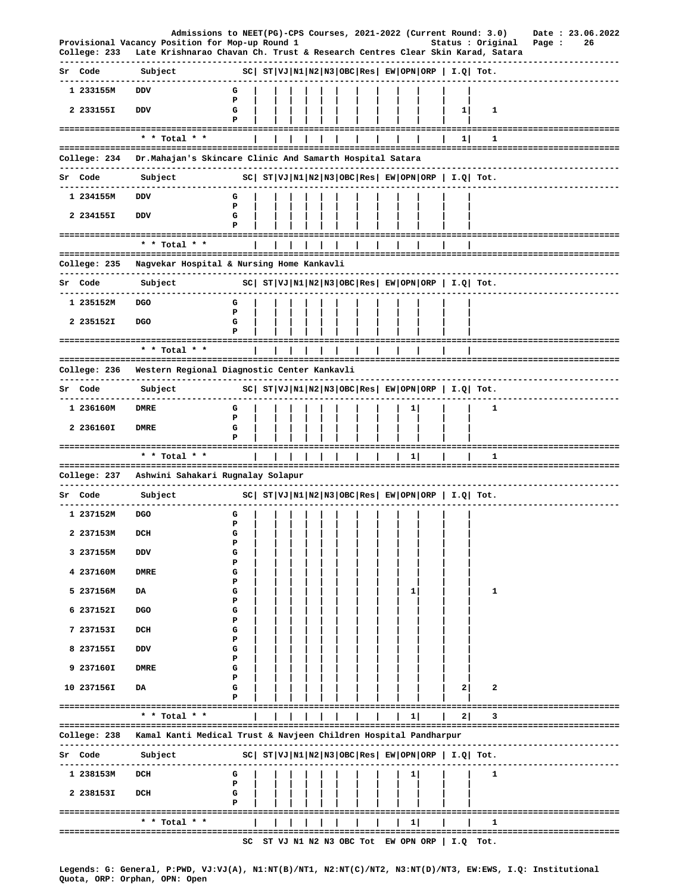Admissions to NEET(PG)-CPS Courses, 2021-2022 (Current Round: 3.0) Date : 23.06.2022
Provisional Vacancy Position for Mop-up Round 1 Status : Original

**College: 233 Late Krishnarao Chavan Ch. Trust & Research Centres Clear Skin Karad, Satara**

| Sr | Code | Subject | | SC | ST | VJ | N1 | N2 | N3 | OBC | Res | EW | OPN | ORP | I.Q | Tot. |
|---|---|---|---|---|---|---|---|---|---|---|---|---|---|---|---|---|
| 1 | 233155M | DDV | G | | | | | | | | | | | | | |
| | | | P | | | | | | | | | | | | | |
| 2 | 233155I | DDV | G | | | | | | | | | | | | 1 | 1 |
| | | | P | | | | | | | | | | | | | |
| | | * * Total * * | | | | | | | | | | | | | 1 | 1 |

**College: 234 Dr.Mahajan's Skincare Clinic And Samarth Hospital Satara**

| Sr | Code | Subject | | SC | ST | VJ | N1 | N2 | N3 | OBC | Res | EW | OPN | ORP | I.Q | Tot. |
|---|---|---|---|---|---|---|---|---|---|---|---|---|---|---|---|---|
| 1 | 234155M | DDV | G | | | | | | | | | | | | | |
| | | | P | | | | | | | | | | | | | |
| 2 | 234155I | DDV | G | | | | | | | | | | | | | |
| | | | P | | | | | | | | | | | | | |
| | | * * Total * * | | | | | | | | | | | | | | |

**College: 235 Nagvekar Hospital & Nursing Home Kankavli**

| Sr | Code | Subject | | SC | ST | VJ | N1 | N2 | N3 | OBC | Res | EW | OPN | ORP | I.Q | Tot. |
|---|---|---|---|---|---|---|---|---|---|---|---|---|---|---|---|---|
| 1 | 235152M | DGO | G | | | | | | | | | | | | | |
| | | | P | | | | | | | | | | | | | |
| 2 | 235152I | DGO | G | | | | | | | | | | | | | |
| | | | P | | | | | | | | | | | | | |
| | | * * Total * * | | | | | | | | | | | | | | |

**College: 236 Western Regional Diagnostic Center Kankavli**

| Sr | Code | Subject | | SC | ST | VJ | N1 | N2 | N3 | OBC | Res | EW | OPN | ORP | I.Q | Tot. |
|---|---|---|---|---|---|---|---|---|---|---|---|---|---|---|---|---|
| 1 | 236160M | DMRE | G | | | | | | | | | | 1 | | | 1 |
| | | | P | | | | | | | | | | | | | |
| 2 | 236160I | DMRE | G | | | | | | | | | | | | | |
| | | | P | | | | | | | | | | | | | |
| | | * * Total * * | | | | | | | | | | | 1 | | | 1 |

**College: 237 Ashwini Sahakari Rugnalay Solapur**

| Sr | Code | Subject | | SC | ST | VJ | N1 | N2 | N3 | OBC | Res | EW | OPN | ORP | I.Q | Tot. |
|---|---|---|---|---|---|---|---|---|---|---|---|---|---|---|---|---|
| 1 | 237152M | DGO | G | | | | | | | | | | | | | |
| | | | P | | | | | | | | | | | | | |
| 2 | 237153M | DCH | G | | | | | | | | | | | | | |
| | | | P | | | | | | | | | | | | | |
| 3 | 237155M | DDV | G | | | | | | | | | | | | | |
| | | | P | | | | | | | | | | | | | |
| 4 | 237160M | DMRE | G | | | | | | | | | | | | | |
| | | | P | | | | | | | | | | | | | |
| 5 | 237156M | DA | G | | | | | | | | | | 1 | | | 1 |
| | | | P | | | | | | | | | | | | | |
| 6 | 237152I | DGO | G | | | | | | | | | | | | | |
| | | | P | | | | | | | | | | | | | |
| 7 | 237153I | DCH | G | | | | | | | | | | | | | |
| | | | P | | | | | | | | | | | | | |
| 8 | 237155I | DDV | G | | | | | | | | | | | | | |
| | | | P | | | | | | | | | | | | | |
| 9 | 237160I | DMRE | G | | | | | | | | | | | | | |
| | | | P | | | | | | | | | | | | | |
| 10 | 237156I | DA | G | | | | | | | | | | | | 2 | 2 |
| | | | P | | | | | | | | | | | | | |
| | | * * Total * * | | | | | | | | | | | 1 | | 2 | 3 |

**College: 238 Kamal Kanti Medical Trust & Navjeen Children Hospital Pandharpur**

| Sr | Code | Subject | | SC | ST | VJ | N1 | N2 | N3 | OBC | Res | EW | OPN | ORP | I.Q | Tot. |
|---|---|---|---|---|---|---|---|---|---|---|---|---|---|---|---|---|
| 1 | 238153M | DCH | G | | | | | | | | | | 1 | | | 1 |
| | | | P | | | | | | | | | | | | | |
| 2 | 238153I | DCH | G | | | | | | | | | | | | | |
| | | | P | | | | | | | | | | | | | |
| | | * * Total * * | | | | | | | | | | | 1 | | | 1 |

SC ST VJ N1 N2 N3 OBC Tot EW OPN ORP | I.Q Tot.

Legends: G: General, P:PWD, VJ:VJ(A), N1:NT(B)/NT1, N2:NT(C)/NT2, N3:NT(D)/NT3, EW:EWS, I.Q: Institutional Quota, ORP: Orphan, OPN: Open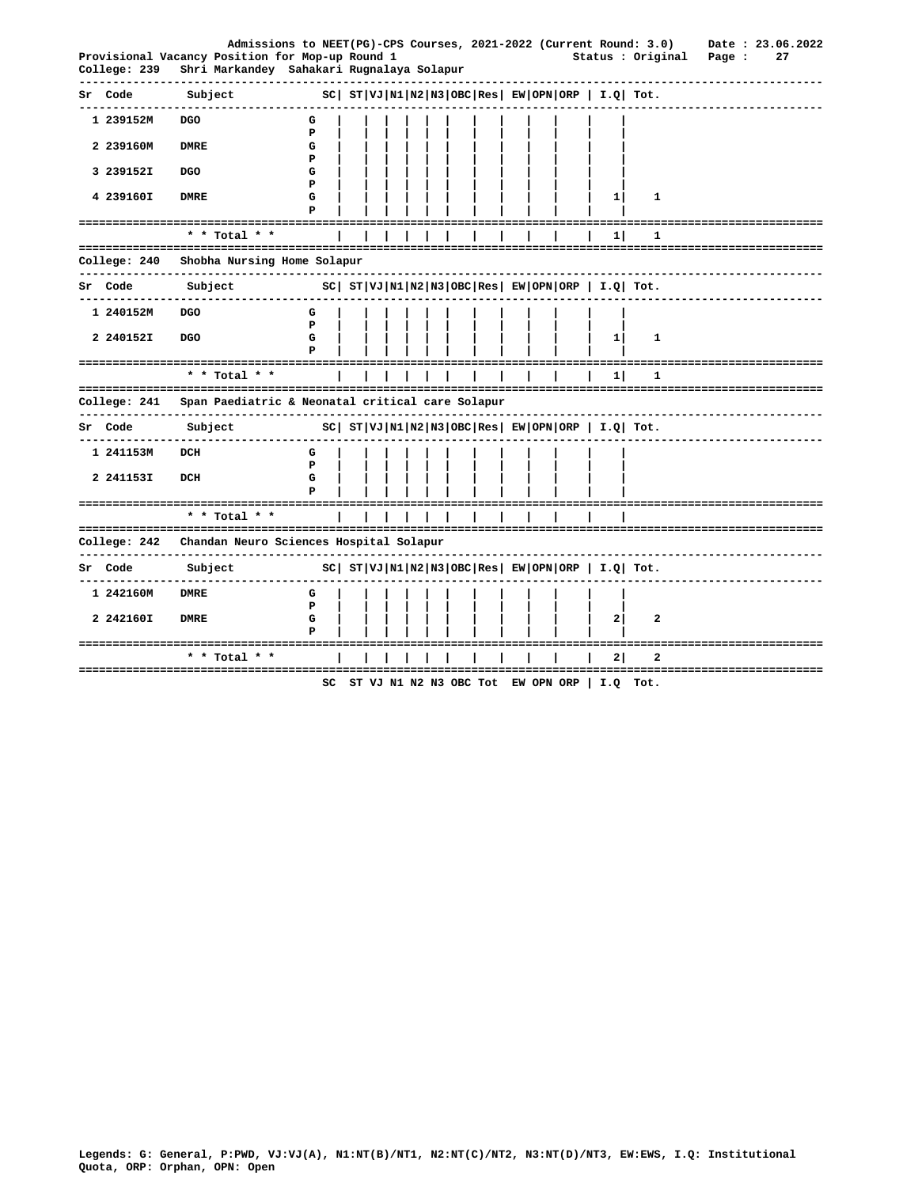Admissions to NEET(PG)-CPS Courses, 2021-2022 (Current Round: 3.0) Date : 23.06.2022

Provisional Vacancy Position for Mop-up Round 1 Status : Original

## College: 239 Shri Markandey Sahakari Rugnalaya Solapur

| Sr | Code | Subject | | SC | ST | VJ | N1 | N2 | N3 | OBC | Res | EW | OPN | ORP | I.Q | Tot. |
|---|---|---|---|---|---|---|---|---|---|---|---|---|---|---|---|---|
| 1 | 239152M | DGO | G | | | | | | | | | | | | | |
| | | | P | | | | | | | | | | | | | |
| 2 | 239160M | DMRE | G | | | | | | | | | | | | | |
| | | | P | | | | | | | | | | | | | |
| 3 | 239152I | DGO | G | | | | | | | | | | | | | |
| | | | P | | | | | | | | | | | | | |
| 4 | 239160I | DMRE | G | | | | | | | | | | | | 1 | 1 |
| | | | P | | | | | | | | | | | | | |
| | | * * Total * * | | | | | | | | | | | | | 1 | 1 |

## College: 240 Shobha Nursing Home Solapur

| Sr | Code | Subject | | SC | ST | VJ | N1 | N2 | N3 | OBC | Res | EW | OPN | ORP | I.Q | Tot. |
|---|---|---|---|---|---|---|---|---|---|---|---|---|---|---|---|---|
| 1 | 240152M | DGO | G | | | | | | | | | | | | | |
| | | | P | | | | | | | | | | | | | |
| 2 | 240152I | DGO | G | | | | | | | | | | | | 1 | 1 |
| | | | P | | | | | | | | | | | | | |
| | | * * Total * * | | | | | | | | | | | | | 1 | 1 |

## College: 241 Span Paediatric & Neonatal critical care Solapur

| Sr | Code | Subject | | SC | ST | VJ | N1 | N2 | N3 | OBC | Res | EW | OPN | ORP | I.Q | Tot. |
|---|---|---|---|---|---|---|---|---|---|---|---|---|---|---|---|---|
| 1 | 241153M | DCH | G | | | | | | | | | | | | | |
| | | | P | | | | | | | | | | | | | |
| 2 | 241153I | DCH | G | | | | | | | | | | | | | |
| | | | P | | | | | | | | | | | | | |
| | | * * Total * * | | | | | | | | | | | | | | |

## College: 242 Chandan Neuro Sciences Hospital Solapur

| Sr | Code | Subject | | SC | ST | VJ | N1 | N2 | N3 | OBC | Res | EW | OPN | ORP | I.Q | Tot. |
|---|---|---|---|---|---|---|---|---|---|---|---|---|---|---|---|---|
| 1 | 242160M | DMRE | G | | | | | | | | | | | | | |
| | | | P | | | | | | | | | | | | | |
| 2 | 242160I | DMRE | G | | | | | | | | | | | | 2 | 2 |
| | | | P | | | | | | | | | | | | | |
| | | * * Total * * | | | | | | | | | | | | | 2 | 2 |

SC ST VJ N1 N2 N3 OBC Tot EW OPN ORP | I.Q Tot.

Legends: G: General, P:PWD, VJ:VJ(A), N1:NT(B)/NT1, N2:NT(C)/NT2, N3:NT(D)/NT3, EW:EWS, I.Q: Institutional Quota, ORP: Orphan, OPN: Open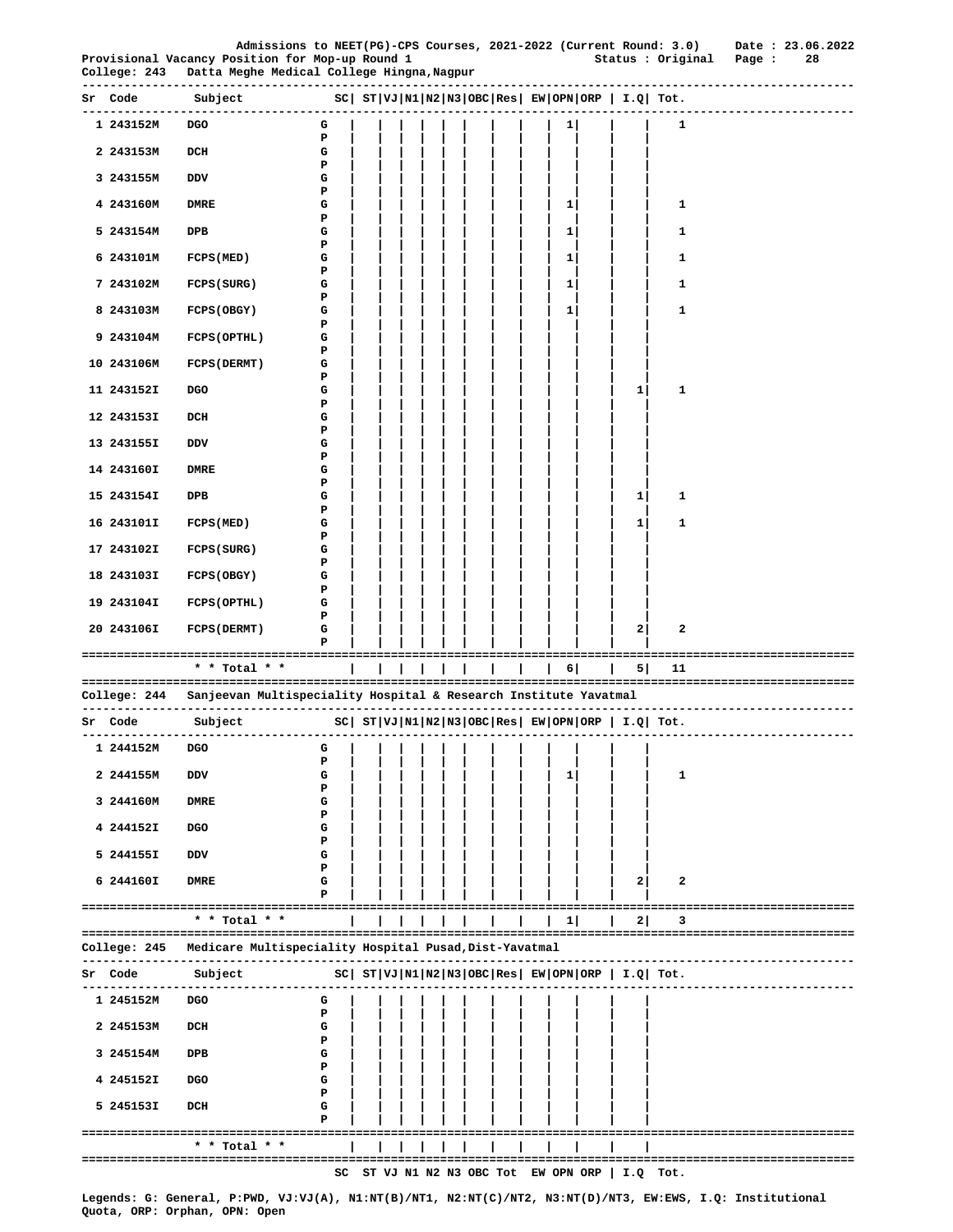Admissions to NEET(PG)-CPS Courses, 2021-2022 (Current Round: 3.0)    Date : 23.06.2022

Provisional Vacancy Position for Mop-up Round 1    Status : Original

College: 243   Datta Meghe Medical College Hingna,Nagpur

| Sr | Code | Subject | | SC | ST | VJ | N1 | N2 | N3 | OBC | Res | EW | OPN | ORP | I.Q | Tot. |
|---|---|---|---|---|---|---|---|---|---|---|---|---|---|---|---|---|
| 1 | 243152M | DGO | G | | | | | | | | | | 1 | | | 1 |
| | | | P | | | | | | | | | | | | | |
| 2 | 243153M | DCH | G | | | | | | | | | | | | | |
| | | | P | | | | | | | | | | | | | |
| 3 | 243155M | DDV | G | | | | | | | | | | | | | |
| | | | P | | | | | | | | | | | | | |
| 4 | 243160M | DMRE | G | | | | | | | | | | 1 | | | 1 |
| | | | P | | | | | | | | | | | | | |
| 5 | 243154M | DPB | G | | | | | | | | | | 1 | | | 1 |
| | | | P | | | | | | | | | | | | | |
| 6 | 243101M | FCPS(MED) | G | | | | | | | | | | 1 | | | 1 |
| | | | P | | | | | | | | | | | | | |
| 7 | 243102M | FCPS(SURG) | G | | | | | | | | | | 1 | | | 1 |
| | | | P | | | | | | | | | | | | | |
| 8 | 243103M | FCPS(OBGY) | G | | | | | | | | | | 1 | | | 1 |
| | | | P | | | | | | | | | | | | | |
| 9 | 243104M | FCPS(OPTHL) | G | | | | | | | | | | | | | |
| | | | P | | | | | | | | | | | | | |
| 10 | 243106M | FCPS(DERMT) | G | | | | | | | | | | | | | |
| | | | P | | | | | | | | | | | | | |
| 11 | 243152I | DGO | G | | | | | | | | | | | | 1 | 1 |
| | | | P | | | | | | | | | | | | | |
| 12 | 243153I | DCH | G | | | | | | | | | | | | | |
| | | | P | | | | | | | | | | | | | |
| 13 | 243155I | DDV | G | | | | | | | | | | | | | |
| | | | P | | | | | | | | | | | | | |
| 14 | 243160I | DMRE | G | | | | | | | | | | | | | |
| | | | P | | | | | | | | | | | | | |
| 15 | 243154I | DPB | G | | | | | | | | | | | | 1 | 1 |
| | | | P | | | | | | | | | | | | | |
| 16 | 243101I | FCPS(MED) | G | | | | | | | | | | | | 1 | 1 |
| | | | P | | | | | | | | | | | | | |
| 17 | 243102I | FCPS(SURG) | G | | | | | | | | | | | | | |
| | | | P | | | | | | | | | | | | | |
| 18 | 243103I | FCPS(OBGY) | G | | | | | | | | | | | | | |
| | | | P | | | | | | | | | | | | | |
| 19 | 243104I | FCPS(OPTHL) | G | | | | | | | | | | | | | |
| | | | P | | | | | | | | | | | | | |
| 20 | 243106I | FCPS(DERMT) | G | | | | | | | | | | | | 2 | 2 |
| | | | P | | | | | | | | | | | | | |
| | | * * Total * * | | | | | | | | | | | 6 | | 5 | 11 |

College: 244   Sanjeevan Multispeciality Hospital & Research Institute Yavatmal

| Sr | Code | Subject | | SC | ST | VJ | N1 | N2 | N3 | OBC | Res | EW | OPN | ORP | I.Q | Tot. |
|---|---|---|---|---|---|---|---|---|---|---|---|---|---|---|---|---|
| 1 | 244152M | DGO | G | | | | | | | | | | | | | |
| | | | P | | | | | | | | | | | | | |
| 2 | 244155M | DDV | G | | | | | | | | | | 1 | | | 1 |
| | | | P | | | | | | | | | | | | | |
| 3 | 244160M | DMRE | G | | | | | | | | | | | | | |
| | | | P | | | | | | | | | | | | | |
| 4 | 244152I | DGO | G | | | | | | | | | | | | | |
| | | | P | | | | | | | | | | | | | |
| 5 | 244155I | DDV | G | | | | | | | | | | | | | |
| | | | P | | | | | | | | | | | | | |
| 6 | 244160I | DMRE | G | | | | | | | | | | | | 2 | 2 |
| | | | P | | | | | | | | | | | | | |
| | | * * Total * * | | | | | | | | | | | 1 | | 2 | 3 |

College: 245   Medicare Multispeciality Hospital Pusad,Dist-Yavatmal

| Sr | Code | Subject | | SC | ST | VJ | N1 | N2 | N3 | OBC | Res | EW | OPN | ORP | I.Q | Tot. |
|---|---|---|---|---|---|---|---|---|---|---|---|---|---|---|---|---|
| 1 | 245152M | DGO | G | | | | | | | | | | | | | |
| | | | P | | | | | | | | | | | | | |
| 2 | 245153M | DCH | G | | | | | | | | | | | | | |
| | | | P | | | | | | | | | | | | | |
| 3 | 245154M | DPB | G | | | | | | | | | | | | | |
| | | | P | | | | | | | | | | | | | |
| 4 | 245152I | DGO | G | | | | | | | | | | | | | |
| | | | P | | | | | | | | | | | | | |
| 5 | 245153I | DCH | G | | | | | | | | | | | | | |
| | | | P | | | | | | | | | | | | | |
| | | * * Total * * | | | | | | | | | | | | | | |
| | | | | SC | ST | VJ | N1 | N2 | N3 | OBC | Tot | EW | OPN | ORP | I.Q | Tot. |

Legends: G: General, P:PWD, VJ:VJ(A), N1:NT(B)/NT1, N2:NT(C)/NT2, N3:NT(D)/NT3, EW:EWS, I.Q: Institutional Quota, ORP: Orphan, OPN: Open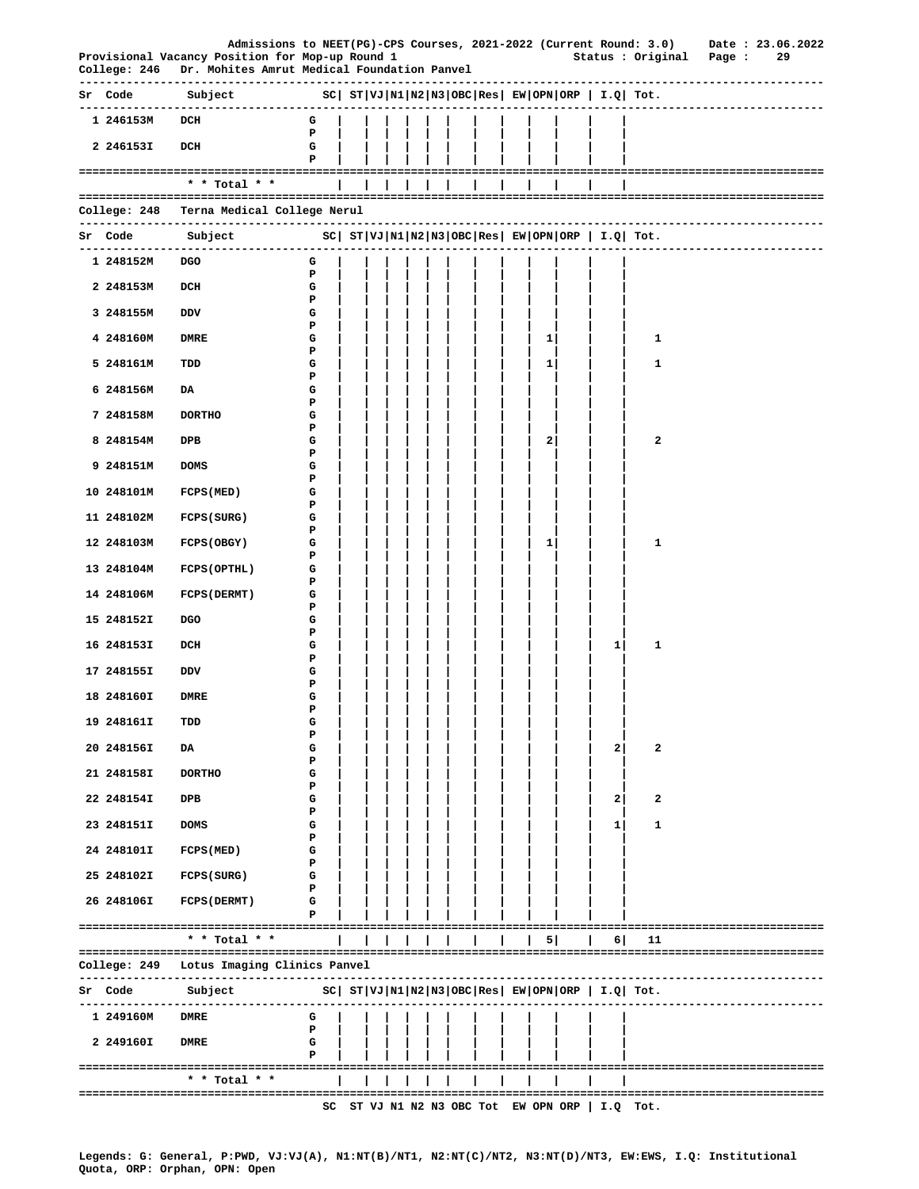Admissions to NEET(PG)-CPS Courses, 2021-2022 (Current Round: 3.0) Date : 23.06.2022

Provisional Vacancy Position for Mop-up Round 1 Status : Original

## College: 246 Dr. Mohites Amrut Medical Foundation Panvel

| Sr | Code | Subject | | SC | ST | VJ | N1 | N2 | N3 | OBC | Res | EW | OPN | ORP | I.Q | Tot. |
|---|---|---|---|---|---|---|---|---|---|---|---|---|---|---|---|---|
| 1 | 246153M | DCH | G | | | | | | | | | | | | | |
| | | | P | | | | | | | | | | | | | |
| 2 | 246153I | DCH | G | | | | | | | | | | | | | |
| | | | P | | | | | | | | | | | | | |
| | | * * Total * * | | | | | | | | | | | | | | |

## College: 248 Terna Medical College Nerul

| Sr | Code | Subject | | SC | ST | VJ | N1 | N2 | N3 | OBC | Res | EW | OPN | ORP | I.Q | Tot. |
|---|---|---|---|---|---|---|---|---|---|---|---|---|---|---|---|---|
| 1 | 248152M | DGO | G | | | | | | | | | | | | | |
| | | | P | | | | | | | | | | | | | |
| 2 | 248153M | DCH | G | | | | | | | | | | | | | |
| | | | P | | | | | | | | | | | | | |
| 3 | 248155M | DDV | G | | | | | | | | | | | | | |
| | | | P | | | | | | | | | | | | | |
| 4 | 248160M | DMRE | G | | | | | | | | | | 1 | | | 1 |
| | | | P | | | | | | | | | | | | | |
| 5 | 248161M | TDD | G | | | | | | | | | | 1 | | | 1 |
| | | | P | | | | | | | | | | | | | |
| 6 | 248156M | DA | G | | | | | | | | | | | | | |
| | | | P | | | | | | | | | | | | | |
| 7 | 248158M | DORTHO | G | | | | | | | | | | | | | |
| | | | P | | | | | | | | | | | | | |
| 8 | 248154M | DPB | G | | | | | | | | | | 2 | | | 2 |
| | | | P | | | | | | | | | | | | | |
| 9 | 248151M | DOMS | G | | | | | | | | | | | | | |
| | | | P | | | | | | | | | | | | | |
| 10 | 248101M | FCPS(MED) | G | | | | | | | | | | | | | |
| | | | P | | | | | | | | | | | | | |
| 11 | 248102M | FCPS(SURG) | G | | | | | | | | | | | | | |
| | | | P | | | | | | | | | | | | | |
| 12 | 248103M | FCPS(OBGY) | G | | | | | | | | | | 1 | | | 1 |
| | | | P | | | | | | | | | | | | | |
| 13 | 248104M | FCPS(OPTHL) | G | | | | | | | | | | | | | |
| | | | P | | | | | | | | | | | | | |
| 14 | 248106M | FCPS(DERMT) | G | | | | | | | | | | | | | |
| | | | P | | | | | | | | | | | | | |
| 15 | 248152I | DGO | G | | | | | | | | | | | | | |
| | | | P | | | | | | | | | | | | | |
| 16 | 248153I | DCH | G | | | | | | | | | | | | 1 | 1 |
| | | | P | | | | | | | | | | | | | |
| 17 | 248155I | DDV | G | | | | | | | | | | | | | |
| | | | P | | | | | | | | | | | | | |
| 18 | 248160I | DMRE | G | | | | | | | | | | | | | |
| | | | P | | | | | | | | | | | | | |
| 19 | 248161I | TDD | G | | | | | | | | | | | | | |
| | | | P | | | | | | | | | | | | | |
| 20 | 248156I | DA | G | | | | | | | | | | | | 2 | 2 |
| | | | P | | | | | | | | | | | | | |
| 21 | 248158I | DORTHO | G | | | | | | | | | | | | | |
| | | | P | | | | | | | | | | | | | |
| 22 | 248154I | DPB | G | | | | | | | | | | | | 2 | 2 |
| | | | P | | | | | | | | | | | | | |
| 23 | 248151I | DOMS | G | | | | | | | | | | | | 1 | 1 |
| | | | P | | | | | | | | | | | | | |
| 24 | 248101I | FCPS(MED) | G | | | | | | | | | | | | | |
| | | | P | | | | | | | | | | | | | |
| 25 | 248102I | FCPS(SURG) | G | | | | | | | | | | | | | |
| | | | P | | | | | | | | | | | | | |
| 26 | 248106I | FCPS(DERMT) | G | | | | | | | | | | | | | |
| | | | P | | | | | | | | | | | | | |
| | | * * Total * * | | | | | | | | | | | 5 | | 6 | 11 |

## College: 249 Lotus Imaging Clinics Panvel

| Sr | Code | Subject | | SC | ST | VJ | N1 | N2 | N3 | OBC | Res | EW | OPN | ORP | I.Q | Tot. |
|---|---|---|---|---|---|---|---|---|---|---|---|---|---|---|---|---|
| 1 | 249160M | DMRE | G | | | | | | | | | | | | | |
| | | | P | | | | | | | | | | | | | |
| 2 | 249160I | DMRE | G | | | | | | | | | | | | | |
| | | | P | | | | | | | | | | | | | |
| | | * * Total * * | | | | | | | | | | | | | | |

SC ST VJ N1 N2 N3 OBC Tot EW OPN ORP | I.Q Tot.

Legends: G: General, P:PWD, VJ:VJ(A), N1:NT(B)/NT1, N2:NT(C)/NT2, N3:NT(D)/NT3, EW:EWS, I.Q: Institutional Quota, ORP: Orphan, OPN: Open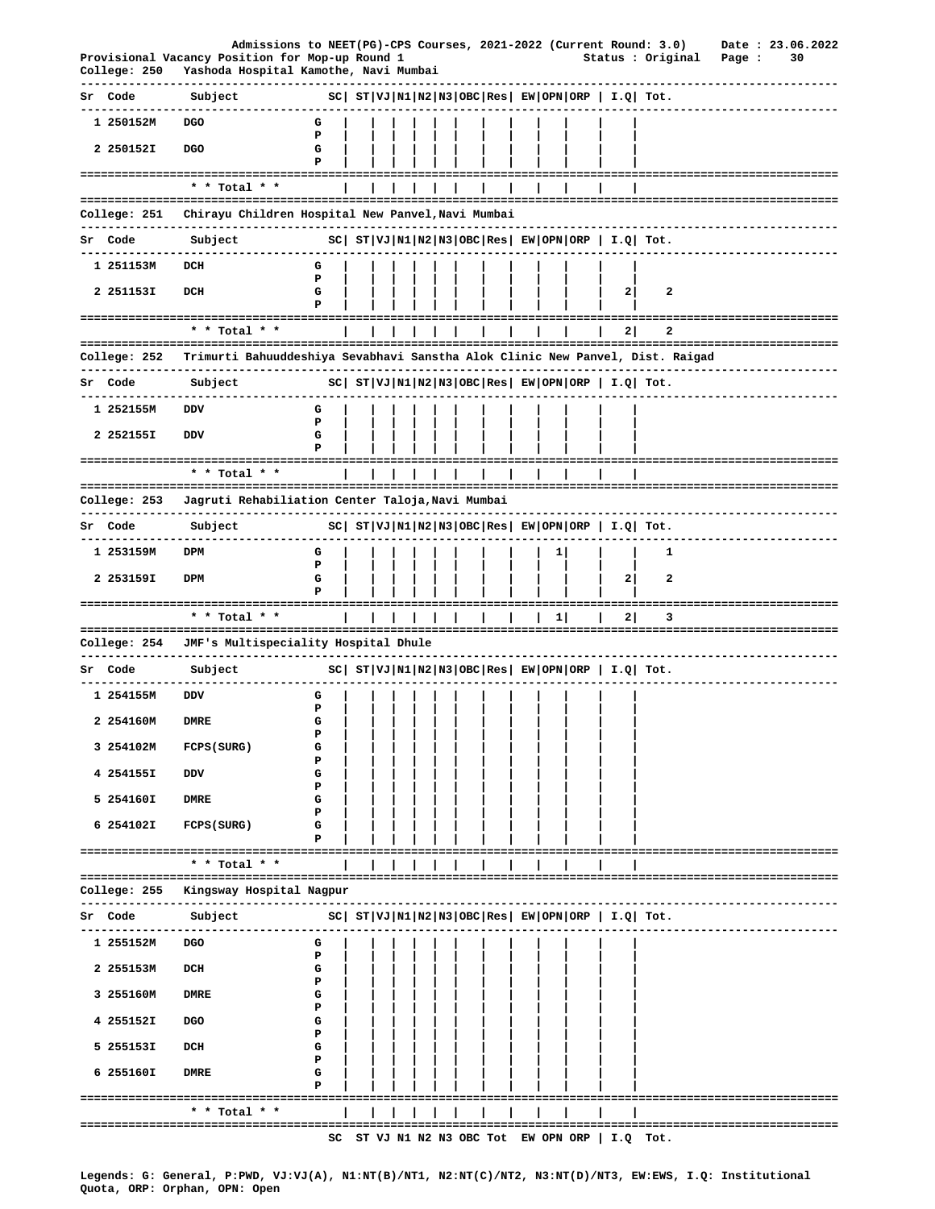Admissions to NEET(PG)-CPS Courses, 2021-2022 (Current Round: 3.0) Date : 23.06.2022

Provisional Vacancy Position for Mop-up Round 1 Status : Original

College: 250 Yashoda Hospital Kamothe, Navi Mumbai

| Sr | Code | Subject | | SC | ST | VJ | N1 | N2 | N3 | OBC | Res | EW | OPN | ORP | I.Q | Tot. |
|---|---|---|---|---|---|---|---|---|---|---|---|---|---|---|---|---|
| 1 | 250152M | DGO | G | | | | | | | | | | | | | |
| | | | P | | | | | | | | | | | | | |
| 2 | 250152I | DGO | G | | | | | | | | | | | | | |
| | | | P | | | | | | | | | | | | | |
| | | * * Total * * | | | | | | | | | | | | | | |

College: 251 Chirayu Children Hospital New Panvel,Navi Mumbai

| Sr | Code | Subject | | SC | ST | VJ | N1 | N2 | N3 | OBC | Res | EW | OPN | ORP | I.Q | Tot. |
|---|---|---|---|---|---|---|---|---|---|---|---|---|---|---|---|---|
| 1 | 251153M | DCH | G | | | | | | | | | | | | | |
| | | | P | | | | | | | | | | | | | |
| 2 | 251153I | DCH | G | | | | | | | | | | | | 2 | 2 |
| | | | P | | | | | | | | | | | | | |
| | | * * Total * * | | | | | | | | | | | | | 2 | 2 |

College: 252 Trimurti Bahuuddeshiya Sevabhavi Sanstha Alok Clinic New Panvel, Dist. Raigad

| Sr | Code | Subject | | SC | ST | VJ | N1 | N2 | N3 | OBC | Res | EW | OPN | ORP | I.Q | Tot. |
|---|---|---|---|---|---|---|---|---|---|---|---|---|---|---|---|---|
| 1 | 252155M | DDV | G | | | | | | | | | | | | | |
| | | | P | | | | | | | | | | | | | |
| 2 | 252155I | DDV | G | | | | | | | | | | | | | |
| | | | P | | | | | | | | | | | | | |
| | | * * Total * * | | | | | | | | | | | | | | |

College: 253 Jagruti Rehabiliation Center Taloja,Navi Mumbai

| Sr | Code | Subject | | SC | ST | VJ | N1 | N2 | N3 | OBC | Res | EW | OPN | ORP | I.Q | Tot. |
|---|---|---|---|---|---|---|---|---|---|---|---|---|---|---|---|---|
| 1 | 253159M | DPM | G | | | | | | | | | | 1 | | | 1 |
| | | | P | | | | | | | | | | | | | |
| 2 | 253159I | DPM | G | | | | | | | | | | | | 2 | 2 |
| | | | P | | | | | | | | | | | | | |
| | | * * Total * * | | | | | | | | | | | 1 | | 2 | 3 |

College: 254 JMF's Multispeciality Hospital Dhule

| Sr | Code | Subject | | SC | ST | VJ | N1 | N2 | N3 | OBC | Res | EW | OPN | ORP | I.Q | Tot. |
|---|---|---|---|---|---|---|---|---|---|---|---|---|---|---|---|---|
| 1 | 254155M | DDV | G | | | | | | | | | | | | | |
| | | | P | | | | | | | | | | | | | |
| 2 | 254160M | DMRE | G | | | | | | | | | | | | | |
| | | | P | | | | | | | | | | | | | |
| 3 | 254102M | FCPS(SURG) | G | | | | | | | | | | | | | |
| | | | P | | | | | | | | | | | | | |
| 4 | 254155I | DDV | G | | | | | | | | | | | | | |
| | | | P | | | | | | | | | | | | | |
| 5 | 254160I | DMRE | G | | | | | | | | | | | | | |
| | | | P | | | | | | | | | | | | | |
| 6 | 254102I | FCPS(SURG) | G | | | | | | | | | | | | | |
| | | | P | | | | | | | | | | | | | |
| | | * * Total * * | | | | | | | | | | | | | | |

College: 255 Kingsway Hospital Nagpur

| Sr | Code | Subject | | SC | ST | VJ | N1 | N2 | N3 | OBC | Res | EW | OPN | ORP | I.Q | Tot. |
|---|---|---|---|---|---|---|---|---|---|---|---|---|---|---|---|---|
| 1 | 255152M | DGO | G | | | | | | | | | | | | | |
| | | | P | | | | | | | | | | | | | |
| 2 | 255153M | DCH | G | | | | | | | | | | | | | |
| | | | P | | | | | | | | | | | | | |
| 3 | 255160M | DMRE | G | | | | | | | | | | | | | |
| | | | P | | | | | | | | | | | | | |
| 4 | 255152I | DGO | G | | | | | | | | | | | | | |
| | | | P | | | | | | | | | | | | | |
| 5 | 255153I | DCH | G | | | | | | | | | | | | | |
| | | | P | | | | | | | | | | | | | |
| 6 | 255160I | DMRE | G | | | | | | | | | | | | | |
| | | | P | | | | | | | | | | | | | |
| | | * * Total * * | | | | | | | | | | | | | | |

SC ST VJ N1 N2 N3 OBC Tot EW OPN ORP | I.Q Tot.

Legends: G: General, P:PWD, VJ:VJ(A), N1:NT(B)/NT1, N2:NT(C)/NT2, N3:NT(D)/NT3, EW:EWS, I.Q: Institutional Quota, ORP: Orphan, OPN: Open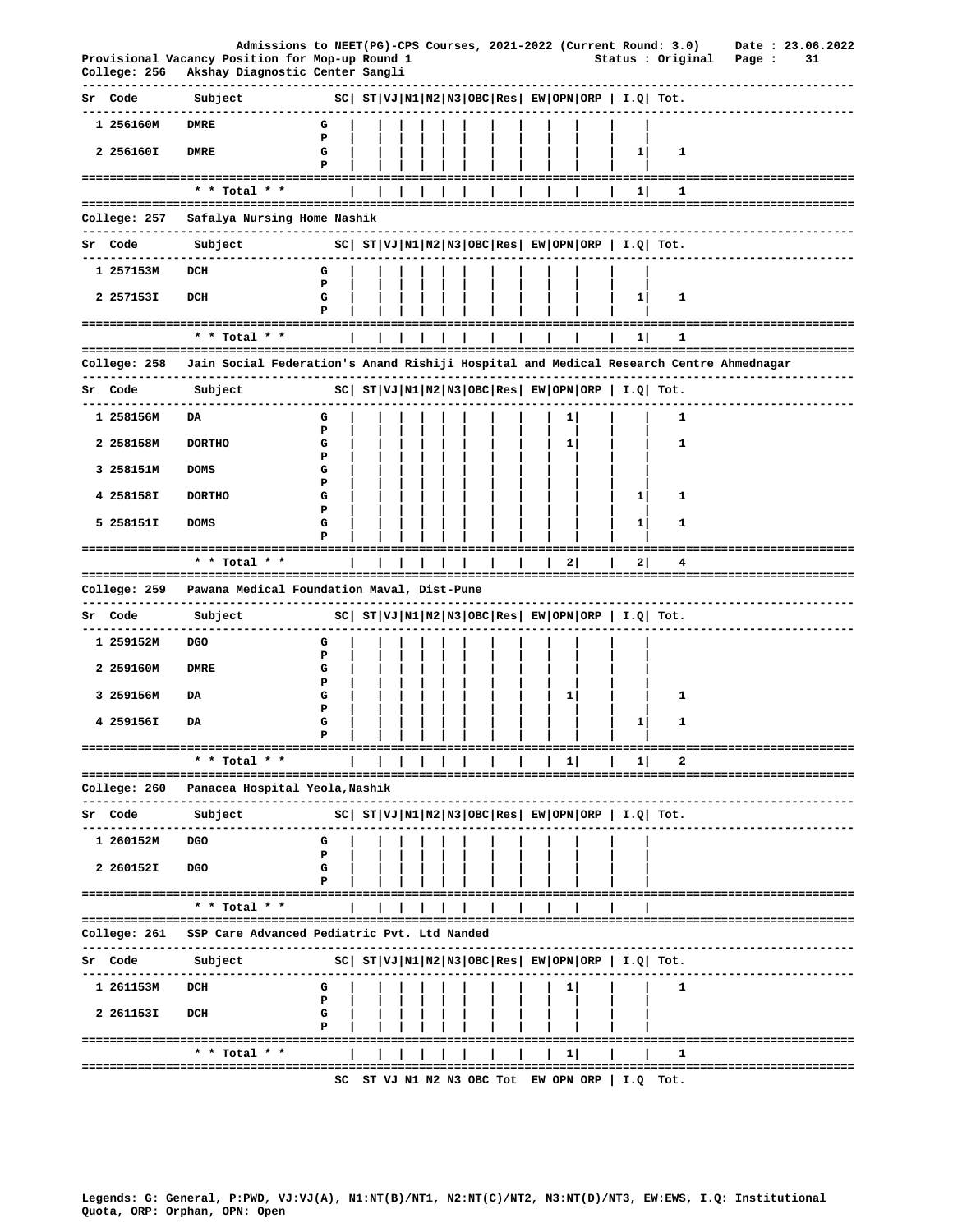Admissions to NEET(PG)-CPS Courses, 2021-2022 (Current Round: 3.0) Date : 23.06.2022

Provisional Vacancy Position for Mop-up Round 1 Status : Original

College: 256 Akshay Diagnostic Center Sangli

| Sr | Code | Subject | | SC | ST | VJ | N1 | N2 | N3 | OBC | Res | EW | OPN | ORP | I.Q | Tot. |
|---|---|---|---|---|---|---|---|---|---|---|---|---|---|---|---|---|
| 1 | 256160M | DMRE | G | | | | | | | | | | | | | |
| | | | P | | | | | | | | | | | | | |
| 2 | 256160I | DMRE | G | | | | | | | | | | | | 1 | 1 |
| | | | P | | | | | | | | | | | | | |
| | | * * Total * * | | | | | | | | | | | | | 1 | 1 |

College: 257 Safalya Nursing Home Nashik

| Sr | Code | Subject | | SC | ST | VJ | N1 | N2 | N3 | OBC | Res | EW | OPN | ORP | I.Q | Tot. |
|---|---|---|---|---|---|---|---|---|---|---|---|---|---|---|---|---|
| 1 | 257153M | DCH | G | | | | | | | | | | | | | |
| | | | P | | | | | | | | | | | | | |
| 2 | 257153I | DCH | G | | | | | | | | | | | | 1 | 1 |
| | | | P | | | | | | | | | | | | | |
| | | * * Total * * | | | | | | | | | | | | | 1 | 1 |

College: 258 Jain Social Federation's Anand Rishiji Hospital and Medical Research Centre Ahmednagar

| Sr | Code | Subject | | SC | ST | VJ | N1 | N2 | N3 | OBC | Res | EW | OPN | ORP | I.Q | Tot. |
|---|---|---|---|---|---|---|---|---|---|---|---|---|---|---|---|---|
| 1 | 258156M | DA | G | | | | | | | | | | 1 | | | 1 |
| | | | P | | | | | | | | | | | | | |
| 2 | 258158M | DORTHO | G | | | | | | | | | | 1 | | | 1 |
| | | | P | | | | | | | | | | | | | |
| 3 | 258151M | DOMS | G | | | | | | | | | | | | | |
| | | | P | | | | | | | | | | | | | |
| 4 | 258158I | DORTHO | G | | | | | | | | | | | | 1 | 1 |
| | | | P | | | | | | | | | | | | | |
| 5 | 258151I | DOMS | G | | | | | | | | | | | | 1 | 1 |
| | | | P | | | | | | | | | | | | | |
| | | * * Total * * | | | | | | | | | | | 2 | | 2 | 4 |

College: 259 Pawana Medical Foundation Maval, Dist-Pune

| Sr | Code | Subject | | SC | ST | VJ | N1 | N2 | N3 | OBC | Res | EW | OPN | ORP | I.Q | Tot. |
|---|---|---|---|---|---|---|---|---|---|---|---|---|---|---|---|---|
| 1 | 259152M | DGO | G | | | | | | | | | | | | | |
| | | | P | | | | | | | | | | | | | |
| 2 | 259160M | DMRE | G | | | | | | | | | | | | | |
| | | | P | | | | | | | | | | | | | |
| 3 | 259156M | DA | G | | | | | | | | | | 1 | | | 1 |
| | | | P | | | | | | | | | | | | | |
| 4 | 259156I | DA | G | | | | | | | | | | | | 1 | 1 |
| | | | P | | | | | | | | | | | | | |
| | | * * Total * * | | | | | | | | | | | 1 | | 1 | 2 |

College: 260 Panacea Hospital Yeola,Nashik

| Sr | Code | Subject | | SC | ST | VJ | N1 | N2 | N3 | OBC | Res | EW | OPN | ORP | I.Q | Tot. |
|---|---|---|---|---|---|---|---|---|---|---|---|---|---|---|---|---|
| 1 | 260152M | DGO | G | | | | | | | | | | | | | |
| | | | P | | | | | | | | | | | | | |
| 2 | 260152I | DGO | G | | | | | | | | | | | | | |
| | | | P | | | | | | | | | | | | | |
| | | * * Total * * | | | | | | | | | | | | | | |

College: 261 SSP Care Advanced Pediatric Pvt. Ltd Nanded

| Sr | Code | Subject | | SC | ST | VJ | N1 | N2 | N3 | OBC | Res | EW | OPN | ORP | I.Q | Tot. |
|---|---|---|---|---|---|---|---|---|---|---|---|---|---|---|---|---|
| 1 | 261153M | DCH | G | | | | | | | | | | 1 | | | 1 |
| | | | P | | | | | | | | | | | | | |
| 2 | 261153I | DCH | G | | | | | | | | | | | | | |
| | | | P | | | | | | | | | | | | | |
| | | * * Total * * | | | | | | | | | | | 1 | | | 1 |

SC ST VJ N1 N2 N3 OBC Tot EW OPN ORP | I.Q Tot.

Legends: G: General, P:PWD, VJ:VJ(A), N1:NT(B)/NT1, N2:NT(C)/NT2, N3:NT(D)/NT3, EW:EWS, I.Q: Institutional Quota, ORP: Orphan, OPN: Open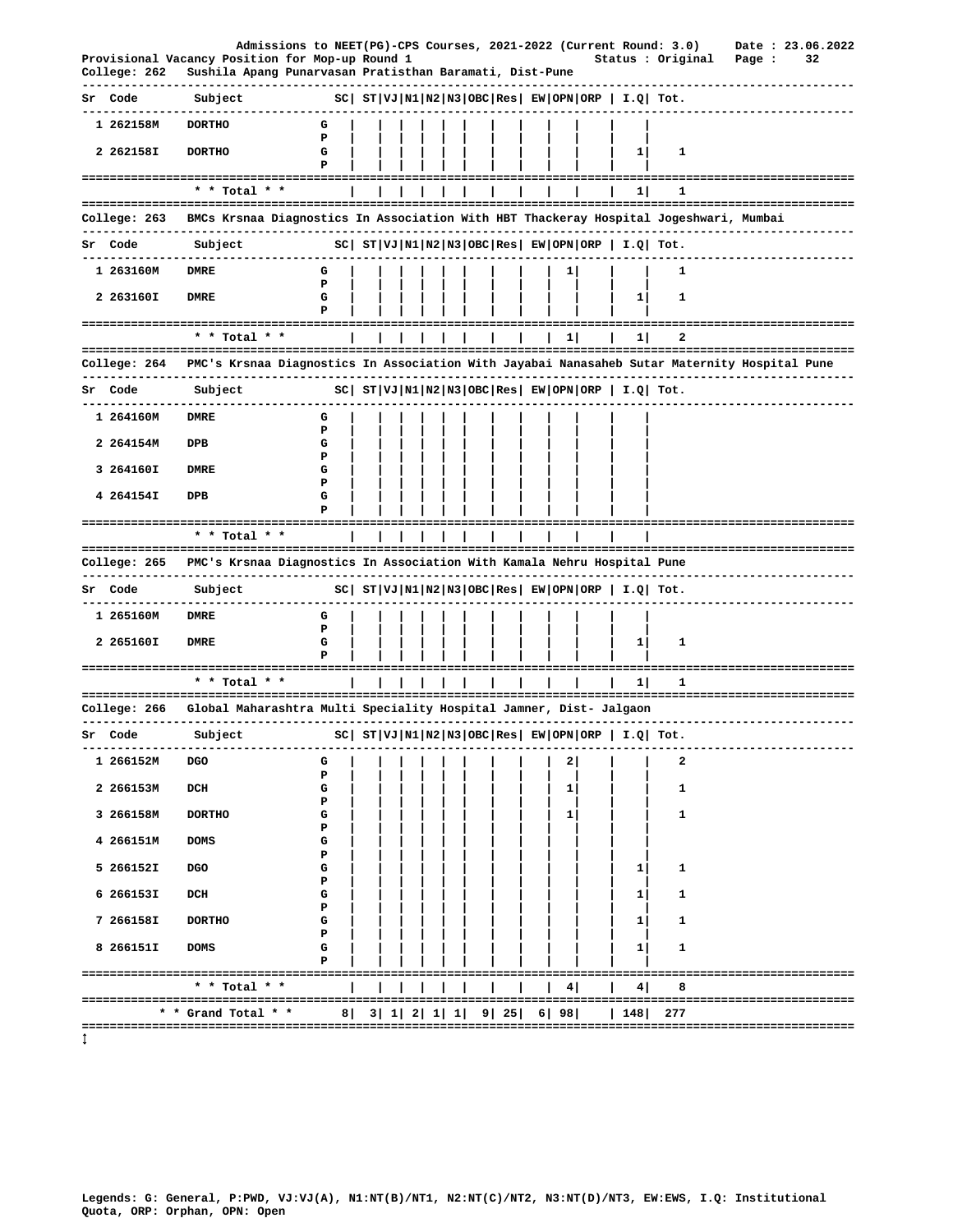Admissions to NEET(PG)-CPS Courses, 2021-2022 (Current Round: 3.0) Date : 23.06.2022

Provisional Vacancy Position for Mop-up Round 1 Status : Original

**College: 262 Sushila Apang Punarvasan Pratisthan Baramati, Dist-Pune**

| Sr | Code | Subject | | SC | ST | VJ | N1 | N2 | N3 | OBC | Res | EW | OPN | ORP | I.Q | Tot. |
|---|---|---|---|---|---|---|---|---|---|---|---|---|---|---|---|---|
| 1 | 262158M | DORTHO | G | | | | | | | | | | | | | |
| | | | P | | | | | | | | | | | | | |
| 2 | 262158I | DORTHO | G | | | | | | | | | | | | 1 | 1 |
| | | | P | | | | | | | | | | | | | |
| | | * * Total * * | | | | | | | | | | | | | 1 | 1 |

**College: 263 BMCs Krsnaa Diagnostics In Association With HBT Thackeray Hospital Jogeshwari, Mumbai**

| Sr | Code | Subject | | SC | ST | VJ | N1 | N2 | N3 | OBC | Res | EW | OPN | ORP | I.Q | Tot. |
|---|---|---|---|---|---|---|---|---|---|---|---|---|---|---|---|---|
| 1 | 263160M | DMRE | G | | | | | | | | | | 1 | | | 1 |
| | | | P | | | | | | | | | | | | | |
| 2 | 263160I | DMRE | G | | | | | | | | | | | | 1 | 1 |
| | | | P | | | | | | | | | | | | | |
| | | * * Total * * | | | | | | | | | | | 1 | | 1 | 2 |

**College: 264 PMC's Krsnaa Diagnostics In Association With Jayabai Nanasaheb Sutar Maternity Hospital Pune**

| Sr | Code | Subject | | SC | ST | VJ | N1 | N2 | N3 | OBC | Res | EW | OPN | ORP | I.Q | Tot. |
|---|---|---|---|---|---|---|---|---|---|---|---|---|---|---|---|---|
| 1 | 264160M | DMRE | G | | | | | | | | | | | | | |
| | | | P | | | | | | | | | | | | | |
| 2 | 264154M | DPB | G | | | | | | | | | | | | | |
| | | | P | | | | | | | | | | | | | |
| 3 | 264160I | DMRE | G | | | | | | | | | | | | | |
| | | | P | | | | | | | | | | | | | |
| 4 | 264154I | DPB | G | | | | | | | | | | | | | |
| | | | P | | | | | | | | | | | | | |
| | | * * Total * * | | | | | | | | | | | | | | |

**College: 265 PMC's Krsnaa Diagnostics In Association With Kamala Nehru Hospital Pune**

| Sr | Code | Subject | | SC | ST | VJ | N1 | N2 | N3 | OBC | Res | EW | OPN | ORP | I.Q | Tot. |
|---|---|---|---|---|---|---|---|---|---|---|---|---|---|---|---|---|
| 1 | 265160M | DMRE | G | | | | | | | | | | | | | |
| | | | P | | | | | | | | | | | | | |
| 2 | 265160I | DMRE | G | | | | | | | | | | | | 1 | 1 |
| | | | P | | | | | | | | | | | | | |
| | | * * Total * * | | | | | | | | | | | | | 1 | 1 |

**College: 266 Global Maharashtra Multi Speciality Hospital Jamner, Dist- Jalgaon**

| Sr | Code | Subject | | SC | ST | VJ | N1 | N2 | N3 | OBC | Res | EW | OPN | ORP | I.Q | Tot. |
|---|---|---|---|---|---|---|---|---|---|---|---|---|---|---|---|---|
| 1 | 266152M | DGO | G | | | | | | | | | | 2 | | | 2 |
| | | | P | | | | | | | | | | | | | |
| 2 | 266153M | DCH | G | | | | | | | | | | 1 | | | 1 |
| | | | P | | | | | | | | | | | | | |
| 3 | 266158M | DORTHO | G | | | | | | | | | | 1 | | | 1 |
| | | | P | | | | | | | | | | | | | |
| 4 | 266151M | DOMS | G | | | | | | | | | | | | | |
| | | | P | | | | | | | | | | | | | |
| 5 | 266152I | DGO | G | | | | | | | | | | | | 1 | 1 |
| | | | P | | | | | | | | | | | | | |
| 6 | 266153I | DCH | G | | | | | | | | | | | | 1 | 1 |
| | | | P | | | | | | | | | | | | | |
| 7 | 266158I | DORTHO | G | | | | | | | | | | | | 1 | 1 |
| | | | P | | | | | | | | | | | | | |
| 8 | 266151I | DOMS | G | | | | | | | | | | | | 1 | 1 |
| | | | P | | | | | | | | | | | | | |
| | | * * Total * * | | | | | | | | | | | 4 | | 4 | 8 |
| | | * * Grand Total * * | | 8 | 3 | 1 | 2 | 1 | 1 | 9 | 25 | 6 | 98 | | 148 | 277 |

Legends: G: General, P:PWD, VJ:VJ(A), N1:NT(B)/NT1, N2:NT(C)/NT2, N3:NT(D)/NT3, EW:EWS, I.Q: Institutional Quota, ORP: Orphan, OPN: Open